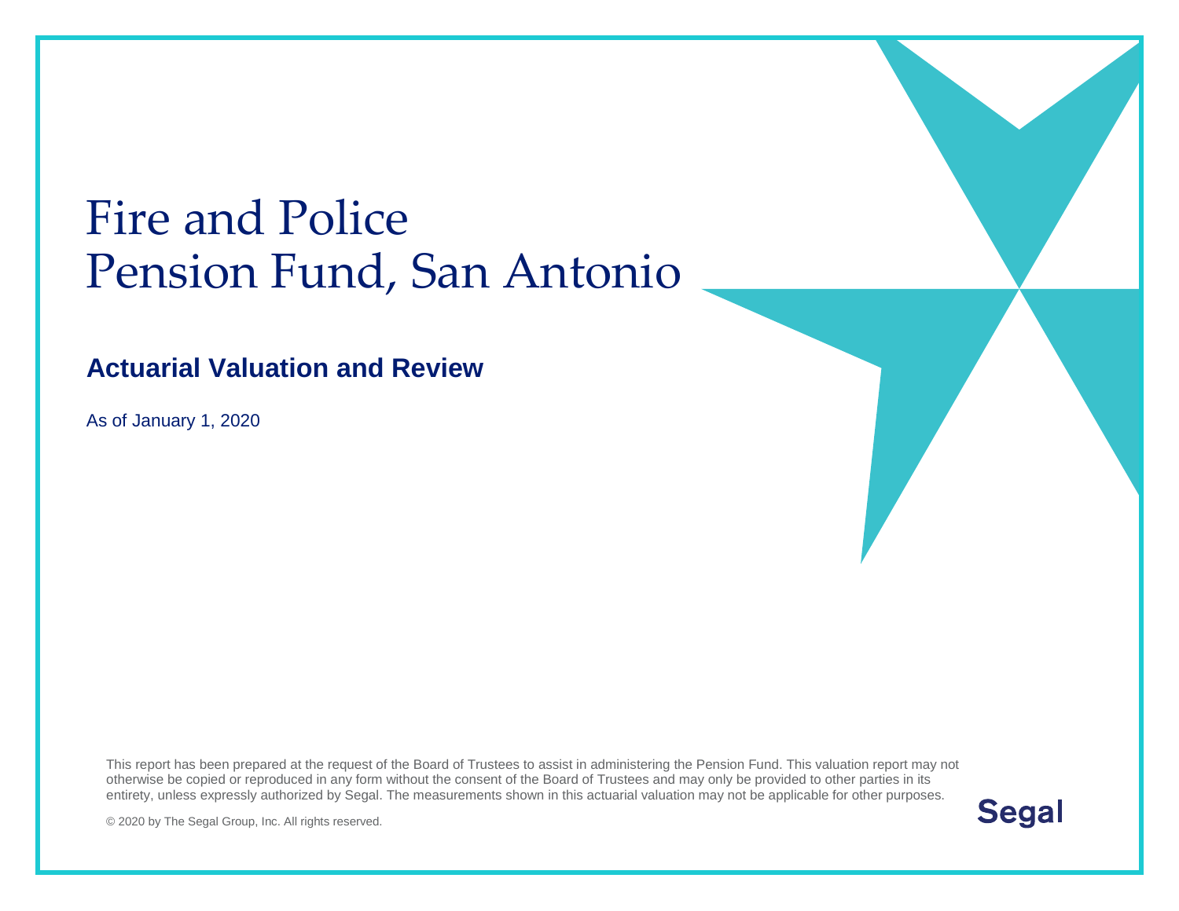# Fire and Police Pension Fund, San Antonio

## Actuarial Valuation and Review

As of January 1, 2020

This report has been prepared at the request of the Board of Trustees to assist in administering the Pension Fund. This valuation report may not otherwise be copied or reproduced in any form without the consent of the Board of Trustees and may only be provided to other parties in its entirety, unless expressly authorized by Segal. The measurements shown in this actuarial valuation may not be applicable for other purposes.

© 2020 by The Segal Group, Inc. All rights reserved.

Segal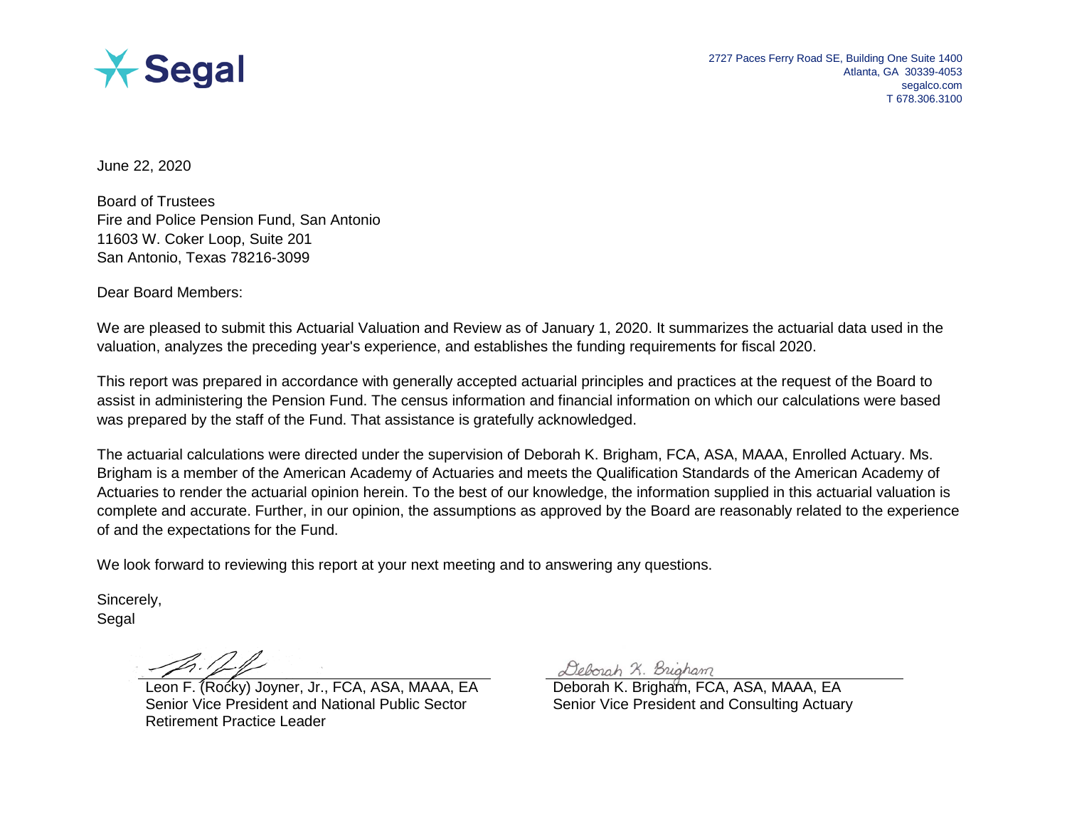Segal

2727 Paces Ferry Road SE, Building One Suite 1400
Atlanta, GA 30339-4053
segalco.com
T 678.306.3100

June 22, 2020

Board of Trustees
Fire and Police Pension Fund, San Antonio
11603 W. Coker Loop, Suite 201
San Antonio, Texas 78216-3099

Dear Board Members:

We are pleased to submit this Actuarial Valuation and Review as of January 1, 2020. It summarizes the actuarial data used in the valuation, analyzes the preceding year's experience, and establishes the funding requirements for fiscal 2020.

This report was prepared in accordance with generally accepted actuarial principles and practices at the request of the Board to assist in administering the Pension Fund. The census information and financial information on which our calculations were based was prepared by the staff of the Fund. That assistance is gratefully acknowledged.

The actuarial calculations were directed under the supervision of Deborah K. Brigham, FCA, ASA, MAAA, Enrolled Actuary. Ms. Brigham is a member of the American Academy of Actuaries and meets the Qualification Standards of the American Academy of Actuaries to render the actuarial opinion herein. To the best of our knowledge, the information supplied in this actuarial valuation is complete and accurate. Further, in our opinion, the assumptions as approved by the Board are reasonably related to the experience of and the expectations for the Fund.

We look forward to reviewing this report at your next meeting and to answering any questions.

Sincerely,
Segal

Leon F. (Rocky) Joyner, Jr., FCA, ASA, MAAA, EA
Senior Vice President and National Public Sector Retirement Practice Leader

Deborah K. Brigham, FCA, ASA, MAAA, EA
Senior Vice President and Consulting Actuary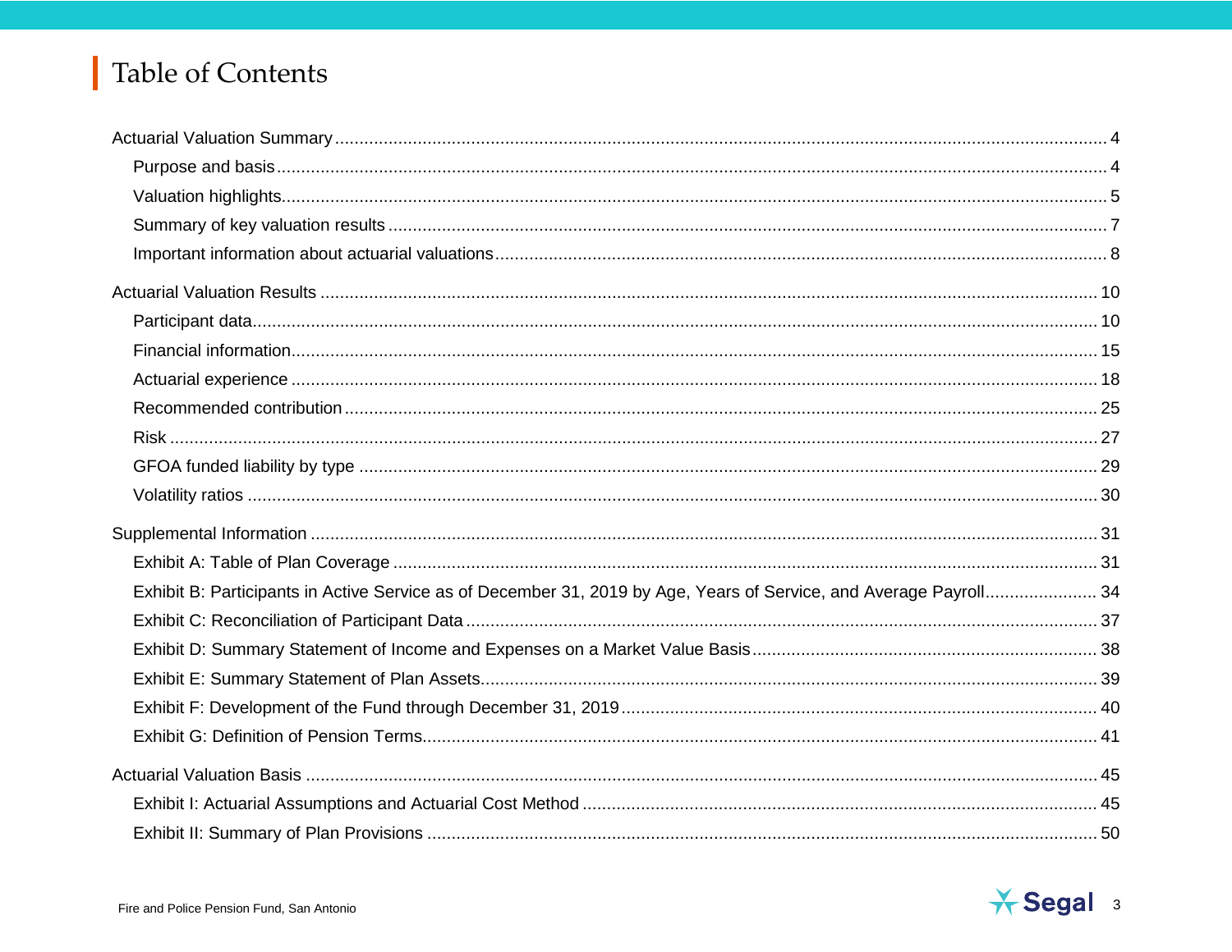# Table of Contents

Actuarial Valuation Summary ........................................................................................ 4

- Purpose and basis ........................................................................................ 4
- Valuation highlights ........................................................................................ 5
- Summary of key valuation results ........................................................................................ 7
- Important information about actuarial valuations ........................................................................................ 8

Actuarial Valuation Results ........................................................................................ 10

- Participant data ........................................................................................ 10
- Financial information ........................................................................................ 15
- Actuarial experience ........................................................................................ 18
- Recommended contribution ........................................................................................ 25
- Risk ........................................................................................ 27
- GFOA funded liability by type ........................................................................................ 29
- Volatility ratios ........................................................................................ 30

Supplemental Information ........................................................................................ 31

- Exhibit A: Table of Plan Coverage ........................................................................................ 31
- Exhibit B: Participants in Active Service as of December 31, 2019 by Age, Years of Service, and Average Payroll ........................ 34
- Exhibit C: Reconciliation of Participant Data ........................................................................................ 37
- Exhibit D: Summary Statement of Income and Expenses on a Market Value Basis ........................................ 38
- Exhibit E: Summary Statement of Plan Assets ........................................................................................ 39
- Exhibit F: Development of the Fund through December 31, 2019 ........................................................................ 40
- Exhibit G: Definition of Pension Terms ........................................................................................ 41

Actuarial Valuation Basis ........................................................................................ 45

- Exhibit I: Actuarial Assumptions and Actuarial Cost Method ........................................................................ 45
- Exhibit II: Summary of Plan Provisions ........................................................................................ 50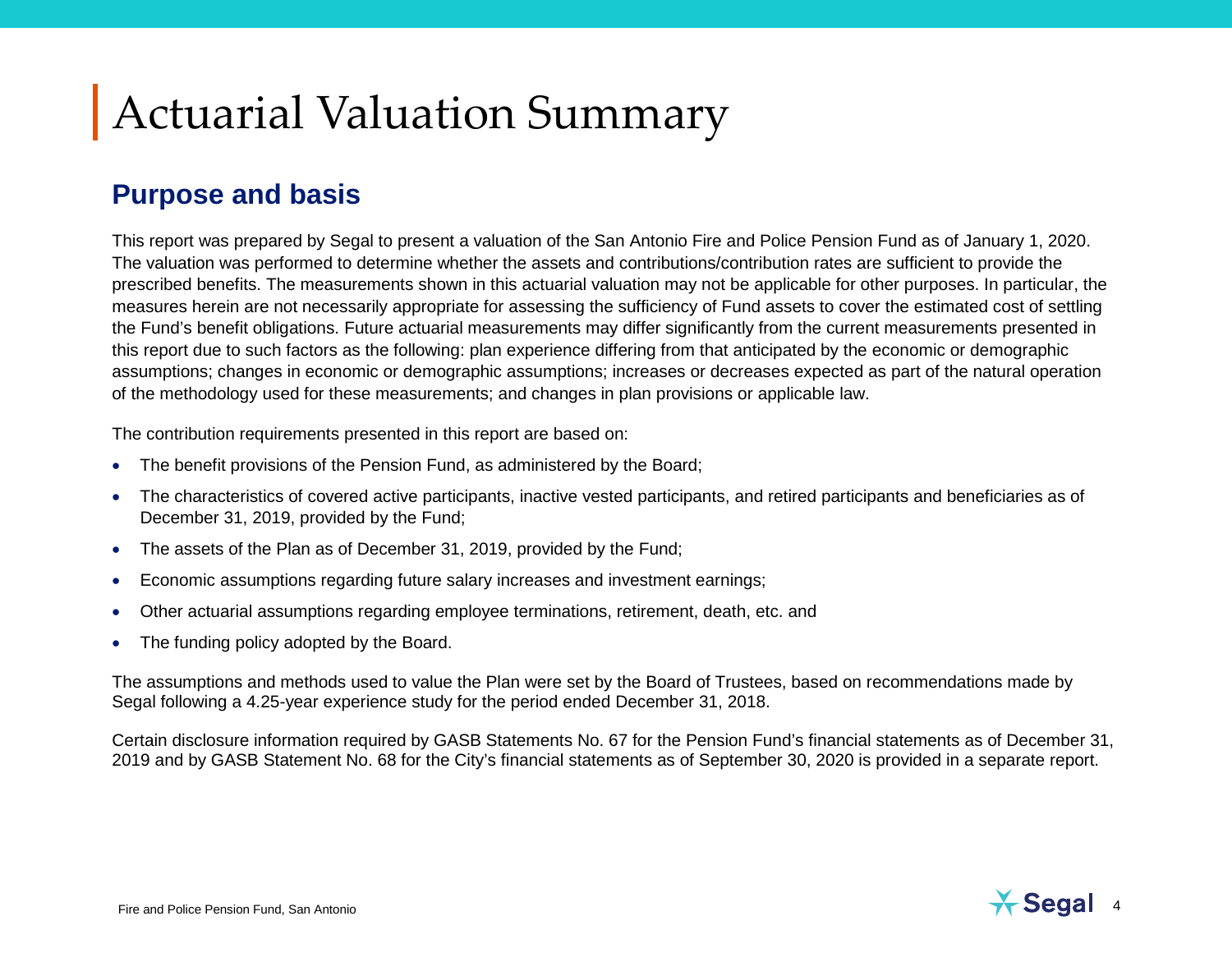# Actuarial Valuation Summary

## Purpose and basis

This report was prepared by Segal to present a valuation of the San Antonio Fire and Police Pension Fund as of January 1, 2020. The valuation was performed to determine whether the assets and contributions/contribution rates are sufficient to provide the prescribed benefits. The measurements shown in this actuarial valuation may not be applicable for other purposes. In particular, the measures herein are not necessarily appropriate for assessing the sufficiency of Fund assets to cover the estimated cost of settling the Fund's benefit obligations. Future actuarial measurements may differ significantly from the current measurements presented in this report due to such factors as the following: plan experience differing from that anticipated by the economic or demographic assumptions; changes in economic or demographic assumptions; increases or decreases expected as part of the natural operation of the methodology used for these measurements; and changes in plan provisions or applicable law.

The contribution requirements presented in this report are based on:

- The benefit provisions of the Pension Fund, as administered by the Board;
- The characteristics of covered active participants, inactive vested participants, and retired participants and beneficiaries as of December 31, 2019, provided by the Fund;
- The assets of the Plan as of December 31, 2019, provided by the Fund;
- Economic assumptions regarding future salary increases and investment earnings;
- Other actuarial assumptions regarding employee terminations, retirement, death, etc. and
- The funding policy adopted by the Board.

The assumptions and methods used to value the Plan were set by the Board of Trustees, based on recommendations made by Segal following a 4.25-year experience study for the period ended December 31, 2018.

Certain disclosure information required by GASB Statements No. 67 for the Pension Fund's financial statements as of December 31, 2019 and by GASB Statement No. 68 for the City's financial statements as of September 30, 2020 is provided in a separate report.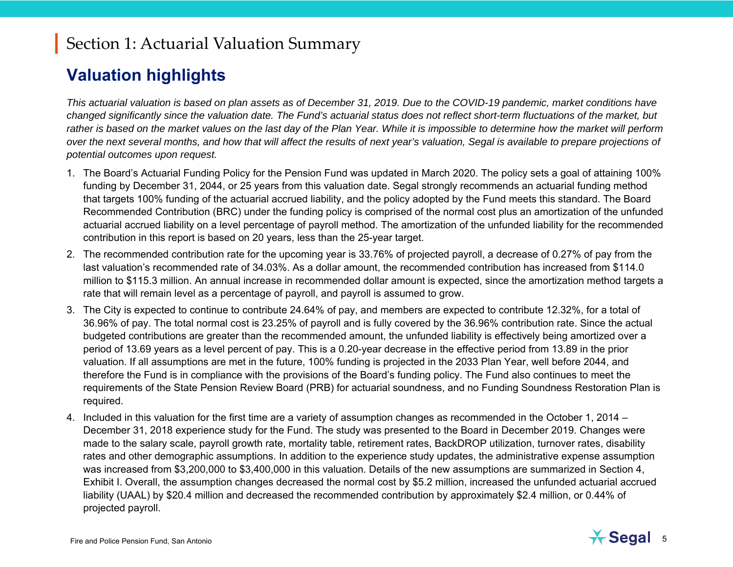# Section 1: Actuarial Valuation Summary

## Valuation highlights

*This actuarial valuation is based on plan assets as of December 31, 2019. Due to the COVID-19 pandemic, market conditions have changed significantly since the valuation date. The Fund's actuarial status does not reflect short-term fluctuations of the market, but rather is based on the market values on the last day of the Plan Year. While it is impossible to determine how the market will perform over the next several months, and how that will affect the results of next year's valuation, Segal is available to prepare projections of potential outcomes upon request.*

1. The Board's Actuarial Funding Policy for the Pension Fund was updated in March 2020. The policy sets a goal of attaining 100% funding by December 31, 2044, or 25 years from this valuation date. Segal strongly recommends an actuarial funding method that targets 100% funding of the actuarial accrued liability, and the policy adopted by the Fund meets this standard. The Board Recommended Contribution (BRC) under the funding policy is comprised of the normal cost plus an amortization of the unfunded actuarial accrued liability on a level percentage of payroll method. The amortization of the unfunded liability for the recommended contribution in this report is based on 20 years, less than the 25-year target.
2. The recommended contribution rate for the upcoming year is 33.76% of projected payroll, a decrease of 0.27% of pay from the last valuation's recommended rate of 34.03%. As a dollar amount, the recommended contribution has increased from $114.0 million to $115.3 million. An annual increase in recommended dollar amount is expected, since the amortization method targets a rate that will remain level as a percentage of payroll, and payroll is assumed to grow.
3. The City is expected to continue to contribute 24.64% of pay, and members are expected to contribute 12.32%, for a total of 36.96% of pay. The total normal cost is 23.25% of payroll and is fully covered by the 36.96% contribution rate. Since the actual budgeted contributions are greater than the recommended amount, the unfunded liability is effectively being amortized over a period of 13.69 years as a level percent of pay. This is a 0.20-year decrease in the effective period from 13.89 in the prior valuation. If all assumptions are met in the future, 100% funding is projected in the 2033 Plan Year, well before 2044, and therefore the Fund is in compliance with the provisions of the Board's funding policy. The Fund also continues to meet the requirements of the State Pension Review Board (PRB) for actuarial soundness, and no Funding Soundness Restoration Plan is required.
4. Included in this valuation for the first time are a variety of assumption changes as recommended in the October 1, 2014 – December 31, 2018 experience study for the Fund. The study was presented to the Board in December 2019. Changes were made to the salary scale, payroll growth rate, mortality table, retirement rates, BackDROP utilization, turnover rates, disability rates and other demographic assumptions. In addition to the experience study updates, the administrative expense assumption was increased from $3,200,000 to $3,400,000 in this valuation. Details of the new assumptions are summarized in Section 4, Exhibit I. Overall, the assumption changes decreased the normal cost by $5.2 million, increased the unfunded actuarial accrued liability (UAAL) by $20.4 million and decreased the recommended contribution by approximately $2.4 million, or 0.44% of projected payroll.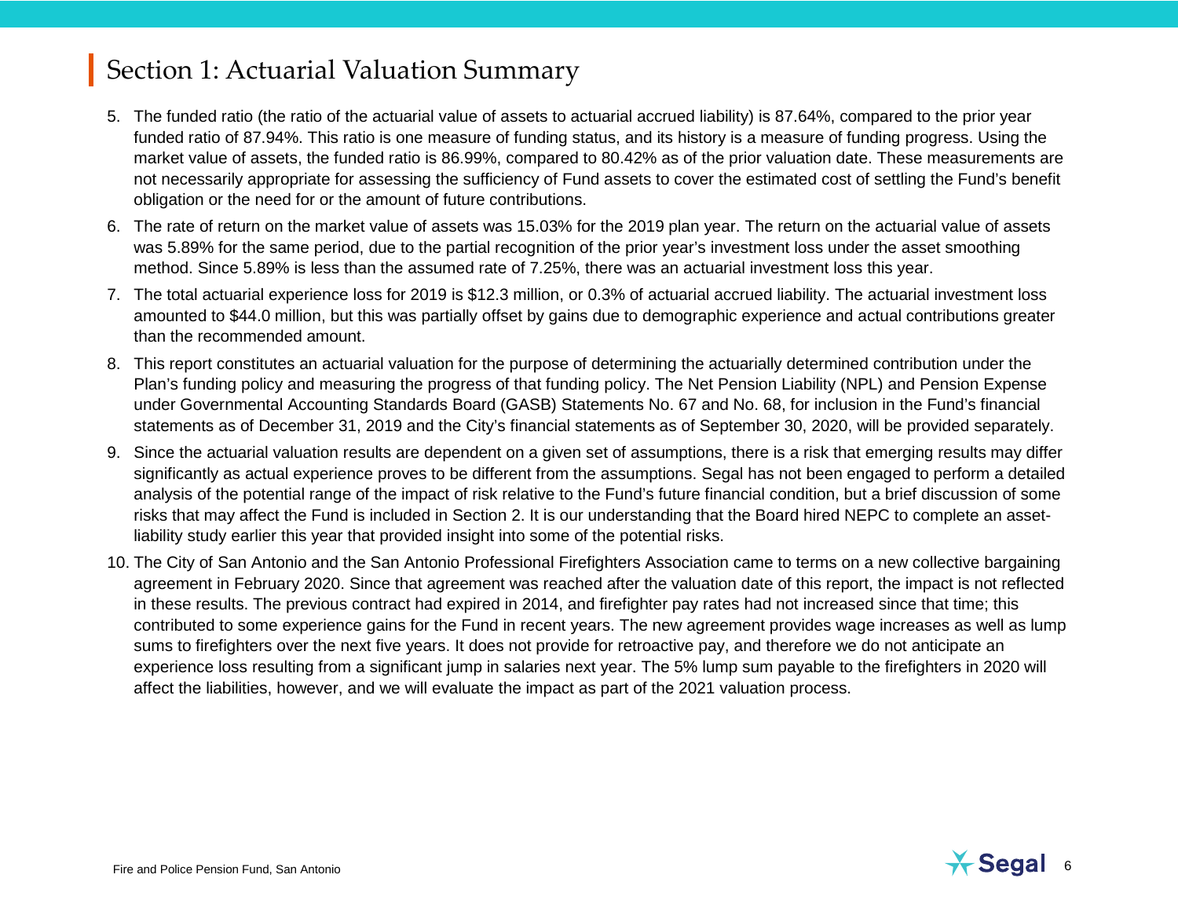# Section 1: Actuarial Valuation Summary

5. The funded ratio (the ratio of the actuarial value of assets to actuarial accrued liability) is 87.64%, compared to the prior year funded ratio of 87.94%. This ratio is one measure of funding status, and its history is a measure of funding progress. Using the market value of assets, the funded ratio is 86.99%, compared to 80.42% as of the prior valuation date. These measurements are not necessarily appropriate for assessing the sufficiency of Fund assets to cover the estimated cost of settling the Fund's benefit obligation or the need for or the amount of future contributions.
6. The rate of return on the market value of assets was 15.03% for the 2019 plan year. The return on the actuarial value of assets was 5.89% for the same period, due to the partial recognition of the prior year's investment loss under the asset smoothing method. Since 5.89% is less than the assumed rate of 7.25%, there was an actuarial investment loss this year.
7. The total actuarial experience loss for 2019 is $12.3 million, or 0.3% of actuarial accrued liability. The actuarial investment loss amounted to $44.0 million, but this was partially offset by gains due to demographic experience and actual contributions greater than the recommended amount.
8. This report constitutes an actuarial valuation for the purpose of determining the actuarially determined contribution under the Plan's funding policy and measuring the progress of that funding policy. The Net Pension Liability (NPL) and Pension Expense under Governmental Accounting Standards Board (GASB) Statements No. 67 and No. 68, for inclusion in the Fund's financial statements as of December 31, 2019 and the City's financial statements as of September 30, 2020, will be provided separately.
9. Since the actuarial valuation results are dependent on a given set of assumptions, there is a risk that emerging results may differ significantly as actual experience proves to be different from the assumptions. Segal has not been engaged to perform a detailed analysis of the potential range of the impact of risk relative to the Fund's future financial condition, but a brief discussion of some risks that may affect the Fund is included in Section 2. It is our understanding that the Board hired NEPC to complete an asset-liability study earlier this year that provided insight into some of the potential risks.
10. The City of San Antonio and the San Antonio Professional Firefighters Association came to terms on a new collective bargaining agreement in February 2020. Since that agreement was reached after the valuation date of this report, the impact is not reflected in these results. The previous contract had expired in 2014, and firefighter pay rates had not increased since that time; this contributed to some experience gains for the Fund in recent years. The new agreement provides wage increases as well as lump sums to firefighters over the next five years. It does not provide for retroactive pay, and therefore we do not anticipate an experience loss resulting from a significant jump in salaries next year. The 5% lump sum payable to the firefighters in 2020 will affect the liabilities, however, and we will evaluate the impact as part of the 2021 valuation process.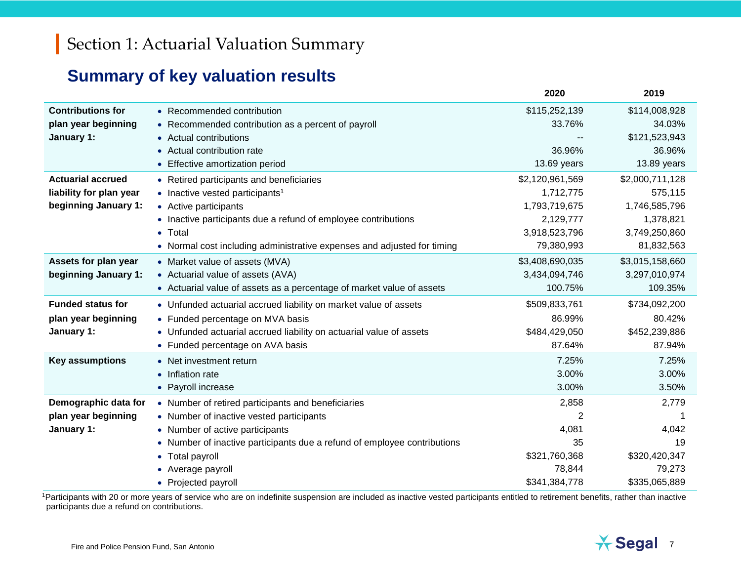# Section 1: Actuarial Valuation Summary

## Summary of key valuation results

| | | 2020 | 2019 |
|---|---|---|---|
| **Contributions for plan year beginning January 1:** | • Recommended contribution | $115,252,139 | $114,008,928 |
| | • Recommended contribution as a percent of payroll | 33.76% | 34.03% |
| | • Actual contributions | -- | $121,523,943 |
| | • Actual contribution rate | 36.96% | 36.96% |
| | • Effective amortization period | 13.69 years | 13.89 years |
| **Actuarial accrued liability for plan year beginning January 1:** | • Retired participants and beneficiaries | $2,120,961,569 | $2,000,711,128 |
| | • Inactive vested participants[1] | 1,712,775 | 575,115 |
| | • Active participants | 1,793,719,675 | 1,746,585,796 |
| | • Inactive participants due a refund of employee contributions | 2,129,777 | 1,378,821 |
| | • Total | 3,918,523,796 | 3,749,250,860 |
| | • Normal cost including administrative expenses and adjusted for timing | 79,380,993 | 81,832,563 |
| **Assets for plan year beginning January 1:** | • Market value of assets (MVA) | $3,408,690,035 | $3,015,158,660 |
| | • Actuarial value of assets (AVA) | 3,434,094,746 | 3,297,010,974 |
| | • Actuarial value of assets as a percentage of market value of assets | 100.75% | 109.35% |
| **Funded status for plan year beginning January 1:** | • Unfunded actuarial accrued liability on market value of assets | $509,833,761 | $734,092,200 |
| | • Funded percentage on MVA basis | 86.99% | 80.42% |
| | • Unfunded actuarial accrued liability on actuarial value of assets | $484,429,050 | $452,239,886 |
| | • Funded percentage on AVA basis | 87.64% | 87.94% |
| **Key assumptions** | • Net investment return | 7.25% | 7.25% |
| | • Inflation rate | 3.00% | 3.00% |
| | • Payroll increase | 3.00% | 3.50% |
| **Demographic data for plan year beginning January 1:** | • Number of retired participants and beneficiaries | 2,858 | 2,779 |
| | • Number of inactive vested participants | 2 | 1 |
| | • Number of active participants | 4,081 | 4,042 |
| | • Number of inactive participants due a refund of employee contributions | 35 | 19 |
| | • Total payroll | $321,760,368 | $320,420,347 |
| | • Average payroll | 78,844 | 79,273 |
| | • Projected payroll | $341,384,778 | $335,065,889 |

[1]Participants with 20 or more years of service who are on indefinite suspension are included as inactive vested participants entitled to retirement benefits, rather than inactive participants due a refund on contributions.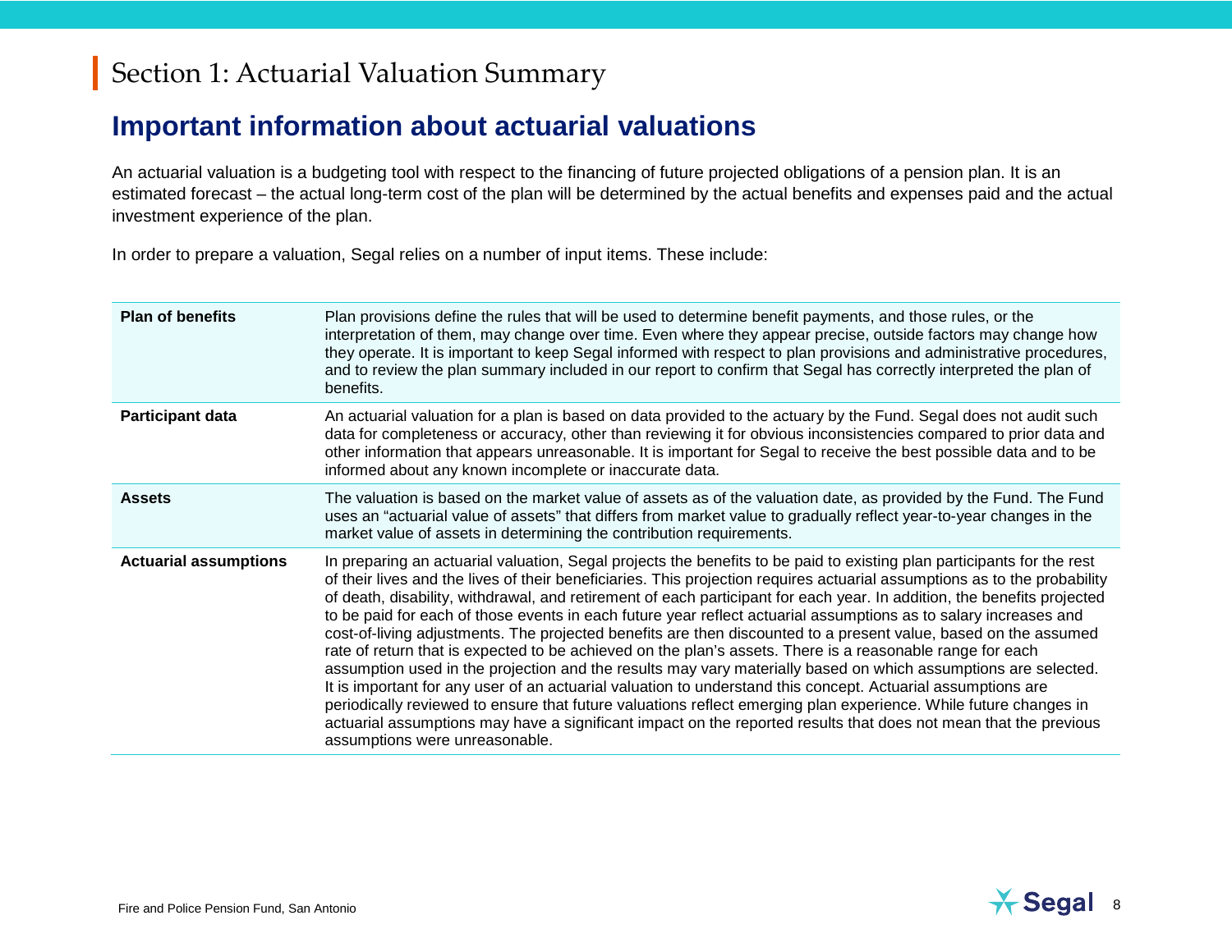# Section 1: Actuarial Valuation Summary

## Important information about actuarial valuations

An actuarial valuation is a budgeting tool with respect to the financing of future projected obligations of a pension plan. It is an estimated forecast – the actual long-term cost of the plan will be determined by the actual benefits and expenses paid and the actual investment experience of the plan.

In order to prepare a valuation, Segal relies on a number of input items. These include:

| | |
|---|---|
| **Plan of benefits** | Plan provisions define the rules that will be used to determine benefit payments, and those rules, or the interpretation of them, may change over time. Even where they appear precise, outside factors may change how they operate. It is important to keep Segal informed with respect to plan provisions and administrative procedures, and to review the plan summary included in our report to confirm that Segal has correctly interpreted the plan of benefits. |
| **Participant data** | An actuarial valuation for a plan is based on data provided to the actuary by the Fund. Segal does not audit such data for completeness or accuracy, other than reviewing it for obvious inconsistencies compared to prior data and other information that appears unreasonable. It is important for Segal to receive the best possible data and to be informed about any known incomplete or inaccurate data. |
| **Assets** | The valuation is based on the market value of assets as of the valuation date, as provided by the Fund. The Fund uses an "actuarial value of assets" that differs from market value to gradually reflect year-to-year changes in the market value of assets in determining the contribution requirements. |
| **Actuarial assumptions** | In preparing an actuarial valuation, Segal projects the benefits to be paid to existing plan participants for the rest of their lives and the lives of their beneficiaries. This projection requires actuarial assumptions as to the probability of death, disability, withdrawal, and retirement of each participant for each year. In addition, the benefits projected to be paid for each of those events in each future year reflect actuarial assumptions as to salary increases and cost-of-living adjustments. The projected benefits are then discounted to a present value, based on the assumed rate of return that is expected to be achieved on the plan's assets. There is a reasonable range for each assumption used in the projection and the results may vary materially based on which assumptions are selected. It is important for any user of an actuarial valuation to understand this concept. Actuarial assumptions are periodically reviewed to ensure that future valuations reflect emerging plan experience. While future changes in actuarial assumptions may have a significant impact on the reported results that does not mean that the previous assumptions were unreasonable. |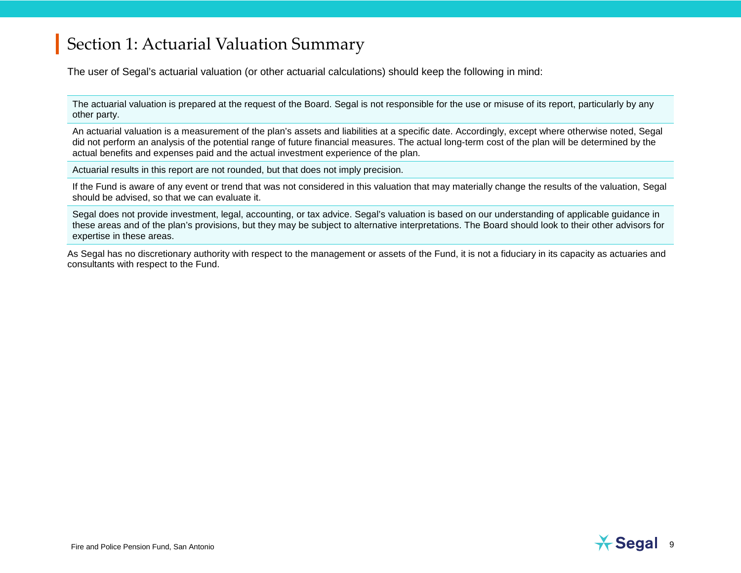# Section 1: Actuarial Valuation Summary

The user of Segal's actuarial valuation (or other actuarial calculations) should keep the following in mind:

- The actuarial valuation is prepared at the request of the Board. Segal is not responsible for the use or misuse of its report, particularly by any other party.
- An actuarial valuation is a measurement of the plan's assets and liabilities at a specific date. Accordingly, except where otherwise noted, Segal did not perform an analysis of the potential range of future financial measures. The actual long-term cost of the plan will be determined by the actual benefits and expenses paid and the actual investment experience of the plan.
- Actuarial results in this report are not rounded, but that does not imply precision.
- If the Fund is aware of any event or trend that was not considered in this valuation that may materially change the results of the valuation, Segal should be advised, so that we can evaluate it.
- Segal does not provide investment, legal, accounting, or tax advice. Segal's valuation is based on our understanding of applicable guidance in these areas and of the plan's provisions, but they may be subject to alternative interpretations. The Board should look to their other advisors for expertise in these areas.

As Segal has no discretionary authority with respect to the management or assets of the Fund, it is not a fiduciary in its capacity as actuaries and consultants with respect to the Fund.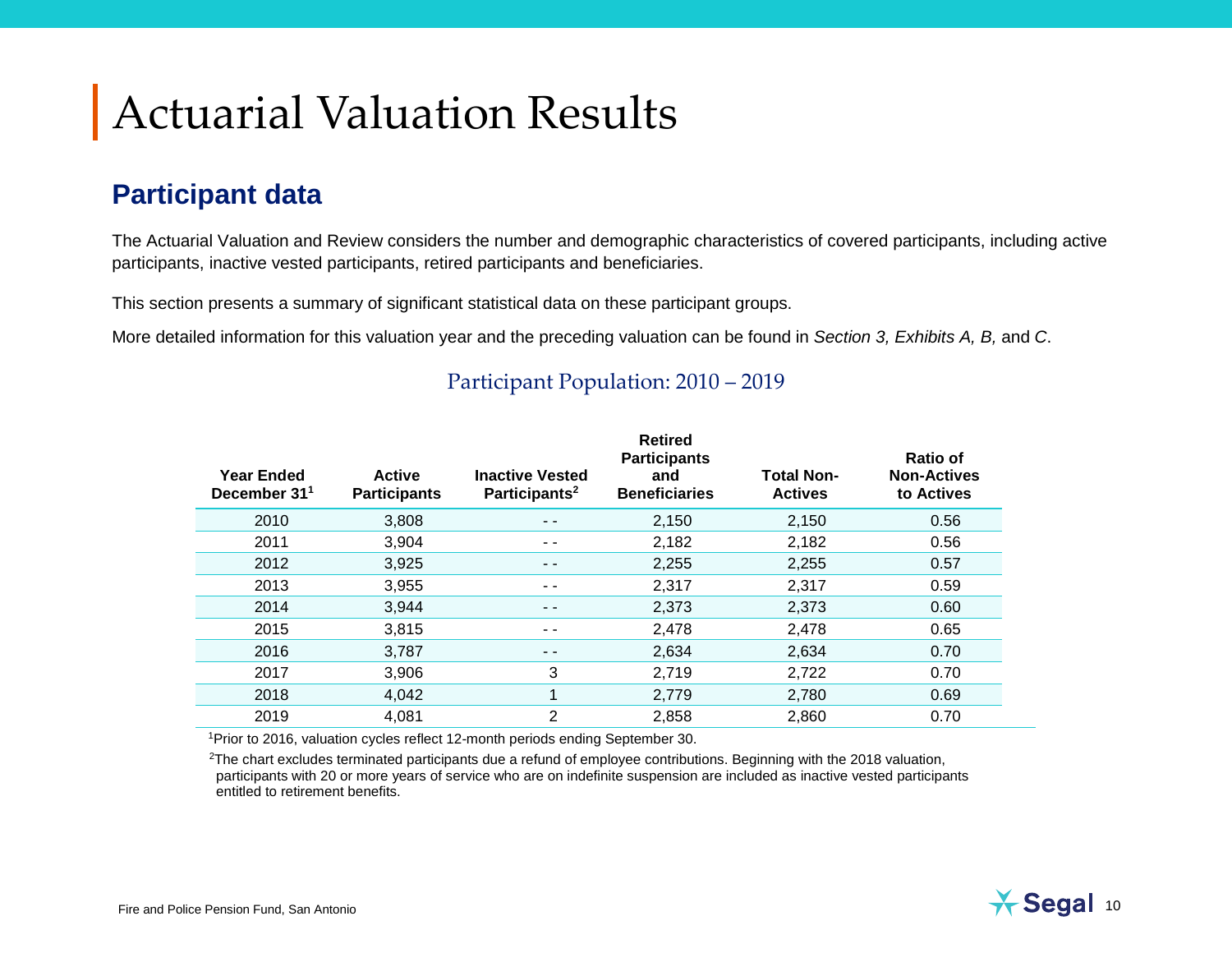# Actuarial Valuation Results

## Participant data

The Actuarial Valuation and Review considers the number and demographic characteristics of covered participants, including active participants, inactive vested participants, retired participants and beneficiaries.

This section presents a summary of significant statistical data on these participant groups.

More detailed information for this valuation year and the preceding valuation can be found in *Section 3, Exhibits A, B,* and *C*.

### Participant Population: 2010 – 2019

| Year Ended December 31[1] | Active Participants | Inactive Vested Participants[2] | Retired Participants and Beneficiaries | Total Non-Actives | Ratio of Non-Actives to Actives |
|---|---|---|---|---|---|
| 2010 | 3,808 | - - | 2,150 | 2,150 | 0.56 |
| 2011 | 3,904 | - - | 2,182 | 2,182 | 0.56 |
| 2012 | 3,925 | - - | 2,255 | 2,255 | 0.57 |
| 2013 | 3,955 | - - | 2,317 | 2,317 | 0.59 |
| 2014 | 3,944 | - - | 2,373 | 2,373 | 0.60 |
| 2015 | 3,815 | - - | 2,478 | 2,478 | 0.65 |
| 2016 | 3,787 | - - | 2,634 | 2,634 | 0.70 |
| 2017 | 3,906 | 3 | 2,719 | 2,722 | 0.70 |
| 2018 | 4,042 | 1 | 2,779 | 2,780 | 0.69 |
| 2019 | 4,081 | 2 | 2,858 | 2,860 | 0.70 |

[1]Prior to 2016, valuation cycles reflect 12-month periods ending September 30.

[2]The chart excludes terminated participants due a refund of employee contributions. Beginning with the 2018 valuation, participants with 20 or more years of service who are on indefinite suspension are included as inactive vested participants entitled to retirement benefits.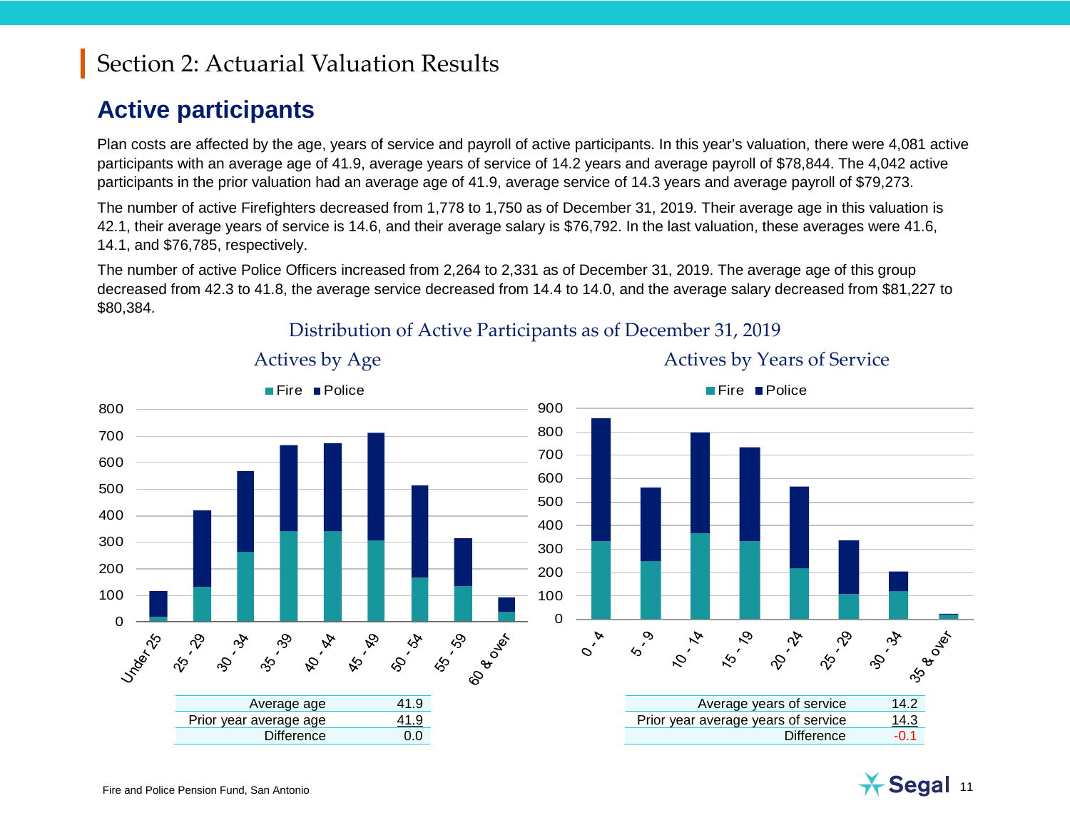# Section 2: Actuarial Valuation Results

## Active participants

Plan costs are affected by the age, years of service and payroll of active participants. In this year's valuation, there were 4,081 active participants with an average age of 41.9, average years of service of 14.2 years and average payroll of $78,844. The 4,042 active participants in the prior valuation had an average age of 41.9, average service of 14.3 years and average payroll of $79,273.

The number of active Firefighters decreased from 1,778 to 1,750 as of December 31, 2019. Their average age in this valuation is 42.1, their average years of service is 14.6, and their average salary is $76,792. In the last valuation, these averages were 41.6, 14.1, and $76,785, respectively.

The number of active Police Officers increased from 2,264 to 2,331 as of December 31, 2019. The average age of this group decreased from 42.3 to 41.8, the average service decreased from 14.4 to 14.0, and the average salary decreased from $81,227 to $80,384.

### Distribution of Active Participants as of December 31, 2019

#### Actives by Age

| Average age | 41.9 |
|---|---|
| Prior year average age | 41.9 |
| Difference | 0.0 |

#### Actives by Years of Service

| Average years of service | 14.2 |
|---|---|
| Prior year average years of service | 14.3 |
| Difference | -0.1 |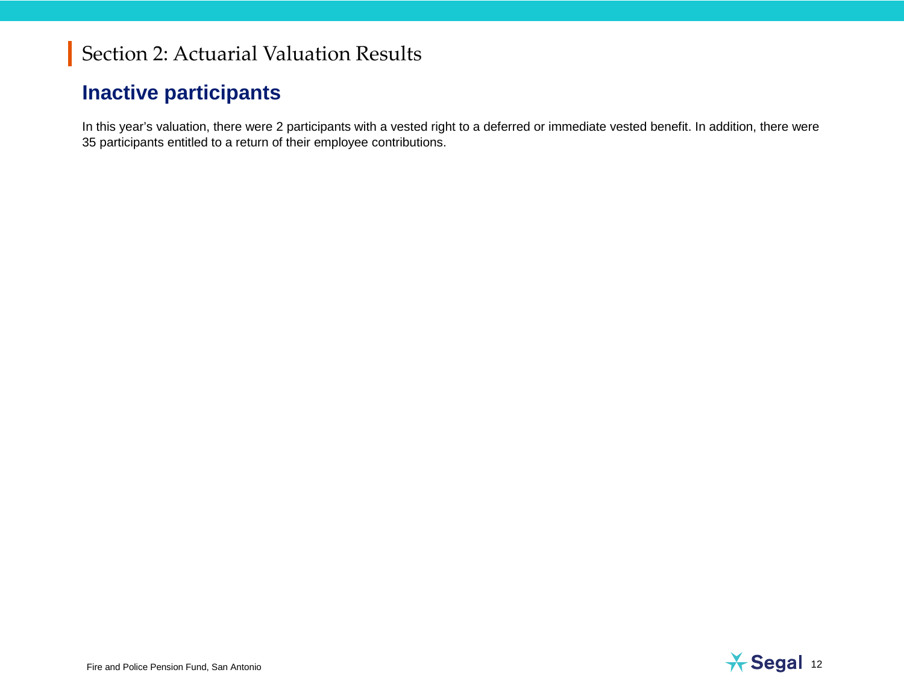# Section 2: Actuarial Valuation Results

## Inactive participants

In this year's valuation, there were 2 participants with a vested right to a deferred or immediate vested benefit. In addition, there were 35 participants entitled to a return of their employee contributions.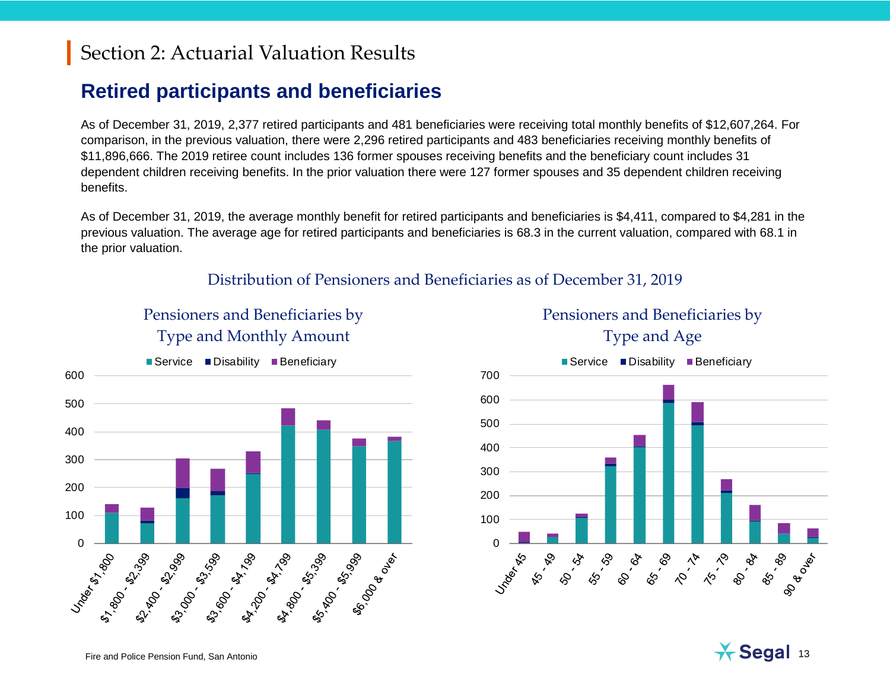# Section 2: Actuarial Valuation Results

## Retired participants and beneficiaries

As of December 31, 2019, 2,377 retired participants and 481 beneficiaries were receiving total monthly benefits of $12,607,264. For comparison, in the previous valuation, there were 2,296 retired participants and 483 beneficiaries receiving monthly benefits of $11,896,666. The 2019 retiree count includes 136 former spouses receiving benefits and the beneficiary count includes 31 dependent children receiving benefits. In the prior valuation there were 127 former spouses and 35 dependent children receiving benefits.

As of December 31, 2019, the average monthly benefit for retired participants and beneficiaries is $4,411, compared to $4,281 in the previous valuation. The average age for retired participants and beneficiaries is 68.3 in the current valuation, compared with 68.1 in the prior valuation.

### Distribution of Pensioners and Beneficiaries as of December 31, 2019

#### Pensioners and Beneficiaries by Type and Monthly Amount

Legend: Service, Disability, Beneficiary

Categories: Under $1,800; $1,800 - $2,399; $2,400 - $2,999; $3,000 - $3,599; $3,600 - $4,199; $4,200 - $4,799; $4,800 - $5,399; $5,400 - $5,999; $6,000 & over

#### Pensioners and Beneficiaries by Type and Age

Legend: Service, Disability, Beneficiary

Categories: Under 45; 45 - 49; 50 - 54; 55 - 59; 60 - 64; 65 - 69; 70 - 74; 75 - 79; 80 - 84; 85 - 89; 90 & over

Fire and Police Pension Fund, San Antonio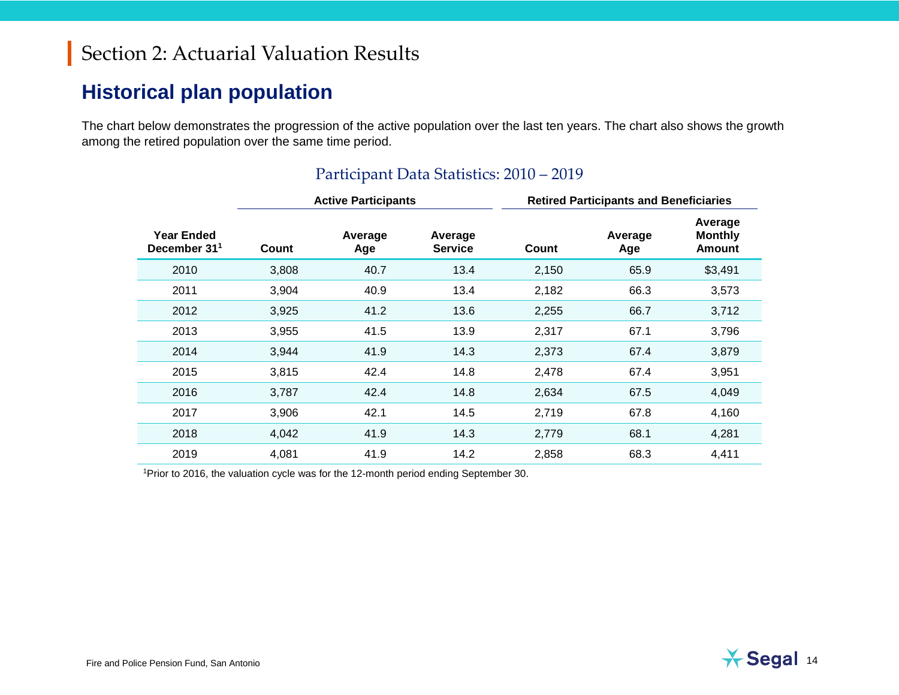# Section 2: Actuarial Valuation Results

## Historical plan population

The chart below demonstrates the progression of the active population over the last ten years. The chart also shows the growth among the retired population over the same time period.

### Participant Data Statistics: 2010 – 2019

| | Active Participants | | | Retired Participants and Beneficiaries | | |
|---|---|---|---|---|---|---|
| **Year Ended December 31**[1] | **Count** | **Average Age** | **Average Service** | **Count** | **Average Age** | **Average Monthly Amount** |
| 2010 | 3,808 | 40.7 | 13.4 | 2,150 | 65.9 | $3,491 |
| 2011 | 3,904 | 40.9 | 13.4 | 2,182 | 66.3 | 3,573 |
| 2012 | 3,925 | 41.2 | 13.6 | 2,255 | 66.7 | 3,712 |
| 2013 | 3,955 | 41.5 | 13.9 | 2,317 | 67.1 | 3,796 |
| 2014 | 3,944 | 41.9 | 14.3 | 2,373 | 67.4 | 3,879 |
| 2015 | 3,815 | 42.4 | 14.8 | 2,478 | 67.4 | 3,951 |
| 2016 | 3,787 | 42.4 | 14.8 | 2,634 | 67.5 | 4,049 |
| 2017 | 3,906 | 42.1 | 14.5 | 2,719 | 67.8 | 4,160 |
| 2018 | 4,042 | 41.9 | 14.3 | 2,779 | 68.1 | 4,281 |
| 2019 | 4,081 | 41.9 | 14.2 | 2,858 | 68.3 | 4,411 |

[1]Prior to 2016, the valuation cycle was for the 12-month period ending September 30.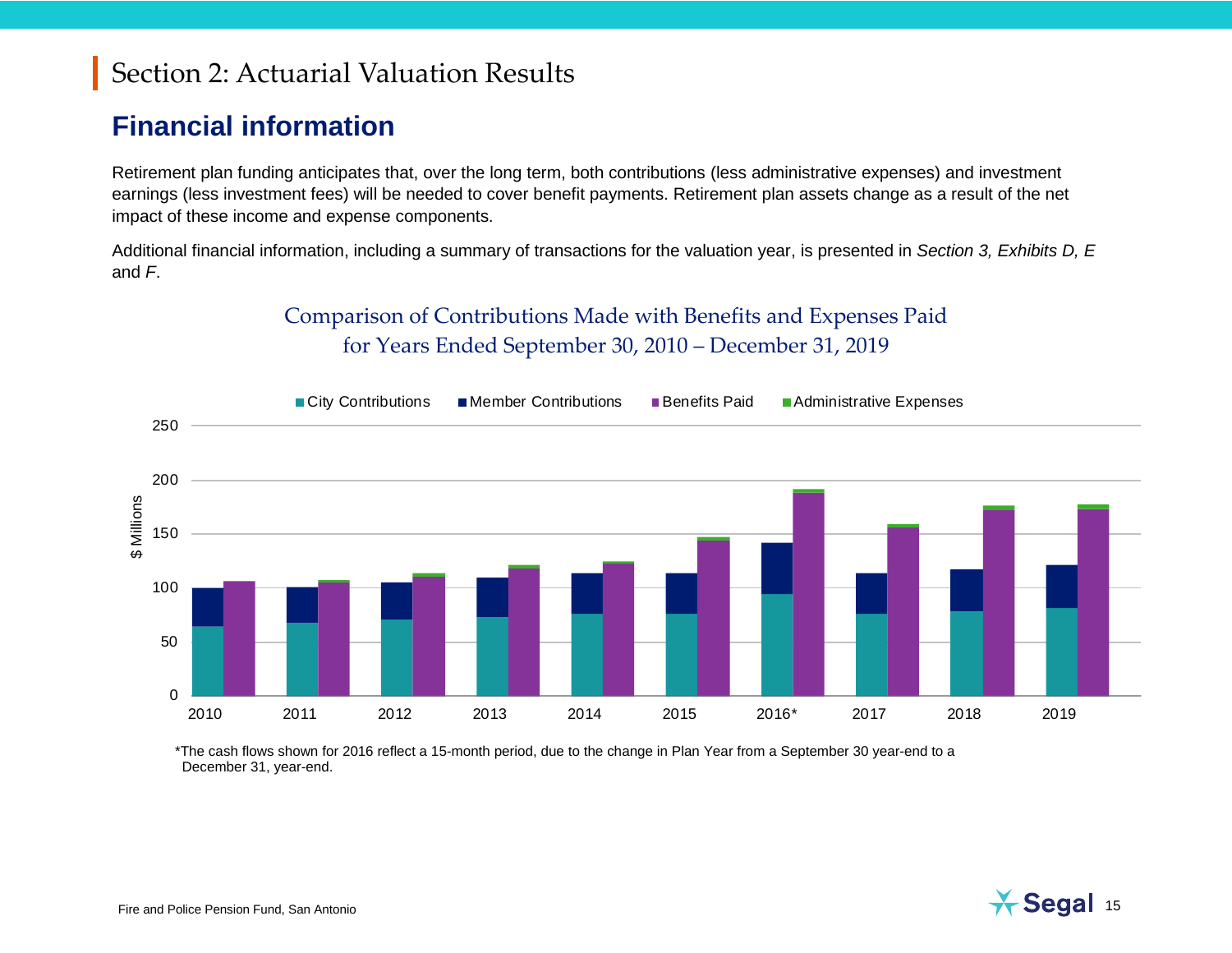# Section 2: Actuarial Valuation Results

## Financial information

Retirement plan funding anticipates that, over the long term, both contributions (less administrative expenses) and investment earnings (less investment fees) will be needed to cover benefit payments. Retirement plan assets change as a result of the net impact of these income and expense components.

Additional financial information, including a summary of transactions for the valuation year, is presented in *Section 3, Exhibits D, E* and *F*.

### Comparison of Contributions Made with Benefits and Expenses Paid for Years Ended September 30, 2010 – December 31, 2019

City Contributions | Member Contributions | Benefits Paid | Administrative Expenses

$ Millions

250
200
150
100
50
0

2010 2011 2012 2013 2014 2015 2016* 2017 2018 2019

*The cash flows shown for 2016 reflect a 15-month period, due to the change in Plan Year from a September 30 year-end to a December 31, year-end.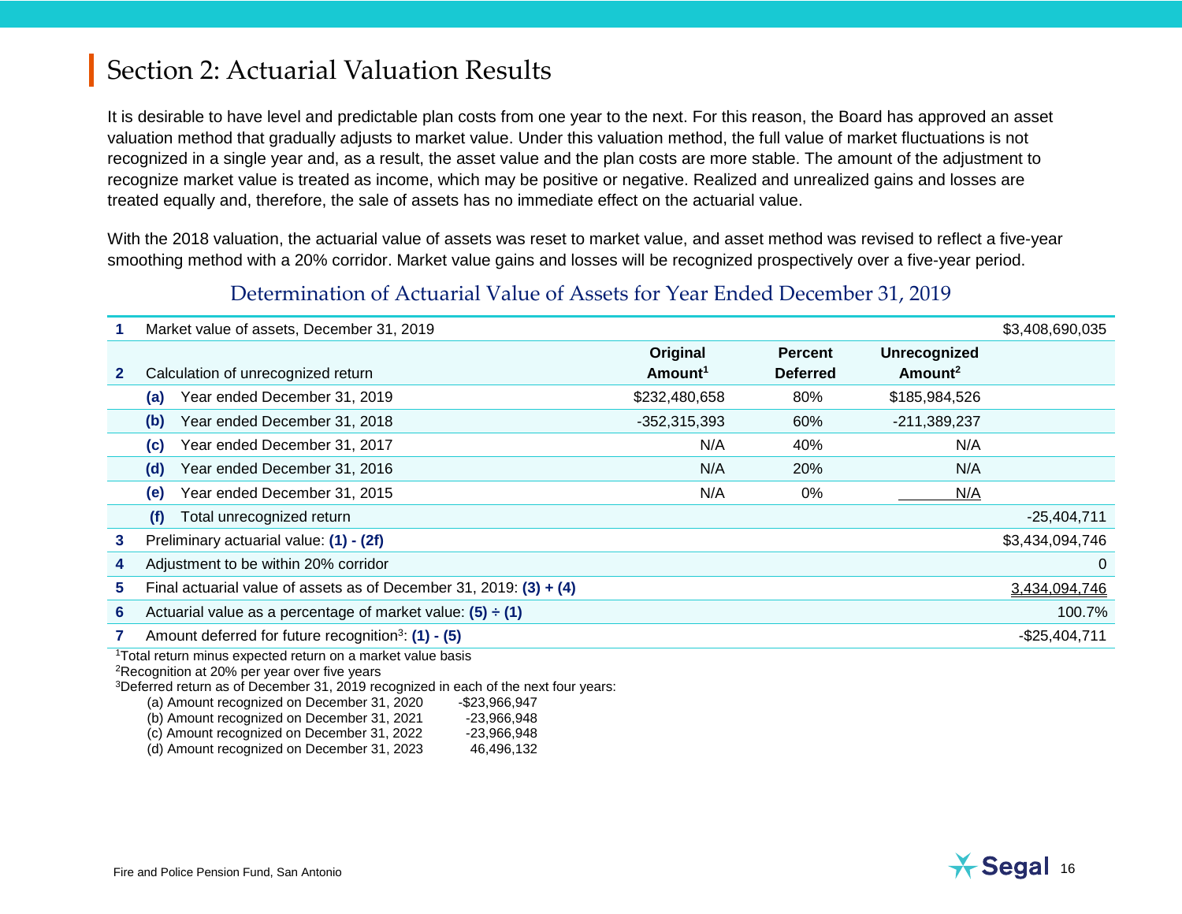# Section 2: Actuarial Valuation Results

It is desirable to have level and predictable plan costs from one year to the next. For this reason, the Board has approved an asset valuation method that gradually adjusts to market value. Under this valuation method, the full value of market fluctuations is not recognized in a single year and, as a result, the asset value and the plan costs are more stable. The amount of the adjustment to recognize market value is treated as income, which may be positive or negative. Realized and unrealized gains and losses are treated equally and, therefore, the sale of assets has no immediate effect on the actuarial value.

With the 2018 valuation, the actuarial value of assets was reset to market value, and asset method was revised to reflect a five-year smoothing method with a 20% corridor. Market value gains and losses will be recognized prospectively over a five-year period.

## Determination of Actuarial Value of Assets for Year Ended December 31, 2019

| | | Original Amount[1] | Percent Deferred | Unrecognized Amount[2] | |
|---|---|---|---|---|---|
| **1** | Market value of assets, December 31, 2019 | | | | $3,408,690,035 |
| **2** | Calculation of unrecognized return | | | | |
| | **(a)** Year ended December 31, 2019 | $232,480,658 | 80% | $185,984,526 | |
| | **(b)** Year ended December 31, 2018 | -352,315,393 | 60% | -211,389,237 | |
| | **(c)** Year ended December 31, 2017 | N/A | 40% | N/A | |
| | **(d)** Year ended December 31, 2016 | N/A | 20% | N/A | |
| | **(e)** Year ended December 31, 2015 | N/A | 0% | N/A | |
| | **(f)** Total unrecognized return | | | | -25,404,711 |
| **3** | Preliminary actuarial value: **(1) - (2f)** | | | | $3,434,094,746 |
| **4** | Adjustment to be within 20% corridor | | | | 0 |
| **5** | Final actuarial value of assets as of December 31, 2019: **(3) + (4)** | | | | 3,434,094,746 |
| **6** | Actuarial value as a percentage of market value: **(5) ÷ (1)** | | | | 100.7% |
| **7** | Amount deferred for future recognition[3]: **(1) - (5)** | | | | -$25,404,711 |

[1]Total return minus expected return on a market value basis

[2]Recognition at 20% per year over five years

[3]Deferred return as of December 31, 2019 recognized in each of the next four years:

| | |
|---|---|
| (a) Amount recognized on December 31, 2020 | -$23,966,947 |
| (b) Amount recognized on December 31, 2021 | -23,966,948 |
| (c) Amount recognized on December 31, 2022 | -23,966,948 |
| (d) Amount recognized on December 31, 2023 | 46,496,132 |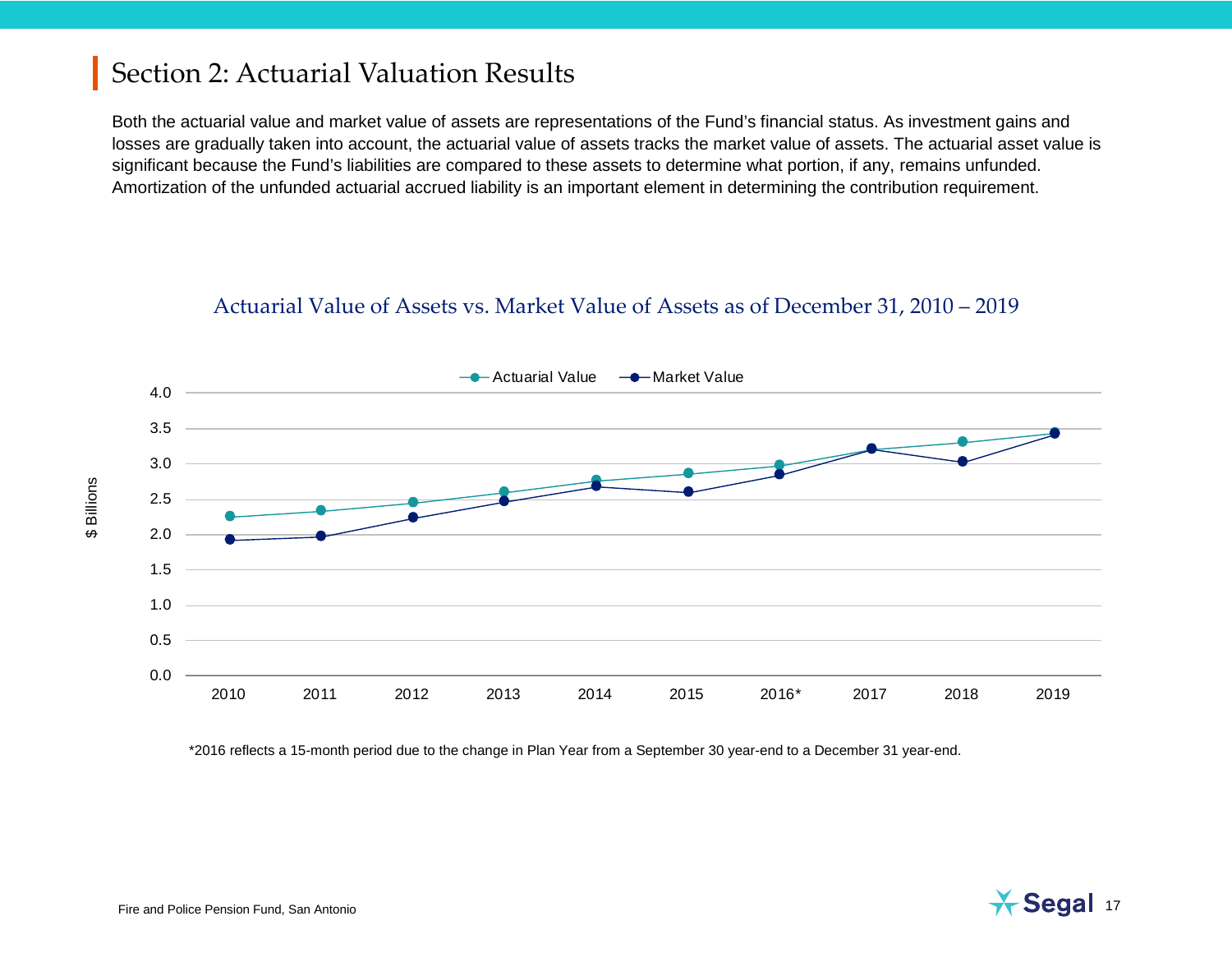## Section 2: Actuarial Valuation Results

Both the actuarial value and market value of assets are representations of the Fund's financial status. As investment gains and losses are gradually taken into account, the actuarial value of assets tracks the market value of assets. The actuarial asset value is significant because the Fund's liabilities are compared to these assets to determine what portion, if any, remains unfunded. Amortization of the unfunded actuarial accrued liability is an important element in determining the contribution requirement.

### Actuarial Value of Assets vs. Market Value of Assets as of December 31, 2010 – 2019

*2016 reflects a 15-month period due to the change in Plan Year from a September 30 year-end to a December 31 year-end.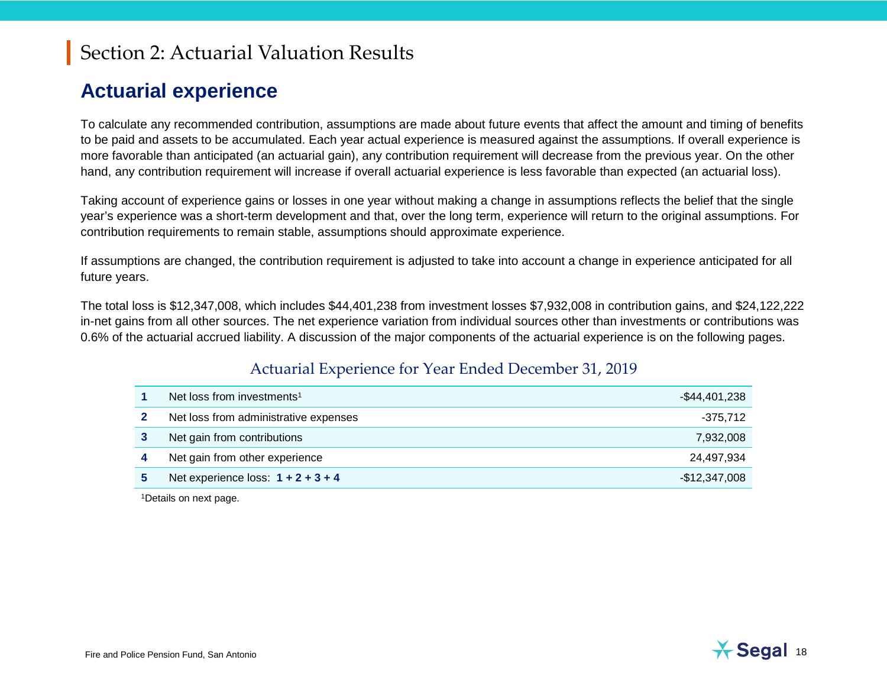# Section 2: Actuarial Valuation Results

## Actuarial experience

To calculate any recommended contribution, assumptions are made about future events that affect the amount and timing of benefits to be paid and assets to be accumulated. Each year actual experience is measured against the assumptions. If overall experience is more favorable than anticipated (an actuarial gain), any contribution requirement will decrease from the previous year. On the other hand, any contribution requirement will increase if overall actuarial experience is less favorable than expected (an actuarial loss).

Taking account of experience gains or losses in one year without making a change in assumptions reflects the belief that the single year's experience was a short-term development and that, over the long term, experience will return to the original assumptions. For contribution requirements to remain stable, assumptions should approximate experience.

If assumptions are changed, the contribution requirement is adjusted to take into account a change in experience anticipated for all future years.

The total loss is $12,347,008, which includes $44,401,238 from investment losses $7,932,008 in contribution gains, and $24,122,222 in-net gains from all other sources. The net experience variation from individual sources other than investments or contributions was 0.6% of the actuarial accrued liability. A discussion of the major components of the actuarial experience is on the following pages.

### Actuarial Experience for Year Ended December 31, 2019

| | | |
|---|---|---|
| **1** | Net loss from investments[1] | -$44,401,238 |
| **2** | Net loss from administrative expenses | -375,712 |
| **3** | Net gain from contributions | 7,932,008 |
| **4** | Net gain from other experience | 24,497,934 |
| **5** | Net experience loss: **1 + 2 + 3 + 4** | -$12,347,008 |

[1]Details on next page.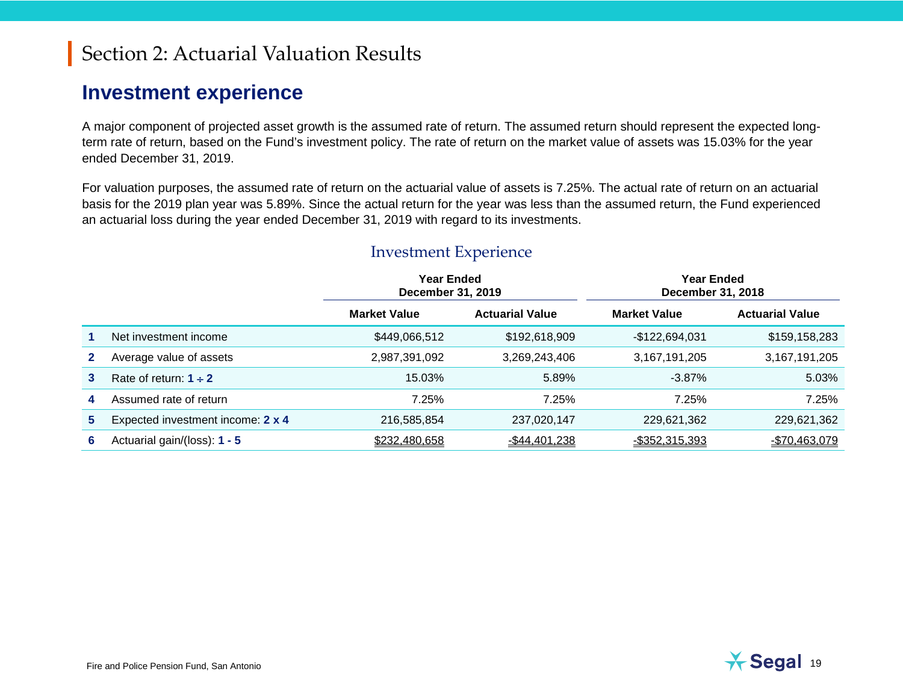# Section 2: Actuarial Valuation Results

## Investment experience

A major component of projected asset growth is the assumed rate of return. The assumed return should represent the expected long-term rate of return, based on the Fund's investment policy. The rate of return on the market value of assets was 15.03% for the year ended December 31, 2019.

For valuation purposes, the assumed rate of return on the actuarial value of assets is 7.25%. The actual rate of return on an actuarial basis for the 2019 plan year was 5.89%. Since the actual return for the year was less than the assumed return, the Fund experienced an actuarial loss during the year ended December 31, 2019 with regard to its investments.

### Investment Experience

| | | Year Ended December 31, 2019 | | Year Ended December 31, 2018 | |
|---|---|---|---|---|---|
| | | **Market Value** | **Actuarial Value** | **Market Value** | **Actuarial Value** |
| **1** | Net investment income | $449,066,512 | $192,618,909 | -$122,694,031 | $159,158,283 |
| **2** | Average value of assets | 2,987,391,092 | 3,269,243,406 | 3,167,191,205 | 3,167,191,205 |
| **3** | Rate of return: **1 ÷ 2** | 15.03% | 5.89% | -3.87% | 5.03% |
| **4** | Assumed rate of return | 7.25% | 7.25% | 7.25% | 7.25% |
| **5** | Expected investment income: **2 x 4** | 216,585,854 | 237,020,147 | 229,621,362 | 229,621,362 |
| **6** | Actuarial gain/(loss): **1 - 5** | $232,480,658 | -$44,401,238 | -$352,315,393 | -$70,463,079 |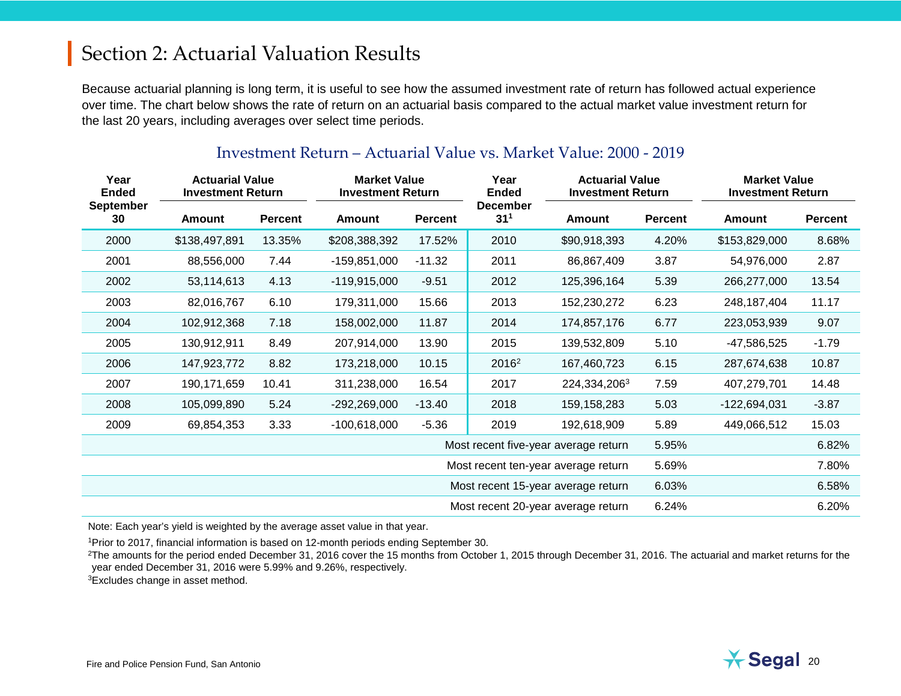## Section 2: Actuarial Valuation Results

Because actuarial planning is long term, it is useful to see how the assumed investment rate of return has followed actual experience over time. The chart below shows the rate of return on an actuarial basis compared to the actual market value investment return for the last 20 years, including averages over select time periods.

### Investment Return – Actuarial Value vs. Market Value: 2000 - 2019

| Year Ended September 30 | Actuarial Value Investment Return | | Market Value Investment Return | | Year Ended December 31[1] | Actuarial Value Investment Return | | Market Value Investment Return | |
|---|---|---|---|---|---|---|---|---|---|
| | Amount | Percent | Amount | Percent | | Amount | Percent | Amount | Percent |
| 2000 | $138,497,891 | 13.35% | $208,388,392 | 17.52% | 2010 | $90,918,393 | 4.20% | $153,829,000 | 8.68% |
| 2001 | 88,556,000 | 7.44 | -159,851,000 | -11.32 | 2011 | 86,867,409 | 3.87 | 54,976,000 | 2.87 |
| 2002 | 53,114,613 | 4.13 | -119,915,000 | -9.51 | 2012 | 125,396,164 | 5.39 | 266,277,000 | 13.54 |
| 2003 | 82,016,767 | 6.10 | 179,311,000 | 15.66 | 2013 | 152,230,272 | 6.23 | 248,187,404 | 11.17 |
| 2004 | 102,912,368 | 7.18 | 158,002,000 | 11.87 | 2014 | 174,857,176 | 6.77 | 223,053,939 | 9.07 |
| 2005 | 130,912,911 | 8.49 | 207,914,000 | 13.90 | 2015 | 139,532,809 | 5.10 | -47,586,525 | -1.79 |
| 2006 | 147,923,772 | 8.82 | 173,218,000 | 10.15 | 2016[2] | 167,460,723 | 6.15 | 287,674,638 | 10.87 |
| 2007 | 190,171,659 | 10.41 | 311,238,000 | 16.54 | 2017 | 224,334,206[3] | 7.59 | 407,279,701 | 14.48 |
| 2008 | 105,099,890 | 5.24 | -292,269,000 | -13.40 | 2018 | 159,158,283 | 5.03 | -122,694,031 | -3.87 |
| 2009 | 69,854,353 | 3.33 | -100,618,000 | -5.36 | 2019 | 192,618,909 | 5.89 | 449,066,512 | 15.03 |
| | | | | | Most recent five-year average return | | 5.95% | | 6.82% |
| | | | | | Most recent ten-year average return | | 5.69% | | 7.80% |
| | | | | | Most recent 15-year average return | | 6.03% | | 6.58% |
| | | | | | Most recent 20-year average return | | 6.24% | | 6.20% |

Note: Each year's yield is weighted by the average asset value in that year.

[1]Prior to 2017, financial information is based on 12-month periods ending September 30.

[2]The amounts for the period ended December 31, 2016 cover the 15 months from October 1, 2015 through December 31, 2016. The actuarial and market returns for the year ended December 31, 2016 were 5.99% and 9.26%, respectively.

[3]Excludes change in asset method.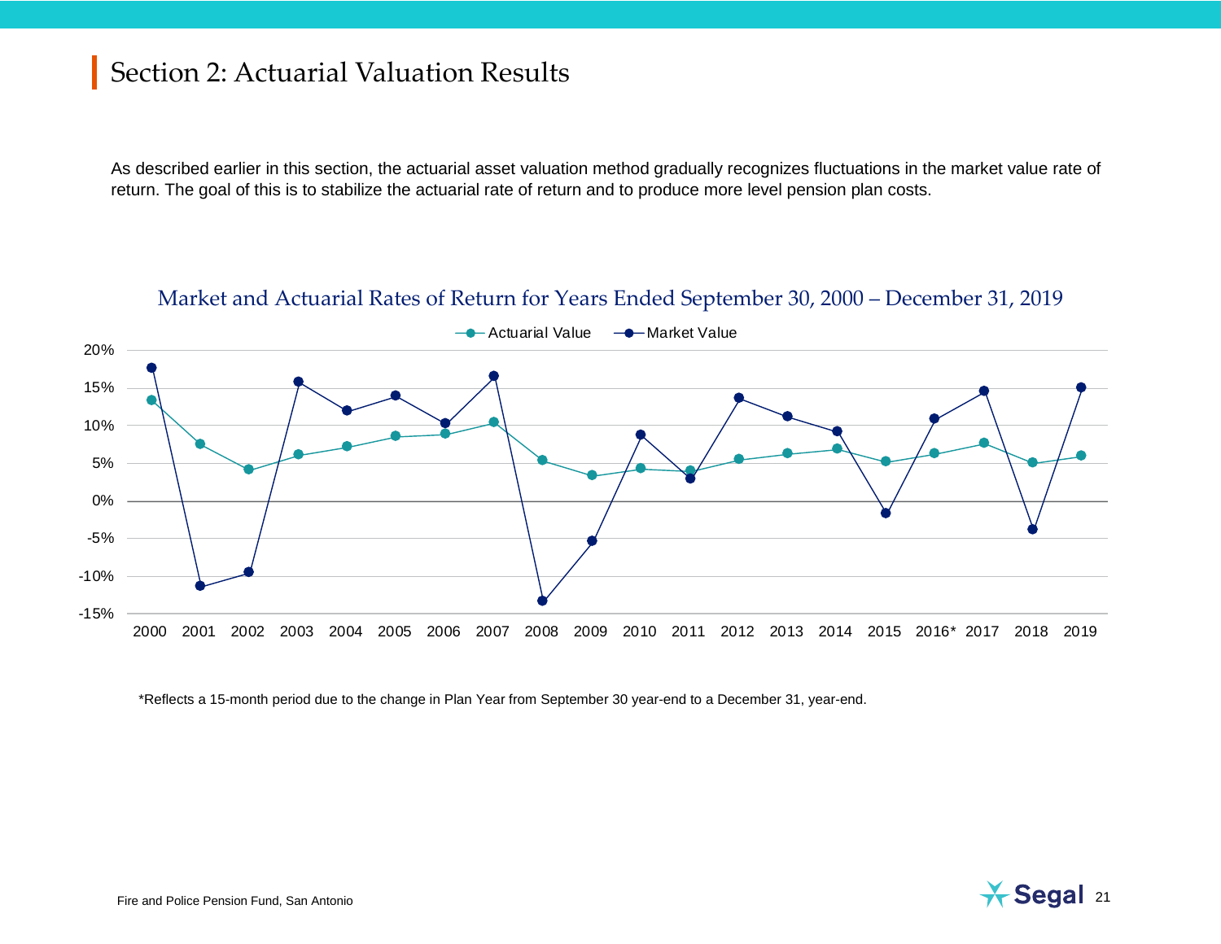## Section 2: Actuarial Valuation Results

As described earlier in this section, the actuarial asset valuation method gradually recognizes fluctuations in the market value rate of return. The goal of this is to stabilize the actuarial rate of return and to produce more level pension plan costs.

### Market and Actuarial Rates of Return for Years Ended September 30, 2000 – December 31, 2019

*Reflects a 15-month period due to the change in Plan Year from September 30 year-end to a December 31, year-end.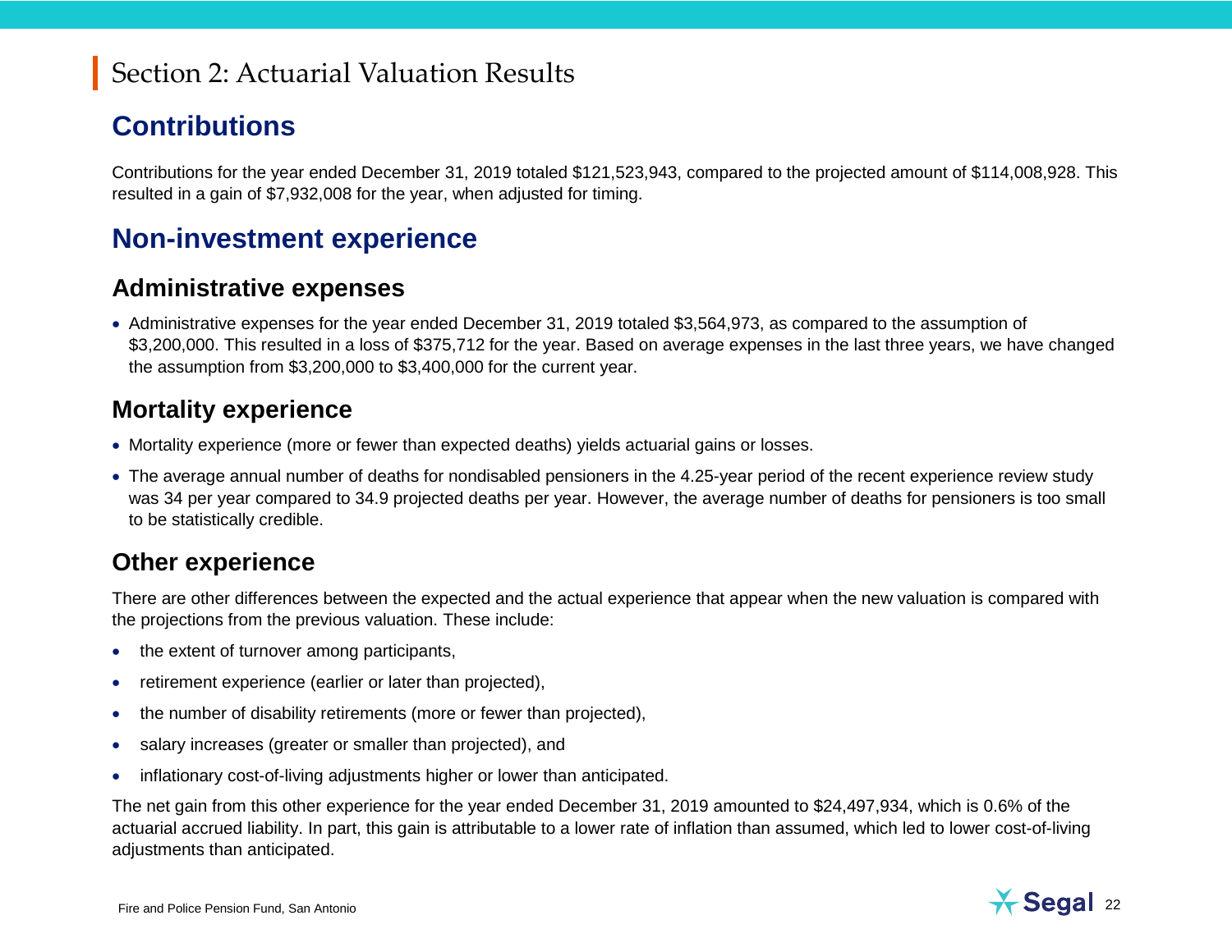# Section 2: Actuarial Valuation Results

## Contributions

Contributions for the year ended December 31, 2019 totaled $121,523,943, compared to the projected amount of $114,008,928. This resulted in a gain of $7,932,008 for the year, when adjusted for timing.

## Non-investment experience

### Administrative expenses

- Administrative expenses for the year ended December 31, 2019 totaled $3,564,973, as compared to the assumption of $3,200,000. This resulted in a loss of $375,712 for the year. Based on average expenses in the last three years, we have changed the assumption from $3,200,000 to $3,400,000 for the current year.

### Mortality experience

- Mortality experience (more or fewer than expected deaths) yields actuarial gains or losses.
- The average annual number of deaths for nondisabled pensioners in the 4.25-year period of the recent experience review study was 34 per year compared to 34.9 projected deaths per year. However, the average number of deaths for pensioners is too small to be statistically credible.

### Other experience

There are other differences between the expected and the actual experience that appear when the new valuation is compared with the projections from the previous valuation. These include:

- the extent of turnover among participants,
- retirement experience (earlier or later than projected),
- the number of disability retirements (more or fewer than projected),
- salary increases (greater or smaller than projected), and
- inflationary cost-of-living adjustments higher or lower than anticipated.

The net gain from this other experience for the year ended December 31, 2019 amounted to $24,497,934, which is 0.6% of the actuarial accrued liability. In part, this gain is attributable to a lower rate of inflation than assumed, which led to lower cost-of-living adjustments than anticipated.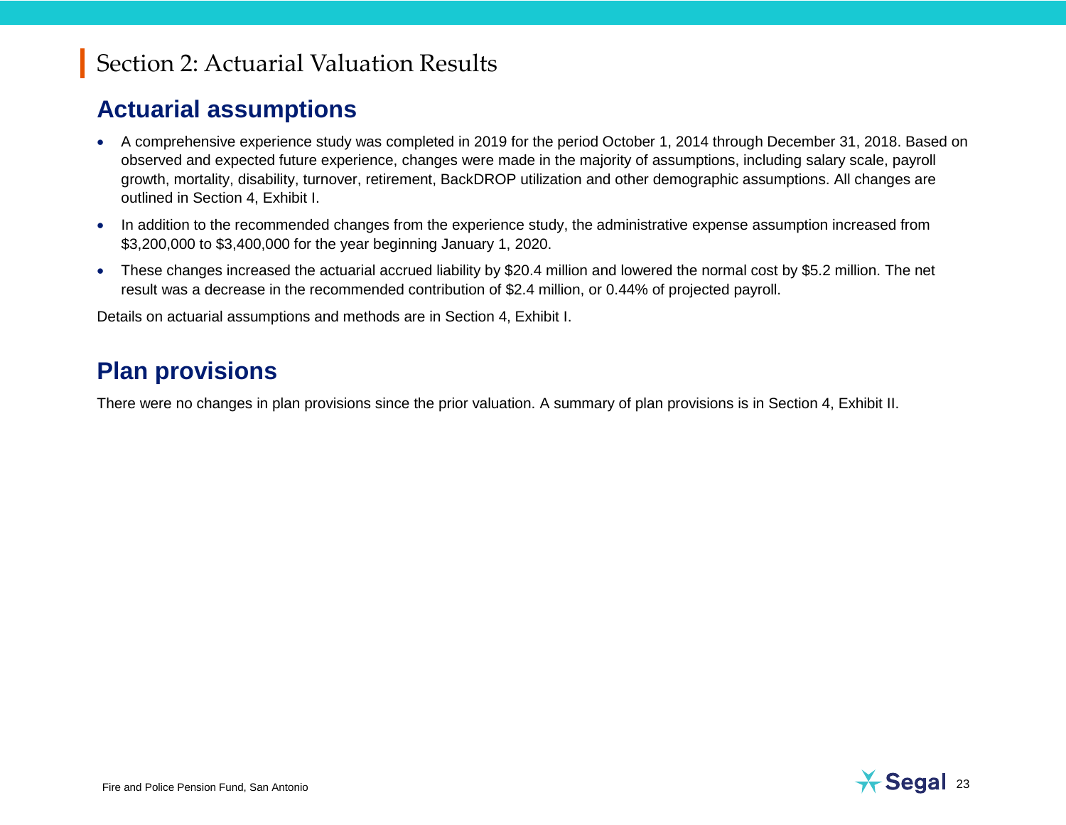# Section 2: Actuarial Valuation Results

## Actuarial assumptions

- A comprehensive experience study was completed in 2019 for the period October 1, 2014 through December 31, 2018. Based on observed and expected future experience, changes were made in the majority of assumptions, including salary scale, payroll growth, mortality, disability, turnover, retirement, BackDROP utilization and other demographic assumptions. All changes are outlined in Section 4, Exhibit I.
- In addition to the recommended changes from the experience study, the administrative expense assumption increased from $3,200,000 to $3,400,000 for the year beginning January 1, 2020.
- These changes increased the actuarial accrued liability by $20.4 million and lowered the normal cost by $5.2 million. The net result was a decrease in the recommended contribution of $2.4 million, or 0.44% of projected payroll.

Details on actuarial assumptions and methods are in Section 4, Exhibit I.

## Plan provisions

There were no changes in plan provisions since the prior valuation. A summary of plan provisions is in Section 4, Exhibit II.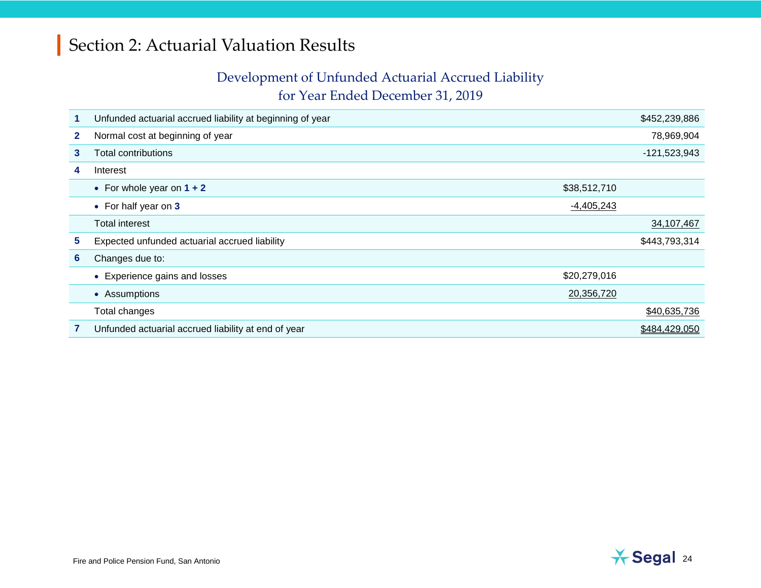# Section 2: Actuarial Valuation Results

## Development of Unfunded Actuarial Accrued Liability for Year Ended December 31, 2019

| | | | |
|---|---|---|---|
| **1** | Unfunded actuarial accrued liability at beginning of year | | $452,239,886 |
| **2** | Normal cost at beginning of year | | 78,969,904 |
| **3** | Total contributions | | -121,523,943 |
| **4** | Interest | | |
| | • For whole year on **1 + 2** | $38,512,710 | |
| | • For half year on **3** | -4,405,243 | |
| | Total interest | | 34,107,467 |
| **5** | Expected unfunded actuarial accrued liability | | $443,793,314 |
| **6** | Changes due to: | | |
| | • Experience gains and losses | $20,279,016 | |
| | • Assumptions | 20,356,720 | |
| | Total changes | | $40,635,736 |
| **7** | Unfunded actuarial accrued liability at end of year | | $484,429,050 |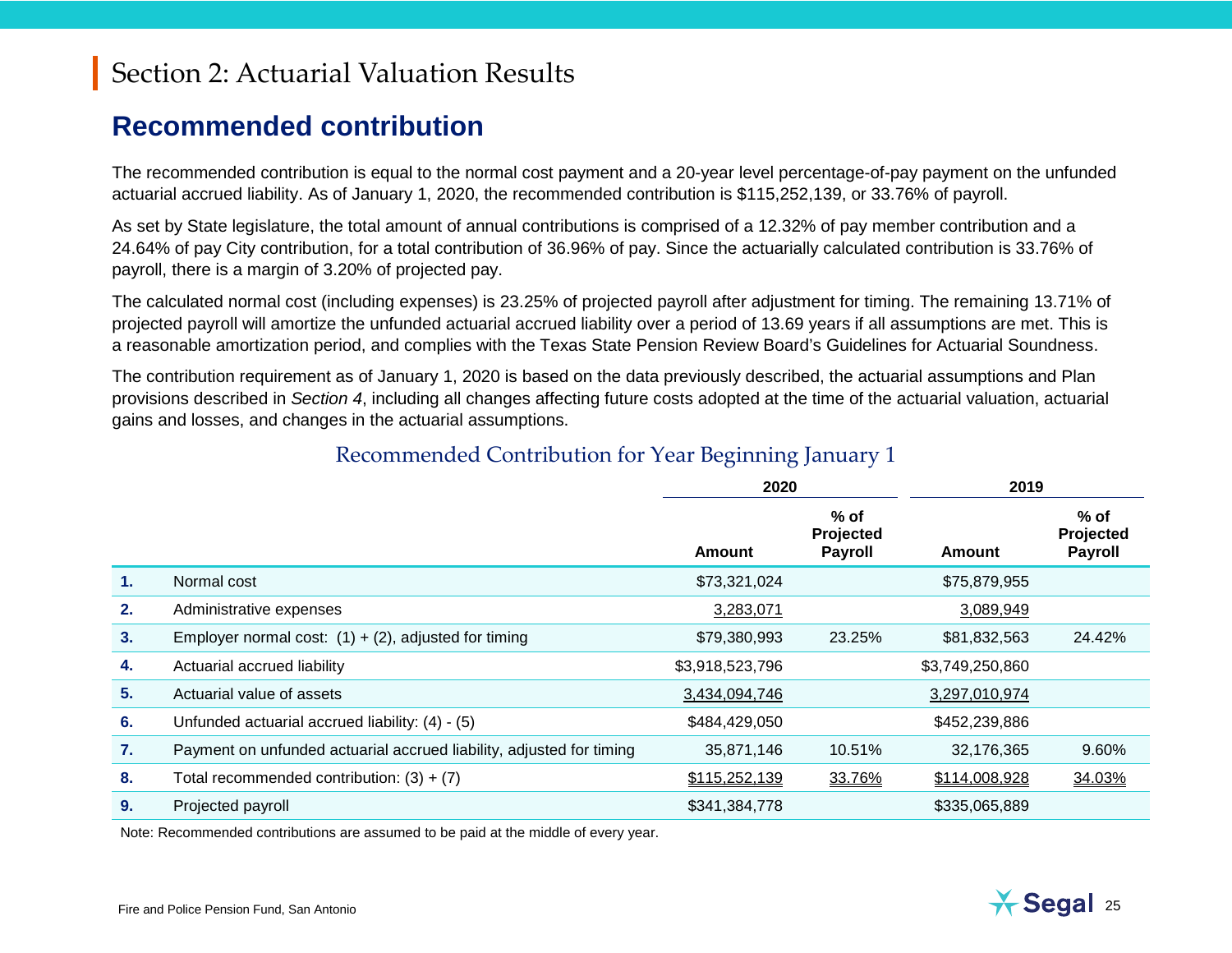# Section 2: Actuarial Valuation Results

## Recommended contribution

The recommended contribution is equal to the normal cost payment and a 20-year level percentage-of-pay payment on the unfunded actuarial accrued liability. As of January 1, 2020, the recommended contribution is $115,252,139, or 33.76% of payroll.

As set by State legislature, the total amount of annual contributions is comprised of a 12.32% of pay member contribution and a 24.64% of pay City contribution, for a total contribution of 36.96% of pay. Since the actuarially calculated contribution is 33.76% of payroll, there is a margin of 3.20% of projected pay.

The calculated normal cost (including expenses) is 23.25% of projected payroll after adjustment for timing. The remaining 13.71% of projected payroll will amortize the unfunded actuarial accrued liability over a period of 13.69 years if all assumptions are met. This is a reasonable amortization period, and complies with the Texas State Pension Review Board's Guidelines for Actuarial Soundness.

The contribution requirement as of January 1, 2020 is based on the data previously described, the actuarial assumptions and Plan provisions described in *Section 4*, including all changes affecting future costs adopted at the time of the actuarial valuation, actuarial gains and losses, and changes in the actuarial assumptions.

### Recommended Contribution for Year Beginning January 1

| | | 2020 | | 2019 | |
|---|---|---|---|---|---|
| | | **Amount** | **% of Projected Payroll** | **Amount** | **% of Projected Payroll** |
| **1.** | Normal cost | $73,321,024 | | $75,879,955 | |
| **2.** | Administrative expenses | 3,283,071 | | 3,089,949 | |
| **3.** | Employer normal cost: (1) + (2), adjusted for timing | $79,380,993 | 23.25% | $81,832,563 | 24.42% |
| **4.** | Actuarial accrued liability | $3,918,523,796 | | $3,749,250,860 | |
| **5.** | Actuarial value of assets | 3,434,094,746 | | 3,297,010,974 | |
| **6.** | Unfunded actuarial accrued liability: (4) - (5) | $484,429,050 | | $452,239,886 | |
| **7.** | Payment on unfunded actuarial accrued liability, adjusted for timing | 35,871,146 | 10.51% | 32,176,365 | 9.60% |
| **8.** | Total recommended contribution: (3) + (7) | $115,252,139 | 33.76% | $114,008,928 | 34.03% |
| **9.** | Projected payroll | $341,384,778 | | $335,065,889 | |

Note: Recommended contributions are assumed to be paid at the middle of every year.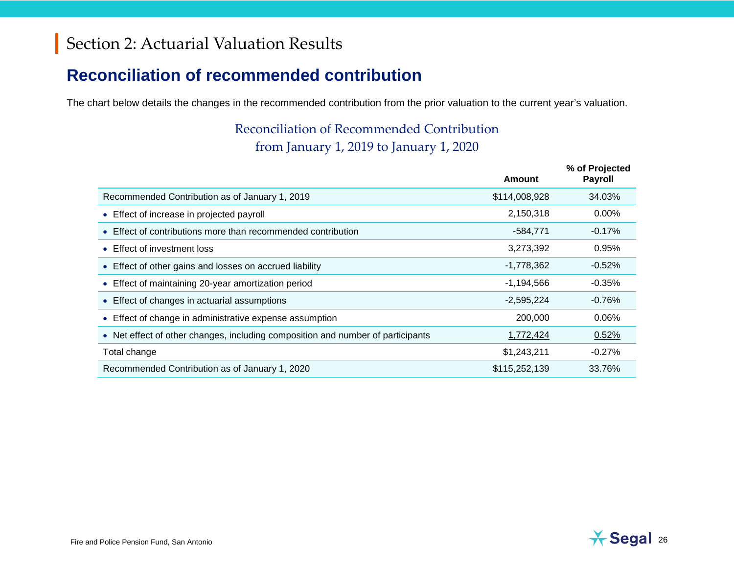# Section 2: Actuarial Valuation Results

## Reconciliation of recommended contribution

The chart below details the changes in the recommended contribution from the prior valuation to the current year's valuation.

### Reconciliation of Recommended Contribution from January 1, 2019 to January 1, 2020

| | Amount | % of Projected Payroll |
|---|---|---|
| Recommended Contribution as of January 1, 2019 | $114,008,928 | 34.03% |
| • Effect of increase in projected payroll | 2,150,318 | 0.00% |
| • Effect of contributions more than recommended contribution | -584,771 | -0.17% |
| • Effect of investment loss | 3,273,392 | 0.95% |
| • Effect of other gains and losses on accrued liability | -1,778,362 | -0.52% |
| • Effect of maintaining 20-year amortization period | -1,194,566 | -0.35% |
| • Effect of changes in actuarial assumptions | -2,595,224 | -0.76% |
| • Effect of change in administrative expense assumption | 200,000 | 0.06% |
| • Net effect of other changes, including composition and number of participants | 1,772,424 | 0.52% |
| Total change | $1,243,211 | -0.27% |
| Recommended Contribution as of January 1, 2020 | $115,252,139 | 33.76% |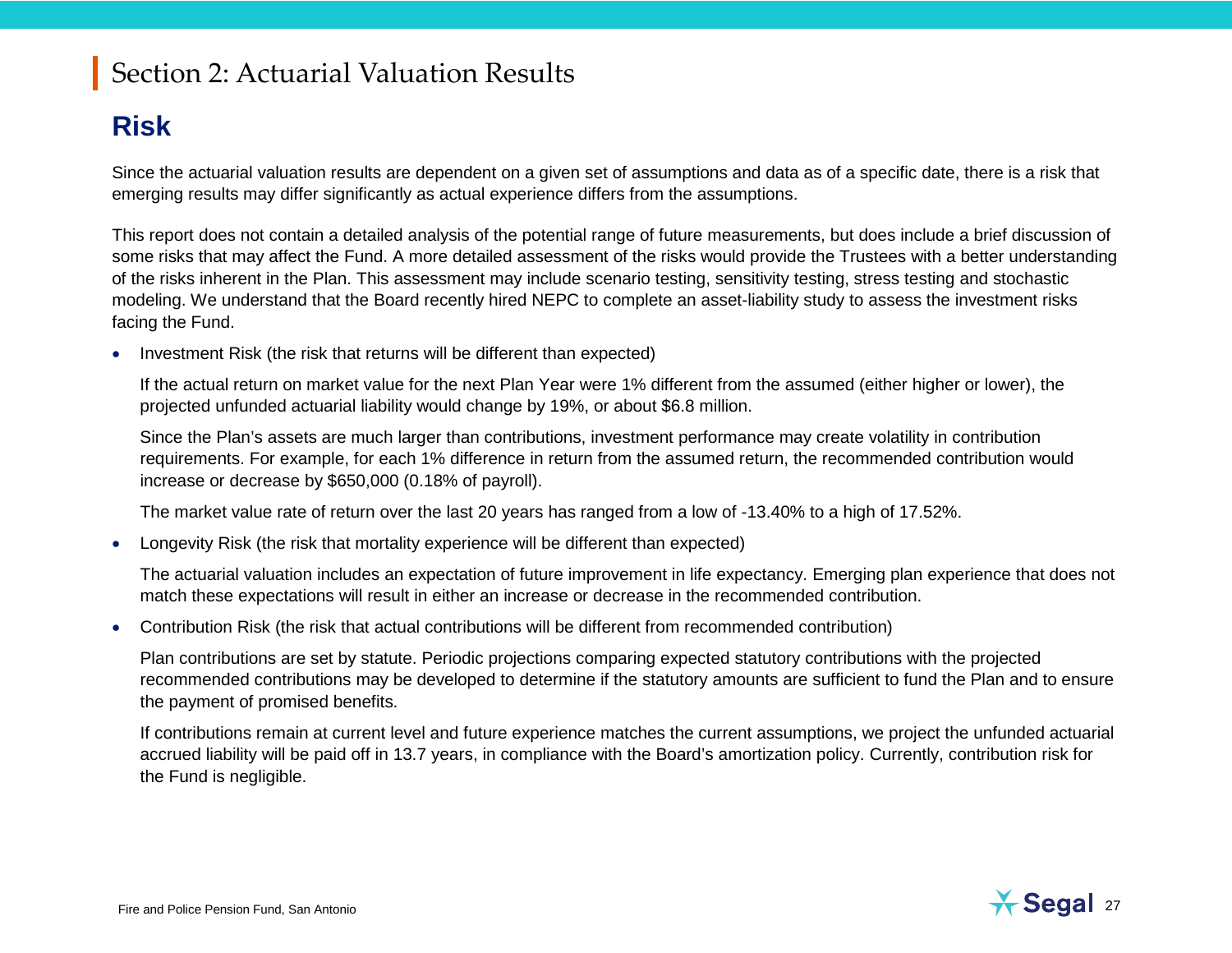# Section 2: Actuarial Valuation Results

## Risk

Since the actuarial valuation results are dependent on a given set of assumptions and data as of a specific date, there is a risk that emerging results may differ significantly as actual experience differs from the assumptions.

This report does not contain a detailed analysis of the potential range of future measurements, but does include a brief discussion of some risks that may affect the Fund. A more detailed assessment of the risks would provide the Trustees with a better understanding of the risks inherent in the Plan. This assessment may include scenario testing, sensitivity testing, stress testing and stochastic modeling. We understand that the Board recently hired NEPC to complete an asset-liability study to assess the investment risks facing the Fund.

- Investment Risk (the risk that returns will be different than expected)

  If the actual return on market value for the next Plan Year were 1% different from the assumed (either higher or lower), the projected unfunded actuarial liability would change by 19%, or about $6.8 million.

  Since the Plan's assets are much larger than contributions, investment performance may create volatility in contribution requirements. For example, for each 1% difference in return from the assumed return, the recommended contribution would increase or decrease by $650,000 (0.18% of payroll).

  The market value rate of return over the last 20 years has ranged from a low of -13.40% to a high of 17.52%.

- Longevity Risk (the risk that mortality experience will be different than expected)

  The actuarial valuation includes an expectation of future improvement in life expectancy. Emerging plan experience that does not match these expectations will result in either an increase or decrease in the recommended contribution.

- Contribution Risk (the risk that actual contributions will be different from recommended contribution)

  Plan contributions are set by statute. Periodic projections comparing expected statutory contributions with the projected recommended contributions may be developed to determine if the statutory amounts are sufficient to fund the Plan and to ensure the payment of promised benefits.

  If contributions remain at current level and future experience matches the current assumptions, we project the unfunded actuarial accrued liability will be paid off in 13.7 years, in compliance with the Board's amortization policy. Currently, contribution risk for the Fund is negligible.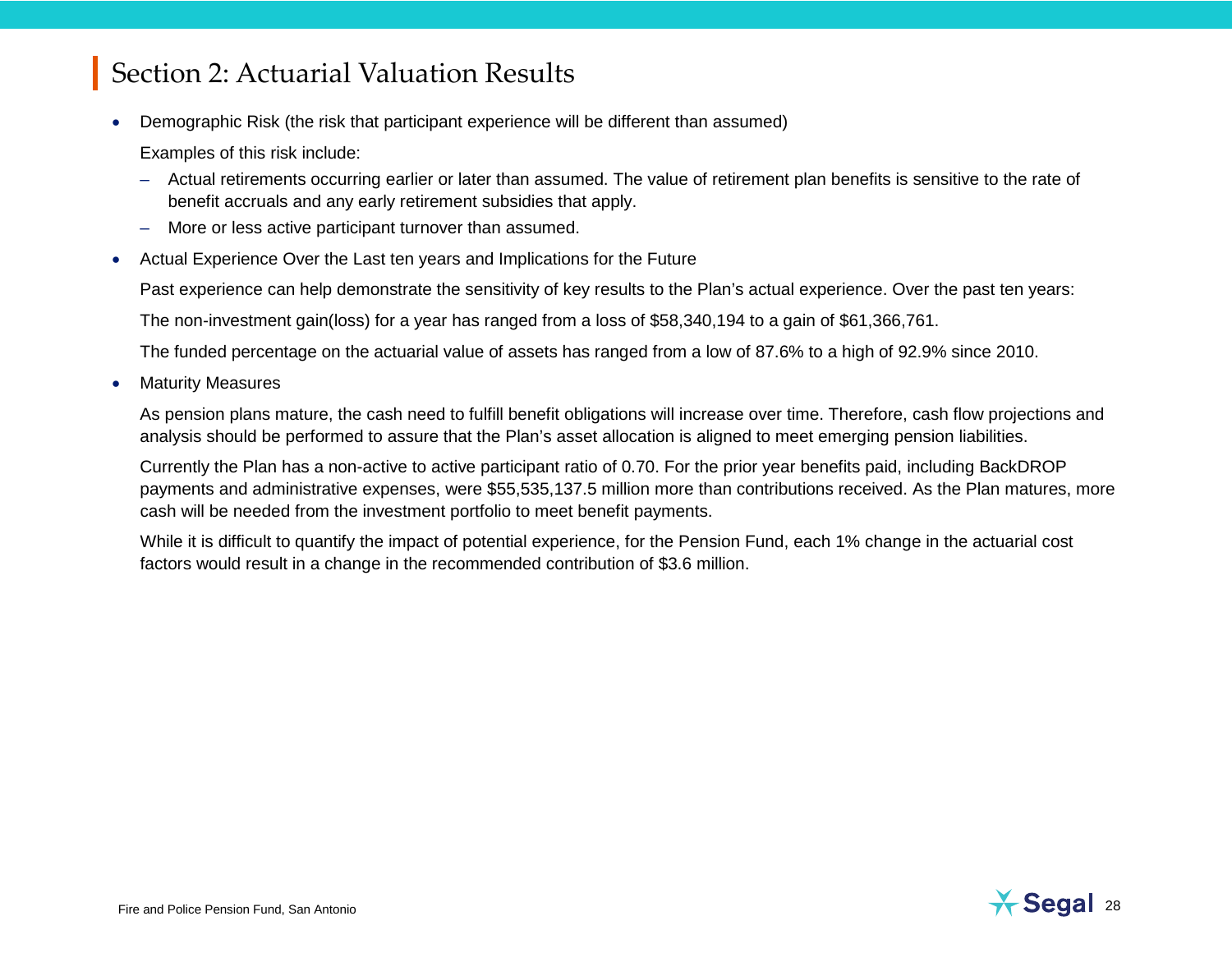# Section 2: Actuarial Valuation Results

- Demographic Risk (the risk that participant experience will be different than assumed)

  Examples of this risk include:

  - Actual retirements occurring earlier or later than assumed. The value of retirement plan benefits is sensitive to the rate of benefit accruals and any early retirement subsidies that apply.
  - More or less active participant turnover than assumed.

- Actual Experience Over the Last ten years and Implications for the Future

  Past experience can help demonstrate the sensitivity of key results to the Plan's actual experience. Over the past ten years:

  The non-investment gain(loss) for a year has ranged from a loss of $58,340,194 to a gain of $61,366,761.

  The funded percentage on the actuarial value of assets has ranged from a low of 87.6% to a high of 92.9% since 2010.

- Maturity Measures

  As pension plans mature, the cash need to fulfill benefit obligations will increase over time. Therefore, cash flow projections and analysis should be performed to assure that the Plan's asset allocation is aligned to meet emerging pension liabilities.

  Currently the Plan has a non-active to active participant ratio of 0.70. For the prior year benefits paid, including BackDROP payments and administrative expenses, were $55,535,137.5 million more than contributions received. As the Plan matures, more cash will be needed from the investment portfolio to meet benefit payments.

  While it is difficult to quantify the impact of potential experience, for the Pension Fund, each 1% change in the actuarial cost factors would result in a change in the recommended contribution of $3.6 million.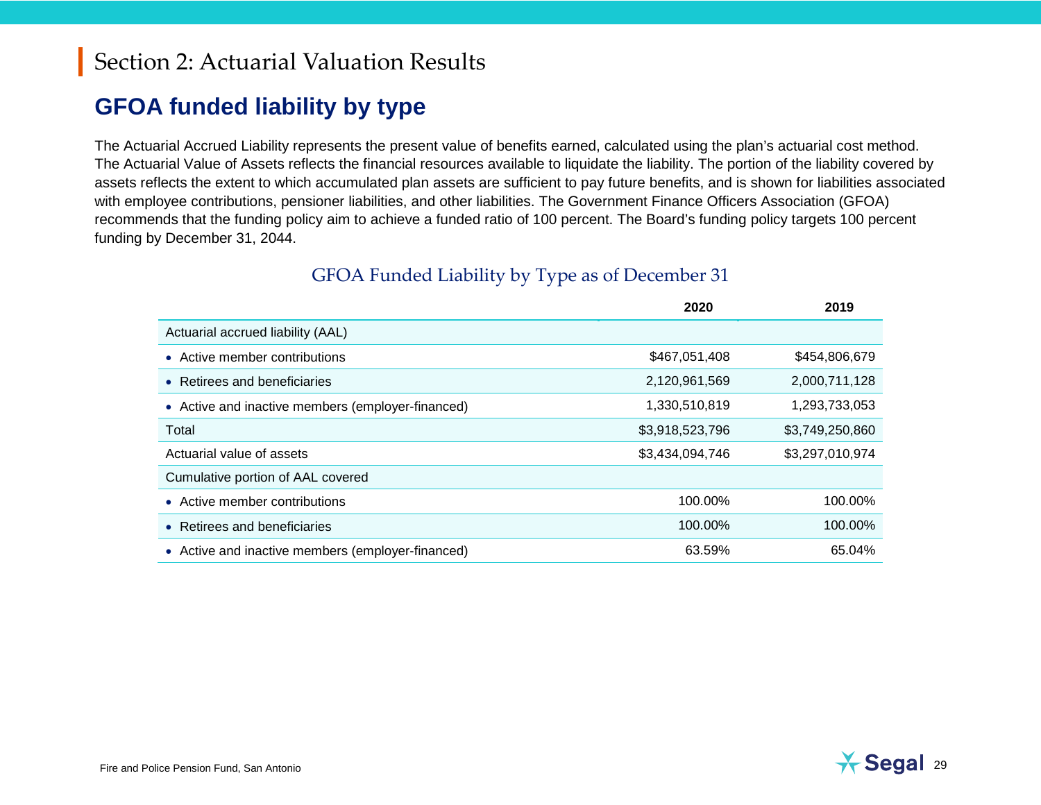# Section 2: Actuarial Valuation Results

## GFOA funded liability by type

The Actuarial Accrued Liability represents the present value of benefits earned, calculated using the plan's actuarial cost method. The Actuarial Value of Assets reflects the financial resources available to liquidate the liability. The portion of the liability covered by assets reflects the extent to which accumulated plan assets are sufficient to pay future benefits, and is shown for liabilities associated with employee contributions, pensioner liabilities, and other liabilities. The Government Finance Officers Association (GFOA) recommends that the funding policy aim to achieve a funded ratio of 100 percent. The Board's funding policy targets 100 percent funding by December 31, 2044.

### GFOA Funded Liability by Type as of December 31

| | 2020 | 2019 |
|---|---|---|
| Actuarial accrued liability (AAL) | | |
| • Active member contributions | $467,051,408 | $454,806,679 |
| • Retirees and beneficiaries | 2,120,961,569 | 2,000,711,128 |
| • Active and inactive members (employer-financed) | 1,330,510,819 | 1,293,733,053 |
| Total | $3,918,523,796 | $3,749,250,860 |
| Actuarial value of assets | $3,434,094,746 | $3,297,010,974 |
| Cumulative portion of AAL covered | | |
| • Active member contributions | 100.00% | 100.00% |
| • Retirees and beneficiaries | 100.00% | 100.00% |
| • Active and inactive members (employer-financed) | 63.59% | 65.04% |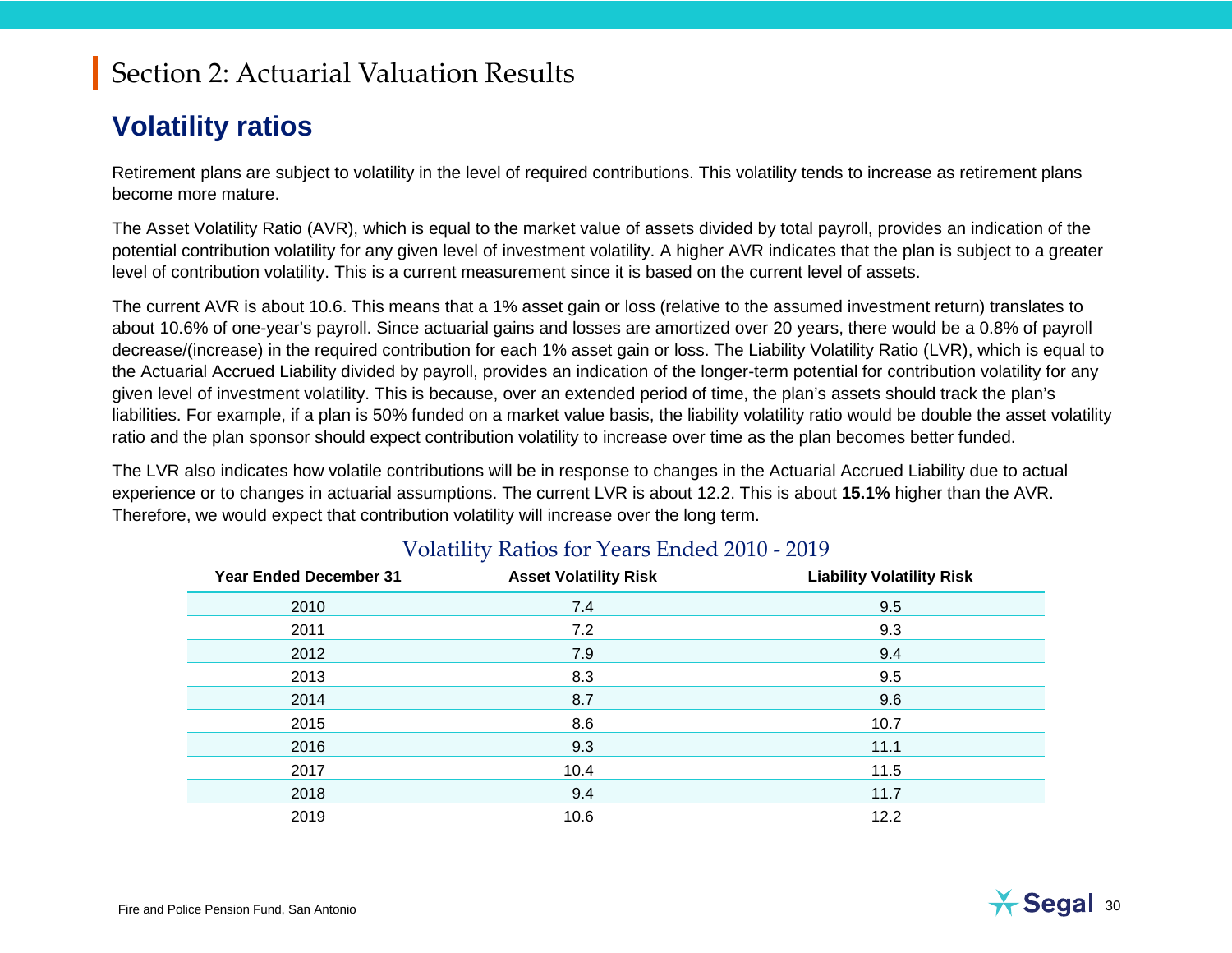# Section 2: Actuarial Valuation Results

## Volatility ratios

Retirement plans are subject to volatility in the level of required contributions. This volatility tends to increase as retirement plans become more mature.

The Asset Volatility Ratio (AVR), which is equal to the market value of assets divided by total payroll, provides an indication of the potential contribution volatility for any given level of investment volatility. A higher AVR indicates that the plan is subject to a greater level of contribution volatility. This is a current measurement since it is based on the current level of assets.

The current AVR is about 10.6. This means that a 1% asset gain or loss (relative to the assumed investment return) translates to about 10.6% of one-year's payroll. Since actuarial gains and losses are amortized over 20 years, there would be a 0.8% of payroll decrease/(increase) in the required contribution for each 1% asset gain or loss. The Liability Volatility Ratio (LVR), which is equal to the Actuarial Accrued Liability divided by payroll, provides an indication of the longer-term potential for contribution volatility for any given level of investment volatility. This is because, over an extended period of time, the plan's assets should track the plan's liabilities. For example, if a plan is 50% funded on a market value basis, the liability volatility ratio would be double the asset volatility ratio and the plan sponsor should expect contribution volatility to increase over time as the plan becomes better funded.

The LVR also indicates how volatile contributions will be in response to changes in the Actuarial Accrued Liability due to actual experience or to changes in actuarial assumptions. The current LVR is about 12.2. This is about **15.1%** higher than the AVR. Therefore, we would expect that contribution volatility will increase over the long term.

### Volatility Ratios for Years Ended 2010 - 2019

| Year Ended December 31 | Asset Volatility Risk | Liability Volatility Risk |
|---|---|---|
| 2010 | 7.4 | 9.5 |
| 2011 | 7.2 | 9.3 |
| 2012 | 7.9 | 9.4 |
| 2013 | 8.3 | 9.5 |
| 2014 | 8.7 | 9.6 |
| 2015 | 8.6 | 10.7 |
| 2016 | 9.3 | 11.1 |
| 2017 | 10.4 | 11.5 |
| 2018 | 9.4 | 11.7 |
| 2019 | 10.6 | 12.2 |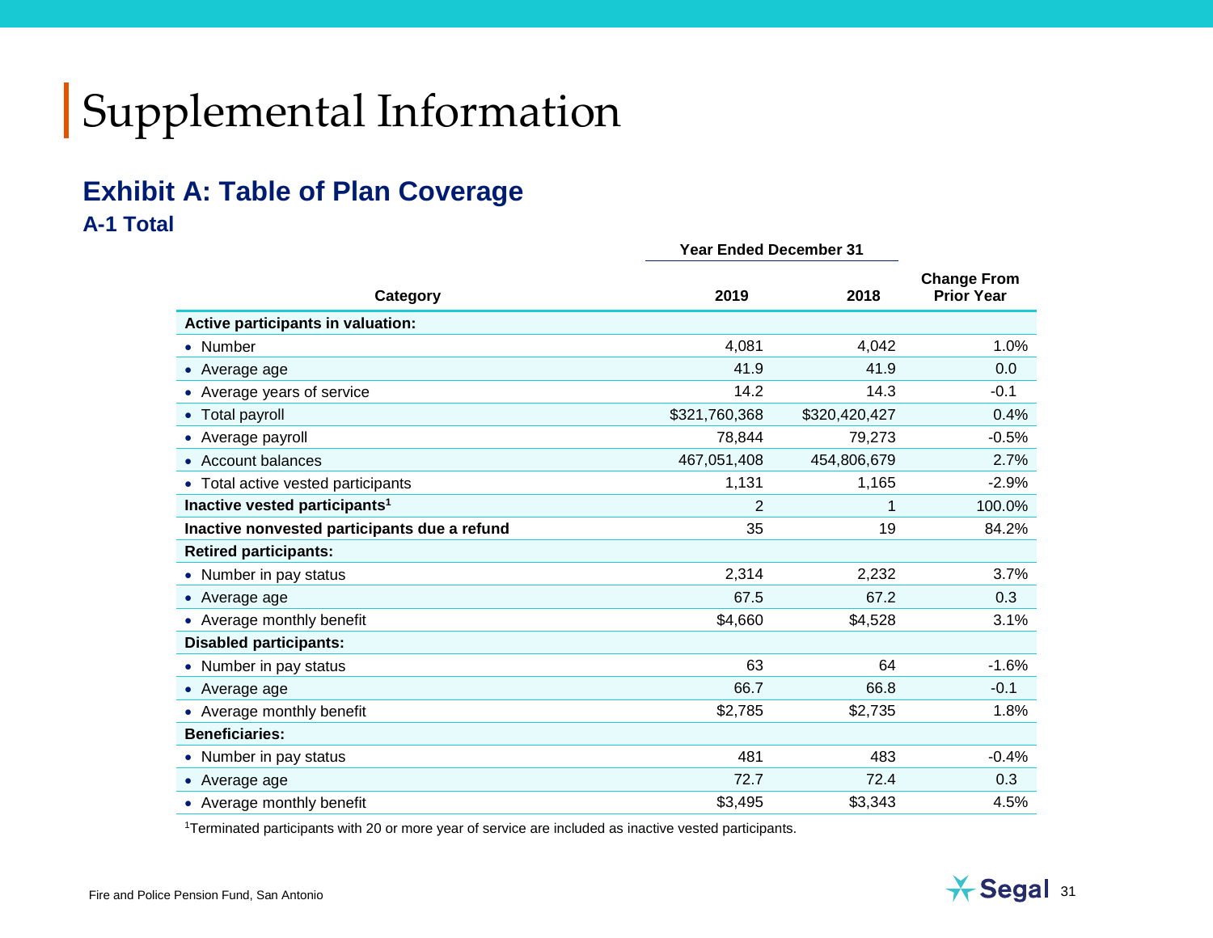# Supplemental Information

## Exhibit A: Table of Plan Coverage

### A-1 Total

| Category | Year Ended December 31 2019 | Year Ended December 31 2018 | Change From Prior Year |
|---|---|---|---|
| **Active participants in valuation:** | | | |
| • Number | 4,081 | 4,042 | 1.0% |
| • Average age | 41.9 | 41.9 | 0.0 |
| • Average years of service | 14.2 | 14.3 | -0.1 |
| • Total payroll | $321,760,368 | $320,420,427 | 0.4% |
| • Average payroll | 78,844 | 79,273 | -0.5% |
| • Account balances | 467,051,408 | 454,806,679 | 2.7% |
| • Total active vested participants | 1,131 | 1,165 | -2.9% |
| **Inactive vested participants**[1] | 2 | 1 | 100.0% |
| **Inactive nonvested participants due a refund** | 35 | 19 | 84.2% |
| **Retired participants:** | | | |
| • Number in pay status | 2,314 | 2,232 | 3.7% |
| • Average age | 67.5 | 67.2 | 0.3 |
| • Average monthly benefit | $4,660 | $4,528 | 3.1% |
| **Disabled participants:** | | | |
| • Number in pay status | 63 | 64 | -1.6% |
| • Average age | 66.7 | 66.8 | -0.1 |
| • Average monthly benefit | $2,785 | $2,735 | 1.8% |
| **Beneficiaries:** | | | |
| • Number in pay status | 481 | 483 | -0.4% |
| • Average age | 72.7 | 72.4 | 0.3 |
| • Average monthly benefit | $3,495 | $3,343 | 4.5% |

[1] Terminated participants with 20 or more year of service are included as inactive vested participants.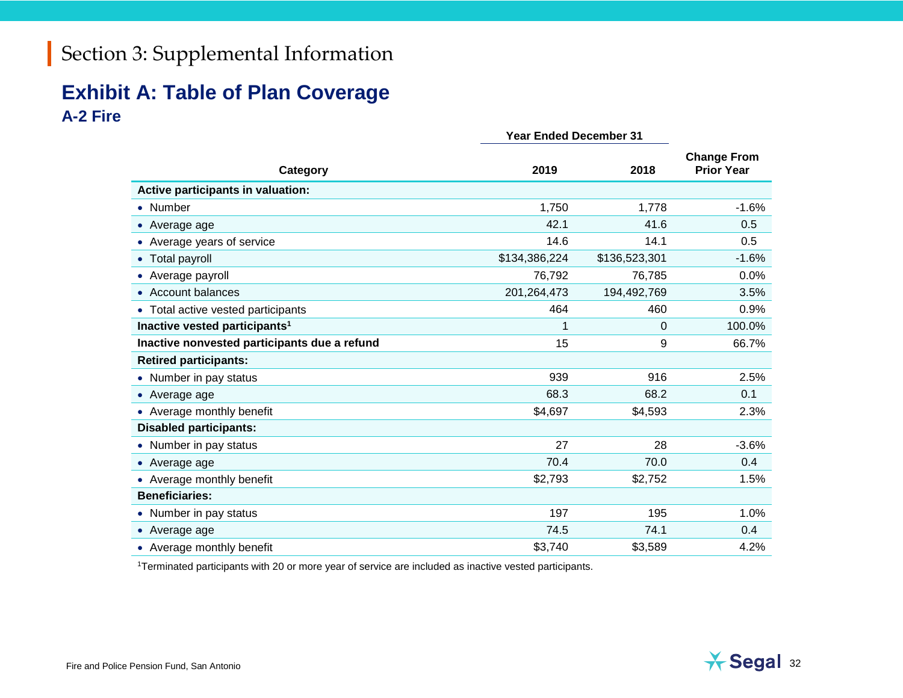# Section 3: Supplemental Information

## Exhibit A: Table of Plan Coverage

### A-2 Fire

| Category | Year Ended December 31 2019 | 2018 | Change From Prior Year |
|---|---|---|---|
| **Active participants in valuation:** | | | |
| • Number | 1,750 | 1,778 | -1.6% |
| • Average age | 42.1 | 41.6 | 0.5 |
| • Average years of service | 14.6 | 14.1 | 0.5 |
| • Total payroll | $134,386,224 | $136,523,301 | -1.6% |
| • Average payroll | 76,792 | 76,785 | 0.0% |
| • Account balances | 201,264,473 | 194,492,769 | 3.5% |
| • Total active vested participants | 464 | 460 | 0.9% |
| **Inactive vested participants[1]** | 1 | 0 | 100.0% |
| **Inactive nonvested participants due a refund** | 15 | 9 | 66.7% |
| **Retired participants:** | | | |
| • Number in pay status | 939 | 916 | 2.5% |
| • Average age | 68.3 | 68.2 | 0.1 |
| • Average monthly benefit | $4,697 | $4,593 | 2.3% |
| **Disabled participants:** | | | |
| • Number in pay status | 27 | 28 | -3.6% |
| • Average age | 70.4 | 70.0 | 0.4 |
| • Average monthly benefit | $2,793 | $2,752 | 1.5% |
| **Beneficiaries:** | | | |
| • Number in pay status | 197 | 195 | 1.0% |
| • Average age | 74.5 | 74.1 | 0.4 |
| • Average monthly benefit | $3,740 | $3,589 | 4.2% |

[1] Terminated participants with 20 or more year of service are included as inactive vested participants.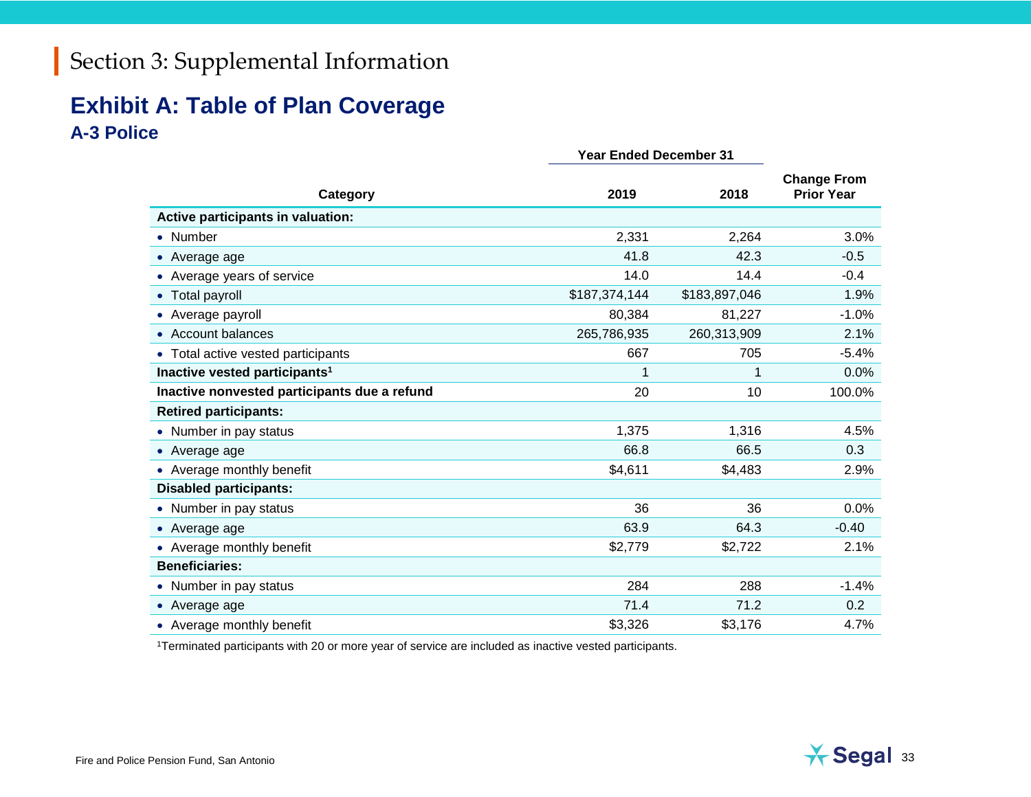# Section 3: Supplemental Information

## Exhibit A: Table of Plan Coverage

### A-3 Police

| Category | Year Ended December 31 | | Change From Prior Year |
|---|---|---|---|
| | 2019 | 2018 | |
| **Active participants in valuation:** | | | |
| • Number | 2,331 | 2,264 | 3.0% |
| • Average age | 41.8 | 42.3 | -0.5 |
| • Average years of service | 14.0 | 14.4 | -0.4 |
| • Total payroll | $187,374,144 | $183,897,046 | 1.9% |
| • Average payroll | 80,384 | 81,227 | -1.0% |
| • Account balances | 265,786,935 | 260,313,909 | 2.1% |
| • Total active vested participants | 667 | 705 | -5.4% |
| **Inactive vested participants[1]** | 1 | 1 | 0.0% |
| **Inactive nonvested participants due a refund** | 20 | 10 | 100.0% |
| **Retired participants:** | | | |
| • Number in pay status | 1,375 | 1,316 | 4.5% |
| • Average age | 66.8 | 66.5 | 0.3 |
| • Average monthly benefit | $4,611 | $4,483 | 2.9% |
| **Disabled participants:** | | | |
| • Number in pay status | 36 | 36 | 0.0% |
| • Average age | 63.9 | 64.3 | -0.40 |
| • Average monthly benefit | $2,779 | $2,722 | 2.1% |
| **Beneficiaries:** | | | |
| • Number in pay status | 284 | 288 | -1.4% |
| • Average age | 71.4 | 71.2 | 0.2 |
| • Average monthly benefit | $3,326 | $3,176 | 4.7% |

[1]Terminated participants with 20 or more year of service are included as inactive vested participants.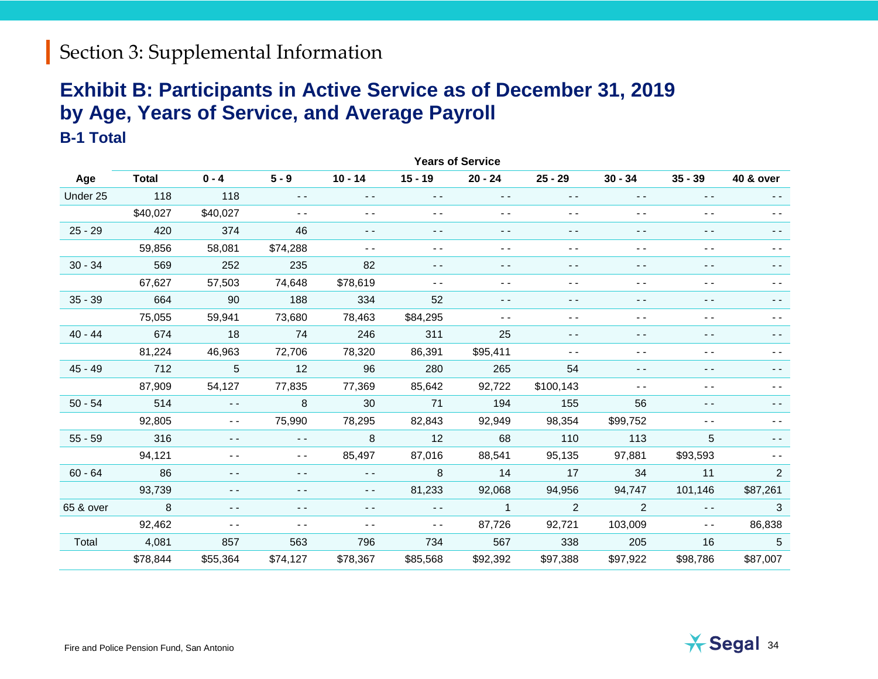# Section 3: Supplemental Information

## Exhibit B: Participants in Active Service as of December 31, 2019 by Age, Years of Service, and Average Payroll

### B-1 Total

| | | Years of Service | | | | | | | | |
|---|---|---|---|---|---|---|---|---|---|---|
| **Age** | **Total** | **0 - 4** | **5 - 9** | **10 - 14** | **15 - 19** | **20 - 24** | **25 - 29** | **30 - 34** | **35 - 39** | **40 & over** |
| Under 25 | 118 | 118 | - - | - - | - - | - - | - - | - - | - - | - - |
| | $40,027 | $40,027 | - - | - - | - - | - - | - - | - - | - - | - - |
| 25 - 29 | 420 | 374 | 46 | - - | - - | - - | - - | - - | - - | - - |
| | 59,856 | 58,081 | $74,288 | - - | - - | - - | - - | - - | - - | - - |
| 30 - 34 | 569 | 252 | 235 | 82 | - - | - - | - - | - - | - - | - - |
| | 67,627 | 57,503 | 74,648 | $78,619 | - - | - - | - - | - - | - - | - - |
| 35 - 39 | 664 | 90 | 188 | 334 | 52 | - - | - - | - - | - - | - - |
| | 75,055 | 59,941 | 73,680 | 78,463 | $84,295 | - - | - - | - - | - - | - - |
| 40 - 44 | 674 | 18 | 74 | 246 | 311 | 25 | - - | - - | - - | - - |
| | 81,224 | 46,963 | 72,706 | 78,320 | 86,391 | $95,411 | - - | - - | - - | - - |
| 45 - 49 | 712 | 5 | 12 | 96 | 280 | 265 | 54 | - - | - - | - - |
| | 87,909 | 54,127 | 77,835 | 77,369 | 85,642 | 92,722 | $100,143 | - - | - - | - - |
| 50 - 54 | 514 | - - | 8 | 30 | 71 | 194 | 155 | 56 | - - | - - |
| | 92,805 | - - | 75,990 | 78,295 | 82,843 | 92,949 | 98,354 | $99,752 | - - | - - |
| 55 - 59 | 316 | - - | - - | 8 | 12 | 68 | 110 | 113 | 5 | - - |
| | 94,121 | - - | - - | 85,497 | 87,016 | 88,541 | 95,135 | 97,881 | $93,593 | - - |
| 60 - 64 | 86 | - - | - - | - - | 8 | 14 | 17 | 34 | 11 | 2 |
| | 93,739 | - - | - - | - - | 81,233 | 92,068 | 94,956 | 94,747 | 101,146 | $87,261 |
| 65 & over | 8 | - - | - - | - - | - - | 1 | 2 | 2 | - - | 3 |
| | 92,462 | - - | - - | - - | - - | 87,726 | 92,721 | 103,009 | - - | 86,838 |
| Total | 4,081 | 857 | 563 | 796 | 734 | 567 | 338 | 205 | 16 | 5 |
| | $78,844 | $55,364 | $74,127 | $78,367 | $85,568 | $92,392 | $97,388 | $97,922 | $98,786 | $87,007 |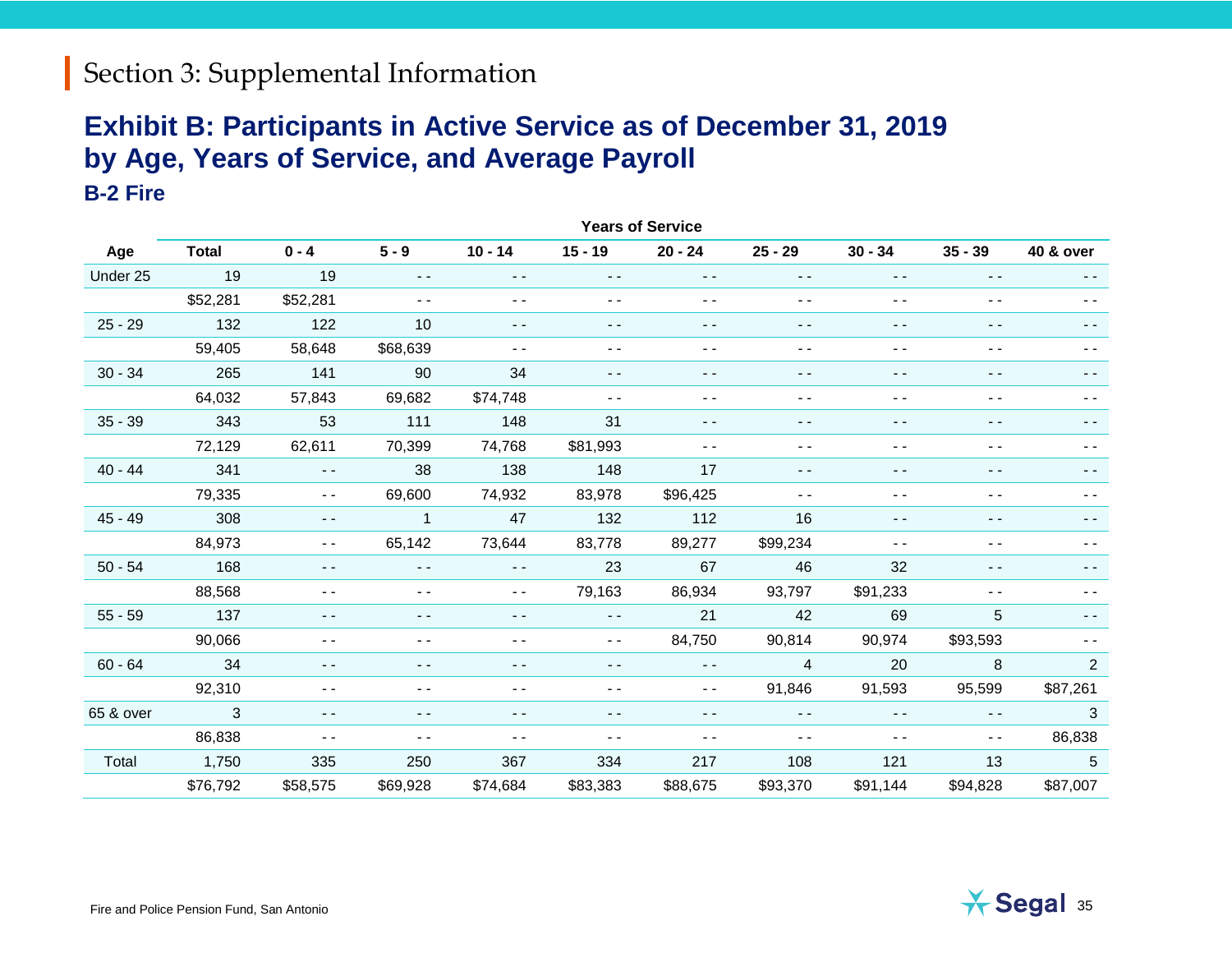## Section 3: Supplemental Information

# Exhibit B: Participants in Active Service as of December 31, 2019 by Age, Years of Service, and Average Payroll

### B-2 Fire

| | | Years of Service | | | | | | | | |
|---|---|---|---|---|---|---|---|---|---|---|
| Age | Total | 0 - 4 | 5 - 9 | 10 - 14 | 15 - 19 | 20 - 24 | 25 - 29 | 30 - 34 | 35 - 39 | 40 & over |
| Under 25 | 19 | 19 | - - | - - | - - | - - | - - | - - | - - | - - |
| | $52,281 | $52,281 | - - | - - | - - | - - | - - | - - | - - | - - |
| 25 - 29 | 132 | 122 | 10 | - - | - - | - - | - - | - - | - - | - - |
| | 59,405 | 58,648 | $68,639 | - - | - - | - - | - - | - - | - - | - - |
| 30 - 34 | 265 | 141 | 90 | 34 | - - | - - | - - | - - | - - | - - |
| | 64,032 | 57,843 | 69,682 | $74,748 | - - | - - | - - | - - | - - | - - |
| 35 - 39 | 343 | 53 | 111 | 148 | 31 | - - | - - | - - | - - | - - |
| | 72,129 | 62,611 | 70,399 | 74,768 | $81,993 | - - | - - | - - | - - | - - |
| 40 - 44 | 341 | - - | 38 | 138 | 148 | 17 | - - | - - | - - | - - |
| | 79,335 | - - | 69,600 | 74,932 | 83,978 | $96,425 | - - | - - | - - | - - |
| 45 - 49 | 308 | - - | 1 | 47 | 132 | 112 | 16 | - - | - - | - - |
| | 84,973 | - - | 65,142 | 73,644 | 83,778 | 89,277 | $99,234 | - - | - - | - - |
| 50 - 54 | 168 | - - | - - | - - | 23 | 67 | 46 | 32 | - - | - - |
| | 88,568 | - - | - - | - - | 79,163 | 86,934 | 93,797 | $91,233 | - - | - - |
| 55 - 59 | 137 | - - | - - | - - | - - | 21 | 42 | 69 | 5 | - - |
| | 90,066 | - - | - - | - - | - - | 84,750 | 90,814 | 90,974 | $93,593 | - - |
| 60 - 64 | 34 | - - | - - | - - | - - | - - | 4 | 20 | 8 | 2 |
| | 92,310 | - - | - - | - - | - - | - - | 91,846 | 91,593 | 95,599 | $87,261 |
| 65 & over | 3 | - - | - - | - - | - - | - - | - - | - - | - - | 3 |
| | 86,838 | - - | - - | - - | - - | - - | - - | - - | - - | 86,838 |
| Total | 1,750 | 335 | 250 | 367 | 334 | 217 | 108 | 121 | 13 | 5 |
| | $76,792 | $58,575 | $69,928 | $74,684 | $83,383 | $88,675 | $93,370 | $91,144 | $94,828 | $87,007 |

Fire and Police Pension Fund, San Antonio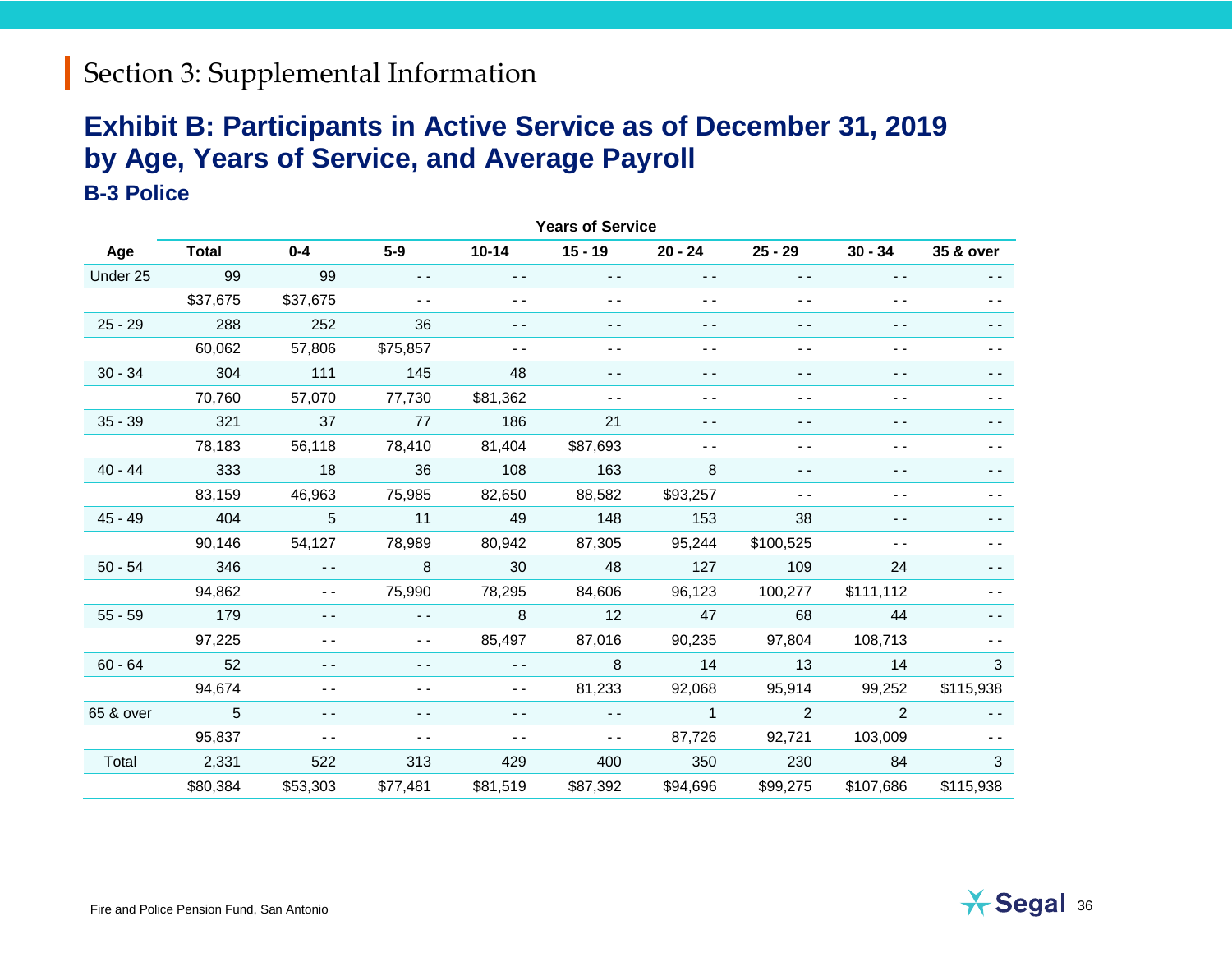# Section 3: Supplemental Information

## Exhibit B: Participants in Active Service as of December 31, 2019 by Age, Years of Service, and Average Payroll

### B-3 Police

| | | Years of Service | | | | | | | |
|---|---|---|---|---|---|---|---|---|---|
| Age | Total | 0-4 | 5-9 | 10-14 | 15 - 19 | 20 - 24 | 25 - 29 | 30 - 34 | 35 & over |
| Under 25 | 99 | 99 | - - | - - | - - | - - | - - | - - | - - |
| | $37,675 | $37,675 | - - | - - | - - | - - | - - | - - | - - |
| 25 - 29 | 288 | 252 | 36 | - - | - - | - - | - - | - - | - - |
| | 60,062 | 57,806 | $75,857 | - - | - - | - - | - - | - - | - - |
| 30 - 34 | 304 | 111 | 145 | 48 | - - | - - | - - | - - | - - |
| | 70,760 | 57,070 | 77,730 | $81,362 | - - | - - | - - | - - | - - |
| 35 - 39 | 321 | 37 | 77 | 186 | 21 | - - | - - | - - | - - |
| | 78,183 | 56,118 | 78,410 | 81,404 | $87,693 | - - | - - | - - | - - |
| 40 - 44 | 333 | 18 | 36 | 108 | 163 | 8 | - - | - - | - - |
| | 83,159 | 46,963 | 75,985 | 82,650 | 88,582 | $93,257 | - - | - - | - - |
| 45 - 49 | 404 | 5 | 11 | 49 | 148 | 153 | 38 | - - | - - |
| | 90,146 | 54,127 | 78,989 | 80,942 | 87,305 | 95,244 | $100,525 | - - | - - |
| 50 - 54 | 346 | - - | 8 | 30 | 48 | 127 | 109 | 24 | - - |
| | 94,862 | - - | 75,990 | 78,295 | 84,606 | 96,123 | 100,277 | $111,112 | - - |
| 55 - 59 | 179 | - - | - - | 8 | 12 | 47 | 68 | 44 | - - |
| | 97,225 | - - | - - | 85,497 | 87,016 | 90,235 | 97,804 | 108,713 | - - |
| 60 - 64 | 52 | - - | - - | - - | 8 | 14 | 13 | 14 | 3 |
| | 94,674 | - - | - - | - - | 81,233 | 92,068 | 95,914 | 99,252 | $115,938 |
| 65 & over | 5 | - - | - - | - - | - - | 1 | 2 | 2 | - - |
| | 95,837 | - - | - - | - - | - - | 87,726 | 92,721 | 103,009 | - - |
| Total | 2,331 | 522 | 313 | 429 | 400 | 350 | 230 | 84 | 3 |
| | $80,384 | $53,303 | $77,481 | $81,519 | $87,392 | $94,696 | $99,275 | $107,686 | $115,938 |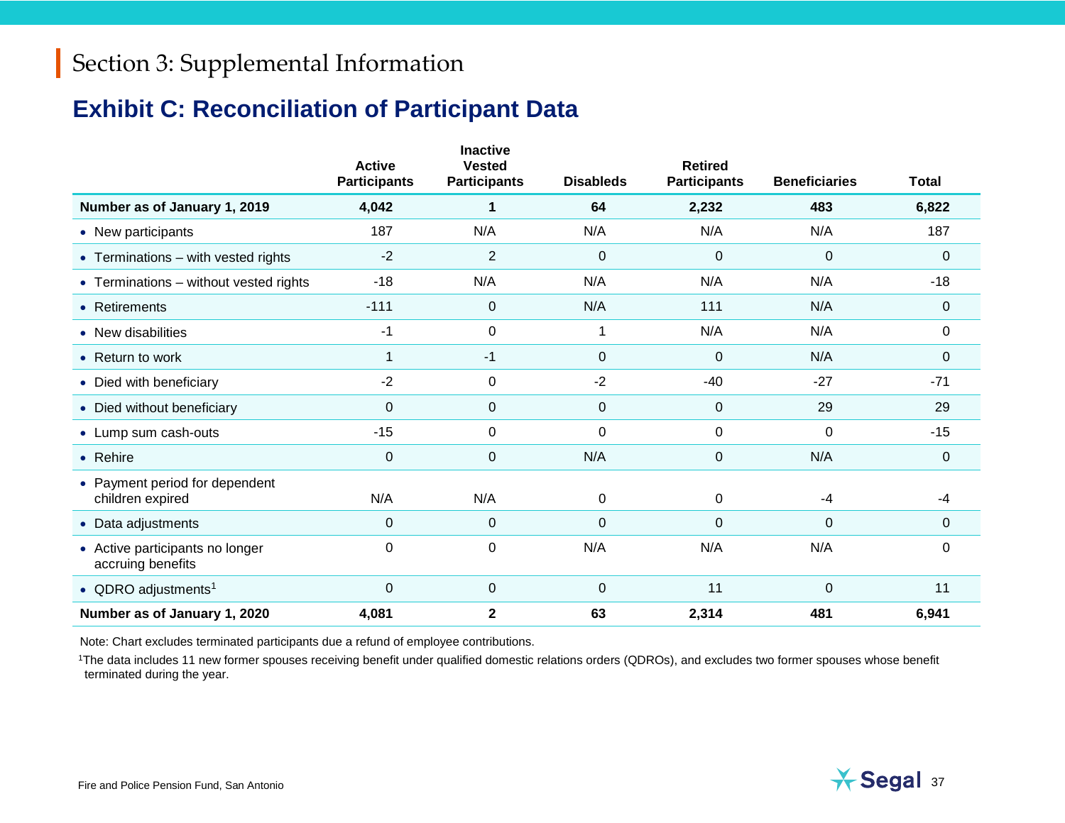# Section 3: Supplemental Information

## Exhibit C: Reconciliation of Participant Data

| | Active Participants | Inactive Vested Participants | Disableds | Retired Participants | Beneficiaries | Total |
|---|---|---|---|---|---|---|
| **Number as of January 1, 2019** | **4,042** | **1** | **64** | **2,232** | **483** | **6,822** |
| • New participants | 187 | N/A | N/A | N/A | N/A | 187 |
| • Terminations – with vested rights | -2 | 2 | 0 | 0 | 0 | 0 |
| • Terminations – without vested rights | -18 | N/A | N/A | N/A | N/A | -18 |
| • Retirements | -111 | 0 | N/A | 111 | N/A | 0 |
| • New disabilities | -1 | 0 | 1 | N/A | N/A | 0 |
| • Return to work | 1 | -1 | 0 | 0 | N/A | 0 |
| • Died with beneficiary | -2 | 0 | -2 | -40 | -27 | -71 |
| • Died without beneficiary | 0 | 0 | 0 | 0 | 29 | 29 |
| • Lump sum cash-outs | -15 | 0 | 0 | 0 | 0 | -15 |
| • Rehire | 0 | 0 | N/A | 0 | N/A | 0 |
| • Payment period for dependent children expired | N/A | N/A | 0 | 0 | -4 | -4 |
| • Data adjustments | 0 | 0 | 0 | 0 | 0 | 0 |
| • Active participants no longer accruing benefits | 0 | 0 | N/A | N/A | N/A | 0 |
| • QDRO adjustments[1] | 0 | 0 | 0 | 11 | 0 | 11 |
| **Number as of January 1, 2020** | **4,081** | **2** | **63** | **2,314** | **481** | **6,941** |

Note: Chart excludes terminated participants due a refund of employee contributions.

[1]The data includes 11 new former spouses receiving benefit under qualified domestic relations orders (QDROs), and excludes two former spouses whose benefit terminated during the year.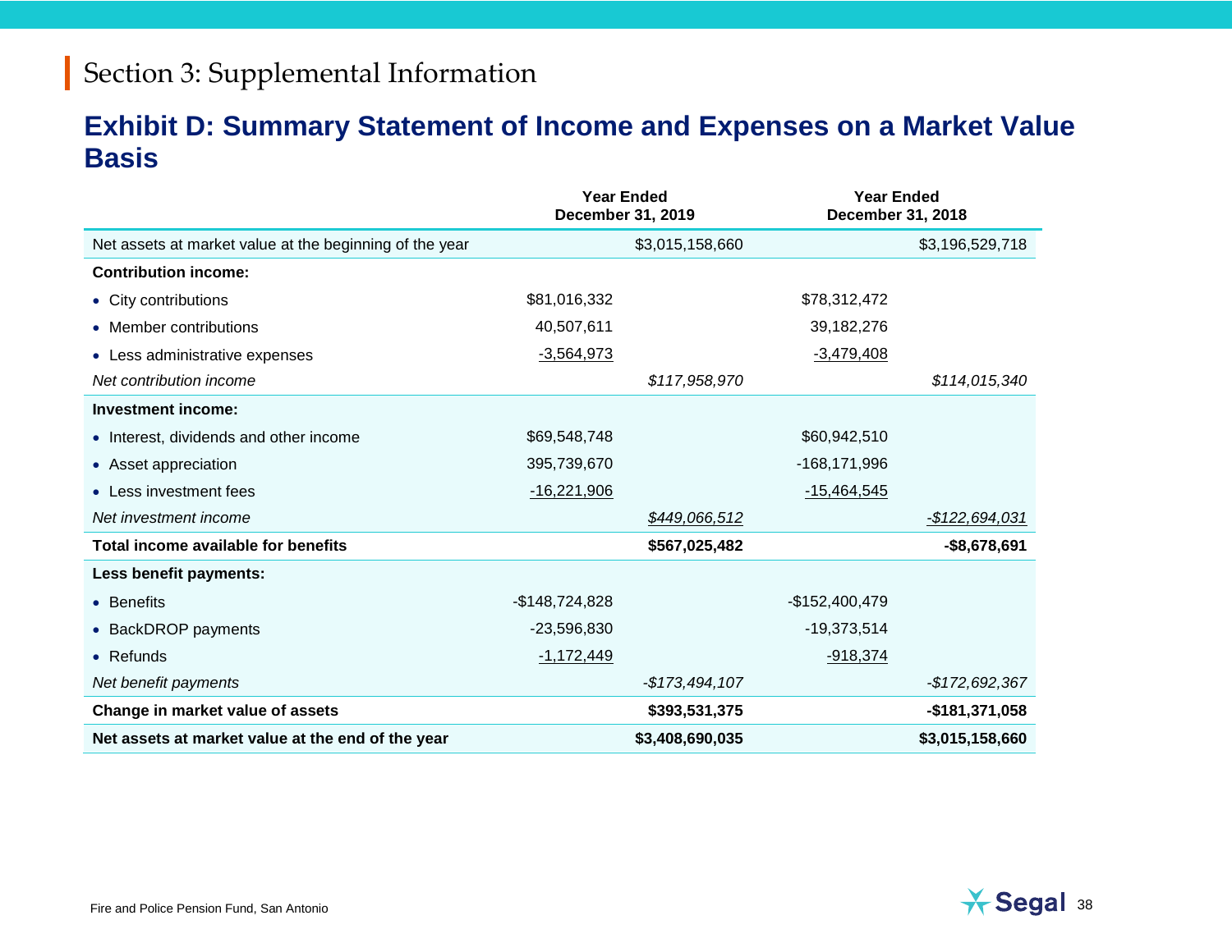## Section 3: Supplemental Information

### Exhibit D: Summary Statement of Income and Expenses on a Market Value Basis

| | Year Ended December 31, 2019 | | Year Ended December 31, 2018 | |
|---|---|---|---|---|
| Net assets at market value at the beginning of the year | | $3,015,158,660 | | $3,196,529,718 |
| **Contribution income:** | | | | |
| • City contributions | $81,016,332 | | $78,312,472 | |
| • Member contributions | 40,507,611 | | 39,182,276 | |
| • Less administrative expenses | -3,564,973 | | -3,479,408 | |
| *Net contribution income* | | *$117,958,970* | | *$114,015,340* |
| **Investment income:** | | | | |
| • Interest, dividends and other income | $69,548,748 | | $60,942,510 | |
| • Asset appreciation | 395,739,670 | | -168,171,996 | |
| • Less investment fees | -16,221,906 | | -15,464,545 | |
| *Net investment income* | | *$449,066,512* | | *-$122,694,031* |
| **Total income available for benefits** | | **$567,025,482** | | **-$8,678,691** |
| **Less benefit payments:** | | | | |
| • Benefits | -$148,724,828 | | -$152,400,479 | |
| • BackDROP payments | -23,596,830 | | -19,373,514 | |
| • Refunds | -1,172,449 | | -918,374 | |
| *Net benefit payments* | | *-$173,494,107* | | *-$172,692,367* |
| **Change in market value of assets** | | **$393,531,375** | | **-$181,371,058** |
| **Net assets at market value at the end of the year** | | **$3,408,690,035** | | **$3,015,158,660** |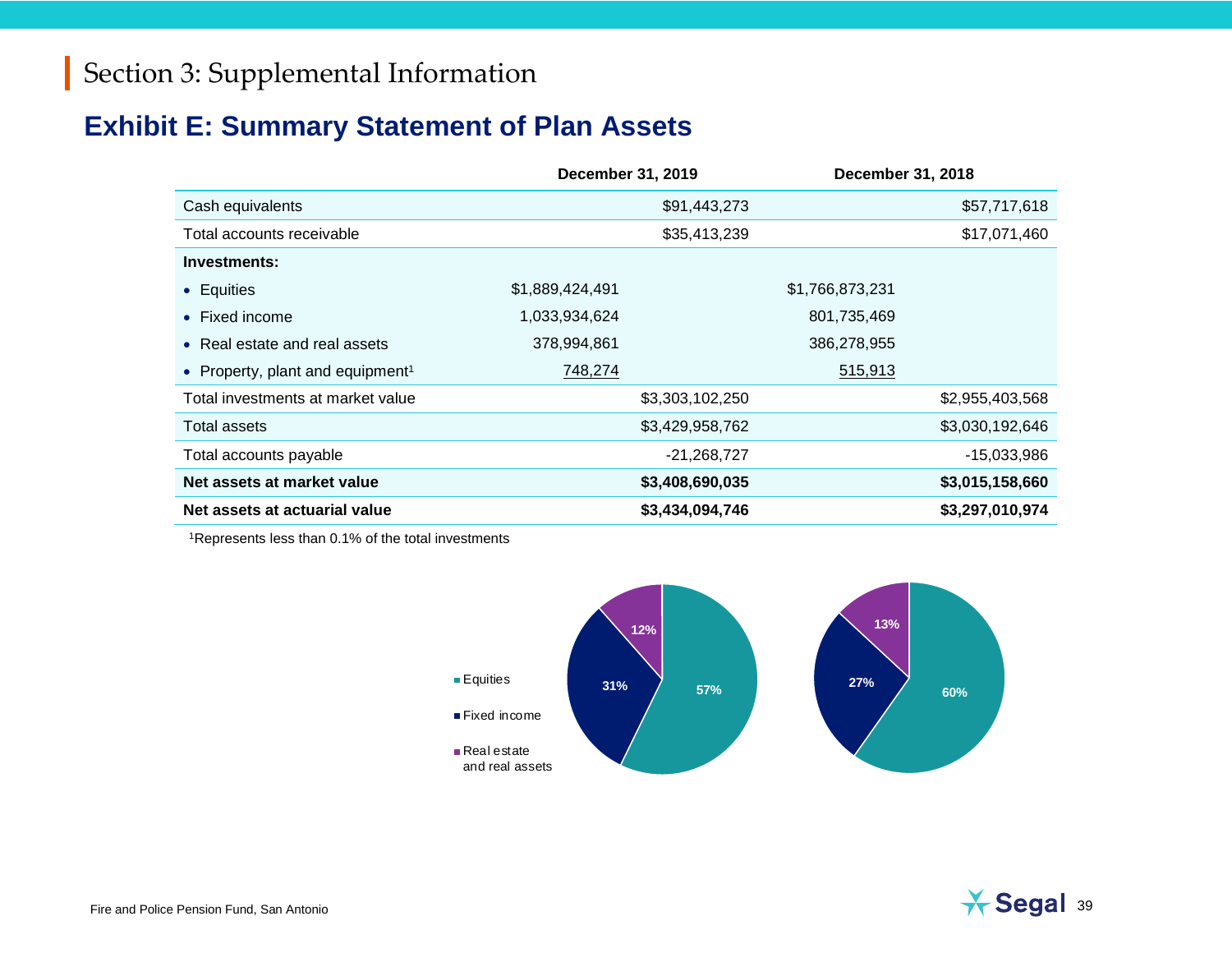# Section 3: Supplemental Information

## Exhibit E: Summary Statement of Plan Assets

| | December 31, 2019 | | December 31, 2018 | |
|---|---|---|---|---|
| Cash equivalents | | $91,443,273 | | $57,717,618 |
| Total accounts receivable | | $35,413,239 | | $17,071,460 |
| **Investments:** | | | | |
| • Equities | $1,889,424,491 | | $1,766,873,231 | |
| • Fixed income | 1,033,934,624 | | 801,735,469 | |
| • Real estate and real assets | 378,994,861 | | 386,278,955 | |
| • Property, plant and equipment[1] | 748,274 | | 515,913 | |
| Total investments at market value | | $3,303,102,250 | | $2,955,403,568 |
| Total assets | | $3,429,958,762 | | $3,030,192,646 |
| Total accounts payable | | -21,268,727 | | -15,033,986 |
| **Net assets at market value** | | **$3,408,690,035** | | **$3,015,158,660** |
| **Net assets at actuarial value** | | **$3,434,094,746** | | **$3,297,010,974** |

[1]Represents less than 0.1% of the total investments

Legend: Equities; Fixed income; Real estate and real assets

| | December 31, 2019 | December 31, 2018 |
|---|---|---|
| Equities | 57% | 60% |
| Fixed income | 31% | 27% |
| Real estate and real assets | 12% | 13% |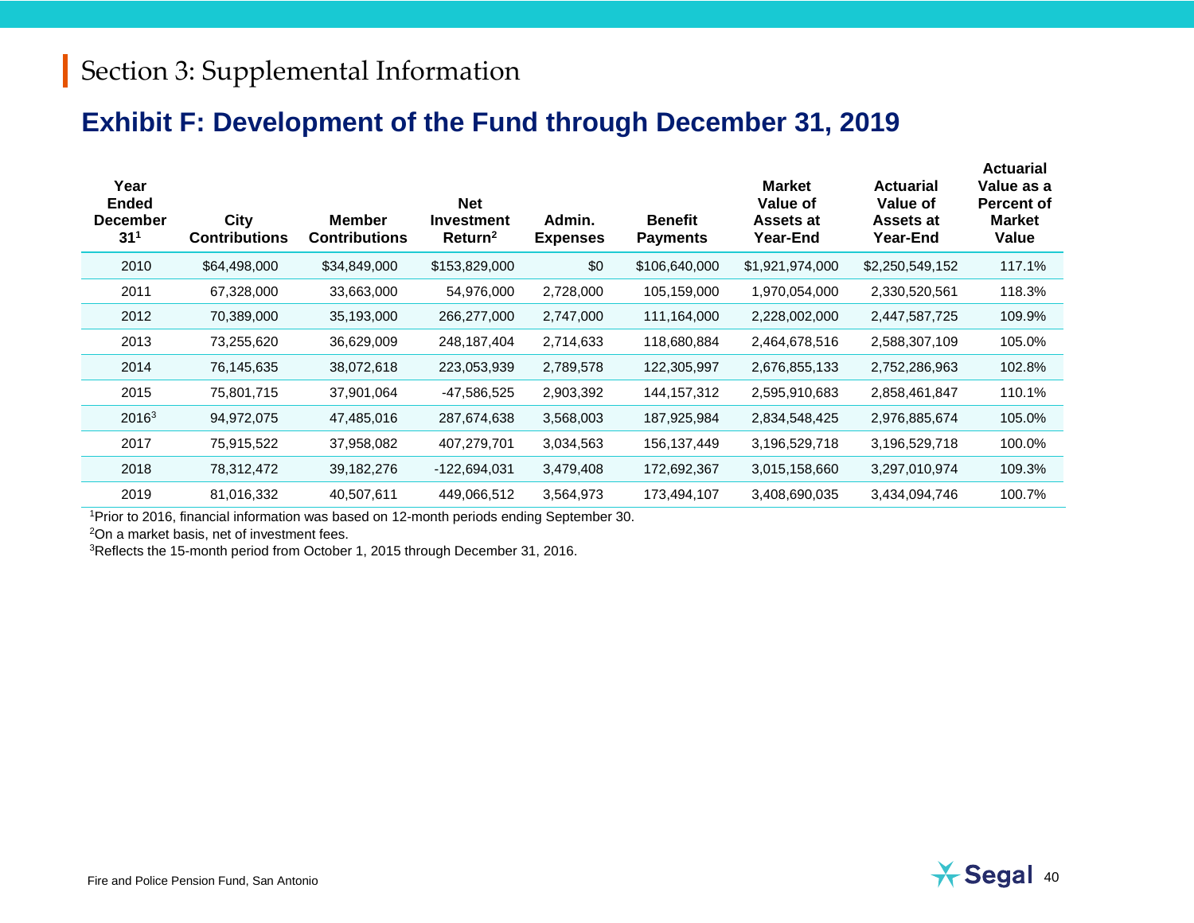# Section 3: Supplemental Information

## Exhibit F: Development of the Fund through December 31, 2019

| Year Ended December 31[1] | City Contributions | Member Contributions | Net Investment Return[2] | Admin. Expenses | Benefit Payments | Market Value of Assets at Year-End | Actuarial Value of Assets at Year-End | Actuarial Value as a Percent of Market Value |
|---|---|---|---|---|---|---|---|---|
| 2010 | $64,498,000 | $34,849,000 | $153,829,000 | $0 | $106,640,000 | $1,921,974,000 | $2,250,549,152 | 117.1% |
| 2011 | 67,328,000 | 33,663,000 | 54,976,000 | 2,728,000 | 105,159,000 | 1,970,054,000 | 2,330,520,561 | 118.3% |
| 2012 | 70,389,000 | 35,193,000 | 266,277,000 | 2,747,000 | 111,164,000 | 2,228,002,000 | 2,447,587,725 | 109.9% |
| 2013 | 73,255,620 | 36,629,009 | 248,187,404 | 2,714,633 | 118,680,884 | 2,464,678,516 | 2,588,307,109 | 105.0% |
| 2014 | 76,145,635 | 38,072,618 | 223,053,939 | 2,789,578 | 122,305,997 | 2,676,855,133 | 2,752,286,963 | 102.8% |
| 2015 | 75,801,715 | 37,901,064 | -47,586,525 | 2,903,392 | 144,157,312 | 2,595,910,683 | 2,858,461,847 | 110.1% |
| 2016[3] | 94,972,075 | 47,485,016 | 287,674,638 | 3,568,003 | 187,925,984 | 2,834,548,425 | 2,976,885,674 | 105.0% |
| 2017 | 75,915,522 | 37,958,082 | 407,279,701 | 3,034,563 | 156,137,449 | 3,196,529,718 | 3,196,529,718 | 100.0% |
| 2018 | 78,312,472 | 39,182,276 | -122,694,031 | 3,479,408 | 172,692,367 | 3,015,158,660 | 3,297,010,974 | 109.3% |
| 2019 | 81,016,332 | 40,507,611 | 449,066,512 | 3,564,973 | 173,494,107 | 3,408,690,035 | 3,434,094,746 | 100.7% |

[1] Prior to 2016, financial information was based on 12-month periods ending September 30.

[2] On a market basis, net of investment fees.

[3] Reflects the 15-month period from October 1, 2015 through December 31, 2016.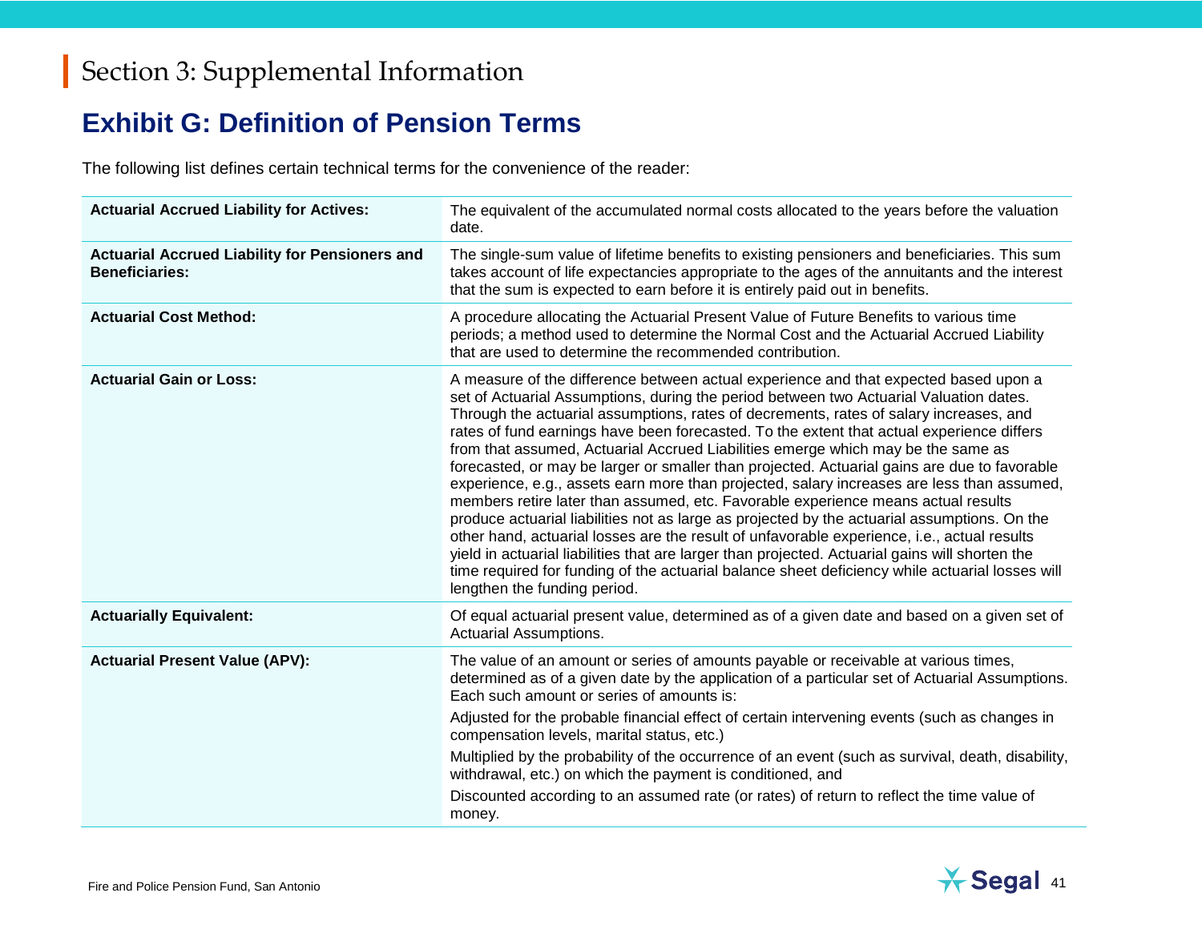# Section 3: Supplemental Information

## Exhibit G: Definition of Pension Terms

The following list defines certain technical terms for the convenience of the reader:

| Term | Definition |
|---|---|
| **Actuarial Accrued Liability for Actives:** | The equivalent of the accumulated normal costs allocated to the years before the valuation date. |
| **Actuarial Accrued Liability for Pensioners and Beneficiaries:** | The single-sum value of lifetime benefits to existing pensioners and beneficiaries. This sum takes account of life expectancies appropriate to the ages of the annuitants and the interest that the sum is expected to earn before it is entirely paid out in benefits. |
| **Actuarial Cost Method:** | A procedure allocating the Actuarial Present Value of Future Benefits to various time periods; a method used to determine the Normal Cost and the Actuarial Accrued Liability that are used to determine the recommended contribution. |
| **Actuarial Gain or Loss:** | A measure of the difference between actual experience and that expected based upon a set of Actuarial Assumptions, during the period between two Actuarial Valuation dates. Through the actuarial assumptions, rates of decrements, rates of salary increases, and rates of fund earnings have been forecasted. To the extent that actual experience differs from that assumed, Actuarial Accrued Liabilities emerge which may be the same as forecasted, or may be larger or smaller than projected. Actuarial gains are due to favorable experience, e.g., assets earn more than projected, salary increases are less than assumed, members retire later than assumed, etc. Favorable experience means actual results produce actuarial liabilities not as large as projected by the actuarial assumptions. On the other hand, actuarial losses are the result of unfavorable experience, i.e., actual results yield in actuarial liabilities that are larger than projected. Actuarial gains will shorten the time required for funding of the actuarial balance sheet deficiency while actuarial losses will lengthen the funding period. |
| **Actuarially Equivalent:** | Of equal actuarial present value, determined as of a given date and based on a given set of Actuarial Assumptions. |
| **Actuarial Present Value (APV):** | The value of an amount or series of amounts payable or receivable at various times, determined as of a given date by the application of a particular set of Actuarial Assumptions. Each such amount or series of amounts is:<br>Adjusted for the probable financial effect of certain intervening events (such as changes in compensation levels, marital status, etc.)<br>Multiplied by the probability of the occurrence of an event (such as survival, death, disability, withdrawal, etc.) on which the payment is conditioned, and<br>Discounted according to an assumed rate (or rates) of return to reflect the time value of money. |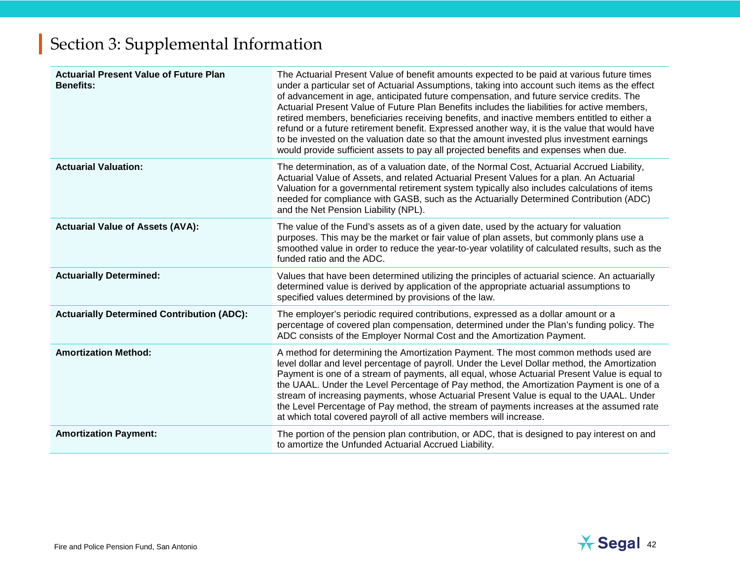# Section 3: Supplemental Information

| Term | Definition |
|---|---|
| **Actuarial Present Value of Future Plan Benefits:** | The Actuarial Present Value of benefit amounts expected to be paid at various future times under a particular set of Actuarial Assumptions, taking into account such items as the effect of advancement in age, anticipated future compensation, and future service credits. The Actuarial Present Value of Future Plan Benefits includes the liabilities for active members, retired members, beneficiaries receiving benefits, and inactive members entitled to either a refund or a future retirement benefit. Expressed another way, it is the value that would have to be invested on the valuation date so that the amount invested plus investment earnings would provide sufficient assets to pay all projected benefits and expenses when due. |
| **Actuarial Valuation:** | The determination, as of a valuation date, of the Normal Cost, Actuarial Accrued Liability, Actuarial Value of Assets, and related Actuarial Present Values for a plan. An Actuarial Valuation for a governmental retirement system typically also includes calculations of items needed for compliance with GASB, such as the Actuarially Determined Contribution (ADC) and the Net Pension Liability (NPL). |
| **Actuarial Value of Assets (AVA):** | The value of the Fund's assets as of a given date, used by the actuary for valuation purposes. This may be the market or fair value of plan assets, but commonly plans use a smoothed value in order to reduce the year-to-year volatility of calculated results, such as the funded ratio and the ADC. |
| **Actuarially Determined:** | Values that have been determined utilizing the principles of actuarial science. An actuarially determined value is derived by application of the appropriate actuarial assumptions to specified values determined by provisions of the law. |
| **Actuarially Determined Contribution (ADC):** | The employer's periodic required contributions, expressed as a dollar amount or a percentage of covered plan compensation, determined under the Plan's funding policy. The ADC consists of the Employer Normal Cost and the Amortization Payment. |
| **Amortization Method:** | A method for determining the Amortization Payment. The most common methods used are level dollar and level percentage of payroll. Under the Level Dollar method, the Amortization Payment is one of a stream of payments, all equal, whose Actuarial Present Value is equal to the UAAL. Under the Level Percentage of Pay method, the Amortization Payment is one of a stream of increasing payments, whose Actuarial Present Value is equal to the UAAL. Under the Level Percentage of Pay method, the stream of payments increases at the assumed rate at which total covered payroll of all active members will increase. |
| **Amortization Payment:** | The portion of the pension plan contribution, or ADC, that is designed to pay interest on and to amortize the Unfunded Actuarial Accrued Liability. |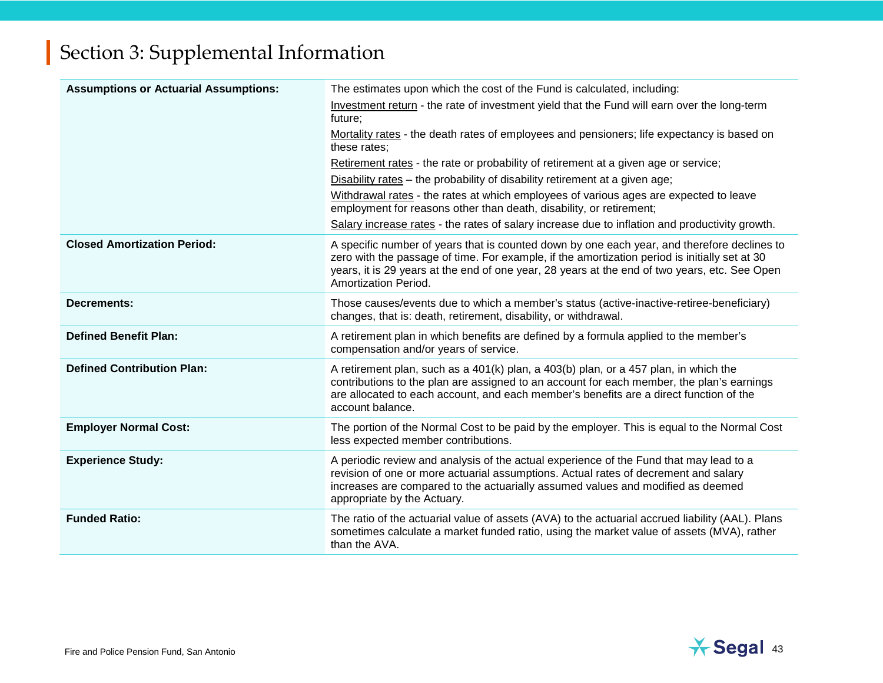# Section 3: Supplemental Information

| Term | Definition |
|---|---|
| **Assumptions or Actuarial Assumptions:** | The estimates upon which the cost of the Fund is calculated, including:<br>Investment return - the rate of investment yield that the Fund will earn over the long-term future;<br>Mortality rates - the death rates of employees and pensioners; life expectancy is based on these rates;<br>Retirement rates - the rate or probability of retirement at a given age or service;<br>Disability rates – the probability of disability retirement at a given age;<br>Withdrawal rates - the rates at which employees of various ages are expected to leave employment for reasons other than death, disability, or retirement;<br>Salary increase rates - the rates of salary increase due to inflation and productivity growth. |
| **Closed Amortization Period:** | A specific number of years that is counted down by one each year, and therefore declines to zero with the passage of time. For example, if the amortization period is initially set at 30 years, it is 29 years at the end of one year, 28 years at the end of two years, etc. See Open Amortization Period. |
| **Decrements:** | Those causes/events due to which a member's status (active-inactive-retiree-beneficiary) changes, that is: death, retirement, disability, or withdrawal. |
| **Defined Benefit Plan:** | A retirement plan in which benefits are defined by a formula applied to the member's compensation and/or years of service. |
| **Defined Contribution Plan:** | A retirement plan, such as a 401(k) plan, a 403(b) plan, or a 457 plan, in which the contributions to the plan are assigned to an account for each member, the plan's earnings are allocated to each account, and each member's benefits are a direct function of the account balance. |
| **Employer Normal Cost:** | The portion of the Normal Cost to be paid by the employer. This is equal to the Normal Cost less expected member contributions. |
| **Experience Study:** | A periodic review and analysis of the actual experience of the Fund that may lead to a revision of one or more actuarial assumptions. Actual rates of decrement and salary increases are compared to the actuarially assumed values and modified as deemed appropriate by the Actuary. |
| **Funded Ratio:** | The ratio of the actuarial value of assets (AVA) to the actuarial accrued liability (AAL). Plans sometimes calculate a market funded ratio, using the market value of assets (MVA), rather than the AVA. |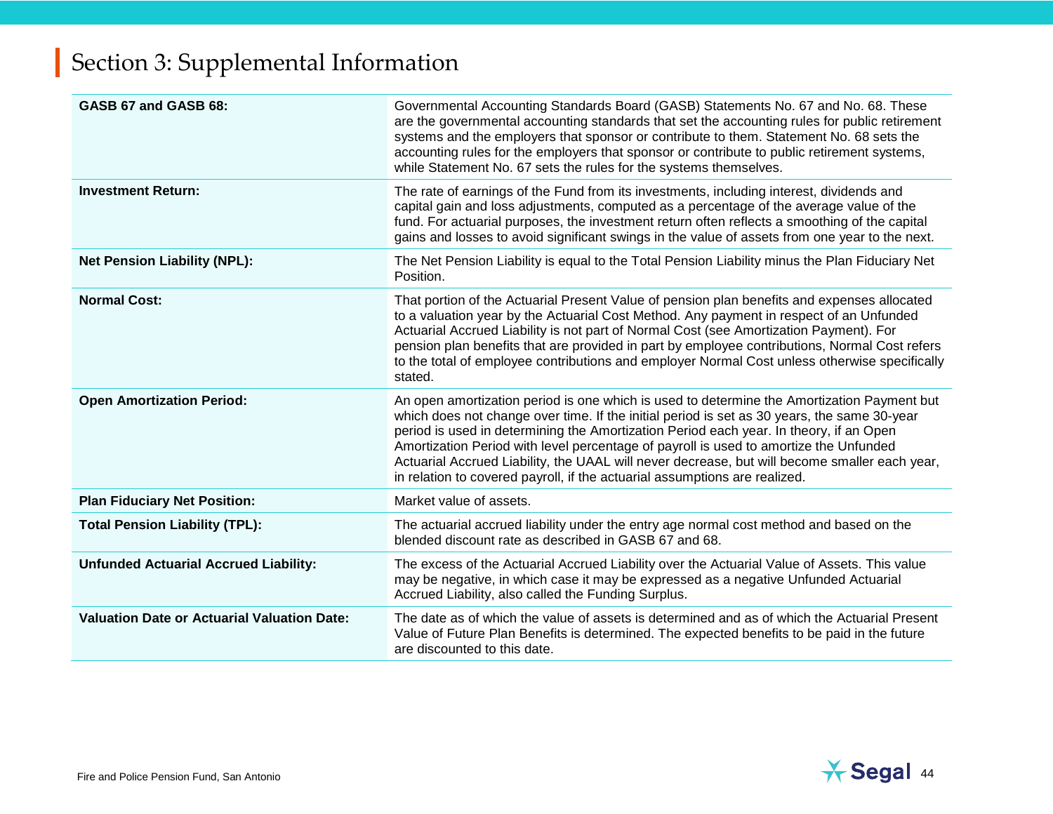# Section 3: Supplemental Information

| | |
|---|---|
| **GASB 67 and GASB 68:** | Governmental Accounting Standards Board (GASB) Statements No. 67 and No. 68. These are the governmental accounting standards that set the accounting rules for public retirement systems and the employers that sponsor or contribute to them. Statement No. 68 sets the accounting rules for the employers that sponsor or contribute to public retirement systems, while Statement No. 67 sets the rules for the systems themselves. |
| **Investment Return:** | The rate of earnings of the Fund from its investments, including interest, dividends and capital gain and loss adjustments, computed as a percentage of the average value of the fund. For actuarial purposes, the investment return often reflects a smoothing of the capital gains and losses to avoid significant swings in the value of assets from one year to the next. |
| **Net Pension Liability (NPL):** | The Net Pension Liability is equal to the Total Pension Liability minus the Plan Fiduciary Net Position. |
| **Normal Cost:** | That portion of the Actuarial Present Value of pension plan benefits and expenses allocated to a valuation year by the Actuarial Cost Method. Any payment in respect of an Unfunded Actuarial Accrued Liability is not part of Normal Cost (see Amortization Payment). For pension plan benefits that are provided in part by employee contributions, Normal Cost refers to the total of employee contributions and employer Normal Cost unless otherwise specifically stated. |
| **Open Amortization Period:** | An open amortization period is one which is used to determine the Amortization Payment but which does not change over time. If the initial period is set as 30 years, the same 30-year period is used in determining the Amortization Period each year. In theory, if an Open Amortization Period with level percentage of payroll is used to amortize the Unfunded Actuarial Accrued Liability, the UAAL will never decrease, but will become smaller each year, in relation to covered payroll, if the actuarial assumptions are realized. |
| **Plan Fiduciary Net Position:** | Market value of assets. |
| **Total Pension Liability (TPL):** | The actuarial accrued liability under the entry age normal cost method and based on the blended discount rate as described in GASB 67 and 68. |
| **Unfunded Actuarial Accrued Liability:** | The excess of the Actuarial Accrued Liability over the Actuarial Value of Assets. This value may be negative, in which case it may be expressed as a negative Unfunded Actuarial Accrued Liability, also called the Funding Surplus. |
| **Valuation Date or Actuarial Valuation Date:** | The date as of which the value of assets is determined and as of which the Actuarial Present Value of Future Plan Benefits is determined. The expected benefits to be paid in the future are discounted to this date. |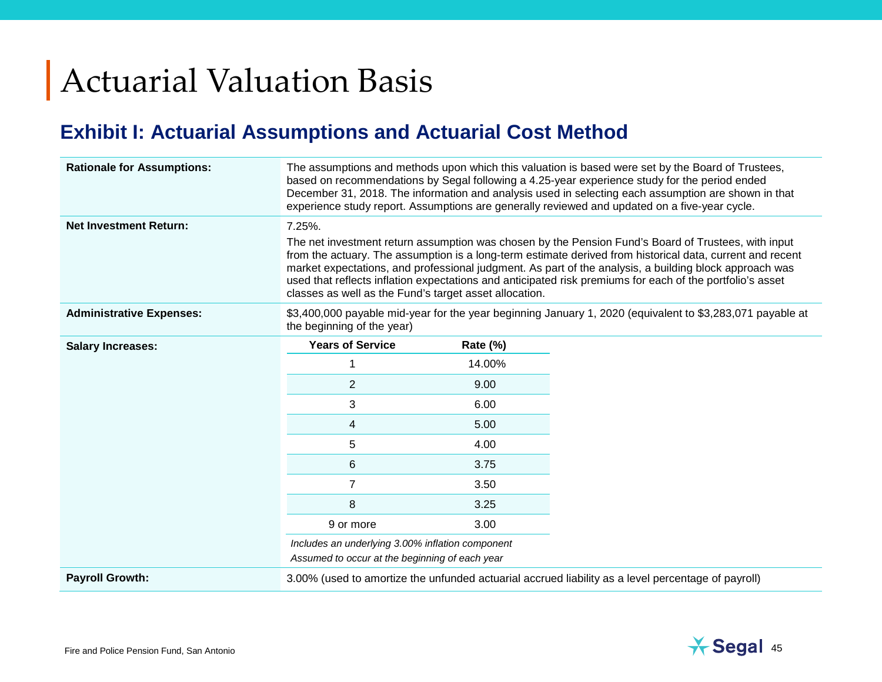# Actuarial Valuation Basis

## Exhibit I: Actuarial Assumptions and Actuarial Cost Method

**Rationale for Assumptions:**

The assumptions and methods upon which this valuation is based were set by the Board of Trustees, based on recommendations by Segal following a 4.25-year experience study for the period ended December 31, 2018. The information and analysis used in selecting each assumption are shown in that experience study report. Assumptions are generally reviewed and updated on a five-year cycle.

**Net Investment Return:**

7.25%.

The net investment return assumption was chosen by the Pension Fund's Board of Trustees, with input from the actuary. The assumption is a long-term estimate derived from historical data, current and recent market expectations, and professional judgment. As part of the analysis, a building block approach was used that reflects inflation expectations and anticipated risk premiums for each of the portfolio's asset classes as well as the Fund's target asset allocation.

**Administrative Expenses:**

$3,400,000 payable mid-year for the year beginning January 1, 2020 (equivalent to $3,283,071 payable at the beginning of the year)

**Salary Increases:**

| Years of Service | Rate (%) |
|---|---|
| 1 | 14.00% |
| 2 | 9.00 |
| 3 | 6.00 |
| 4 | 5.00 |
| 5 | 4.00 |
| 6 | 3.75 |
| 7 | 3.50 |
| 8 | 3.25 |
| 9 or more | 3.00 |

*Includes an underlying 3.00% inflation component*

*Assumed to occur at the beginning of each year*

**Payroll Growth:**

3.00% (used to amortize the unfunded actuarial accrued liability as a level percentage of payroll)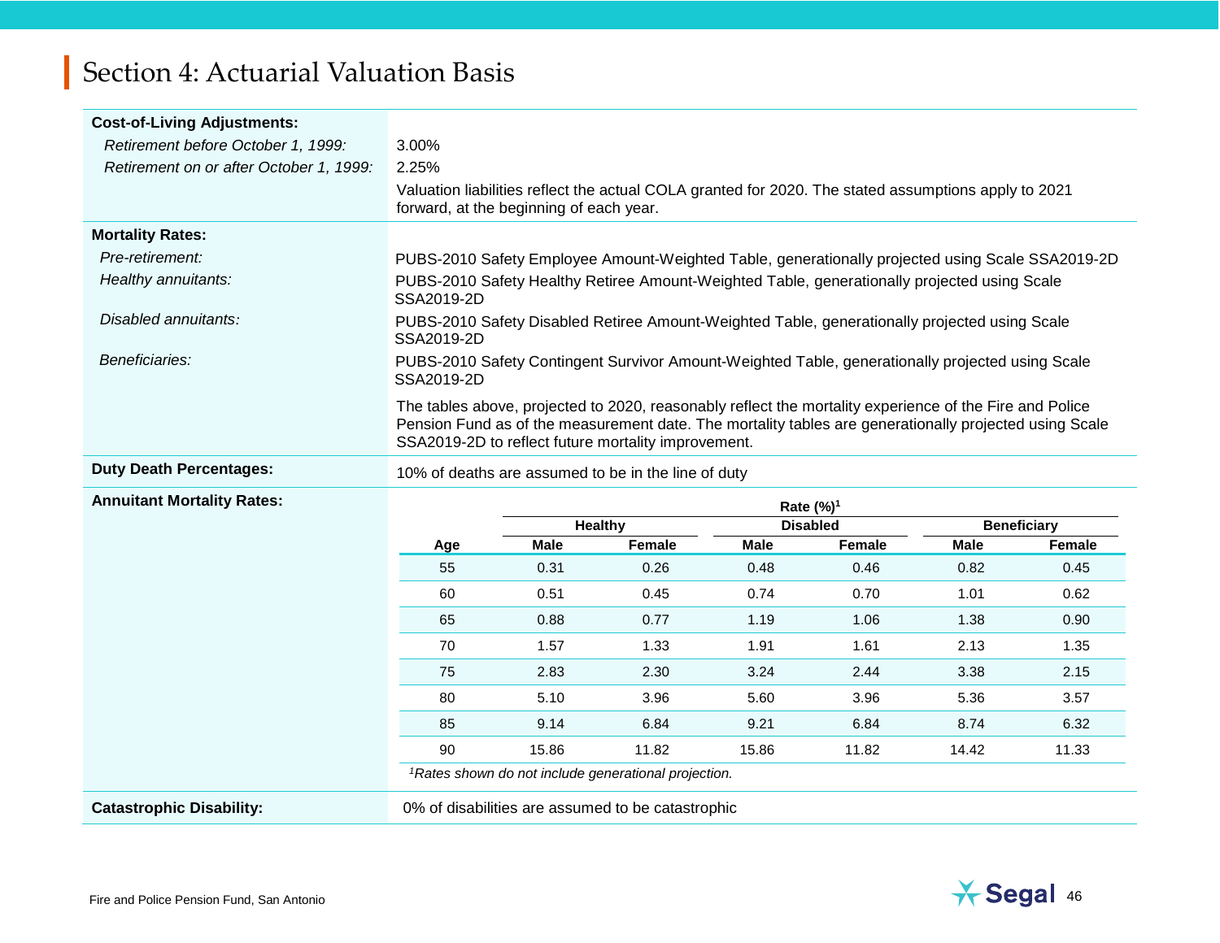# Section 4: Actuarial Valuation Basis

**Cost-of-Living Adjustments:**

*Retirement before October 1, 1999:* 3.00%

*Retirement on or after October 1, 1999:* 2.25%

Valuation liabilities reflect the actual COLA granted for 2020. The stated assumptions apply to 2021 forward, at the beginning of each year.

**Mortality Rates:**

*Pre-retirement:* PUBS-2010 Safety Employee Amount-Weighted Table, generationally projected using Scale SSA2019-2D

*Healthy annuitants:* PUBS-2010 Safety Healthy Retiree Amount-Weighted Table, generationally projected using Scale SSA2019-2D

*Disabled annuitants:* PUBS-2010 Safety Disabled Retiree Amount-Weighted Table, generationally projected using Scale SSA2019-2D

*Beneficiaries:* PUBS-2010 Safety Contingent Survivor Amount-Weighted Table, generationally projected using Scale SSA2019-2D

The tables above, projected to 2020, reasonably reflect the mortality experience of the Fire and Police Pension Fund as of the measurement date. The mortality tables are generationally projected using Scale SSA2019-2D to reflect future mortality improvement.

**Duty Death Percentages:** 10% of deaths are assumed to be in the line of duty

**Annuitant Mortality Rates:**

| | Rate (%)[1] | | | | | |
|---|---|---|---|---|---|---|
| | Healthy | | Disabled | | Beneficiary | |
| Age | Male | Female | Male | Female | Male | Female |
| 55 | 0.31 | 0.26 | 0.48 | 0.46 | 0.82 | 0.45 |
| 60 | 0.51 | 0.45 | 0.74 | 0.70 | 1.01 | 0.62 |
| 65 | 0.88 | 0.77 | 1.19 | 1.06 | 1.38 | 0.90 |
| 70 | 1.57 | 1.33 | 1.91 | 1.61 | 2.13 | 1.35 |
| 75 | 2.83 | 2.30 | 3.24 | 2.44 | 3.38 | 2.15 |
| 80 | 5.10 | 3.96 | 5.60 | 3.96 | 5.36 | 3.57 |
| 85 | 9.14 | 6.84 | 9.21 | 6.84 | 8.74 | 6.32 |
| 90 | 15.86 | 11.82 | 15.86 | 11.82 | 14.42 | 11.33 |

*[1]Rates shown do not include generational projection.*

**Catastrophic Disability:** 0% of disabilities are assumed to be catastrophic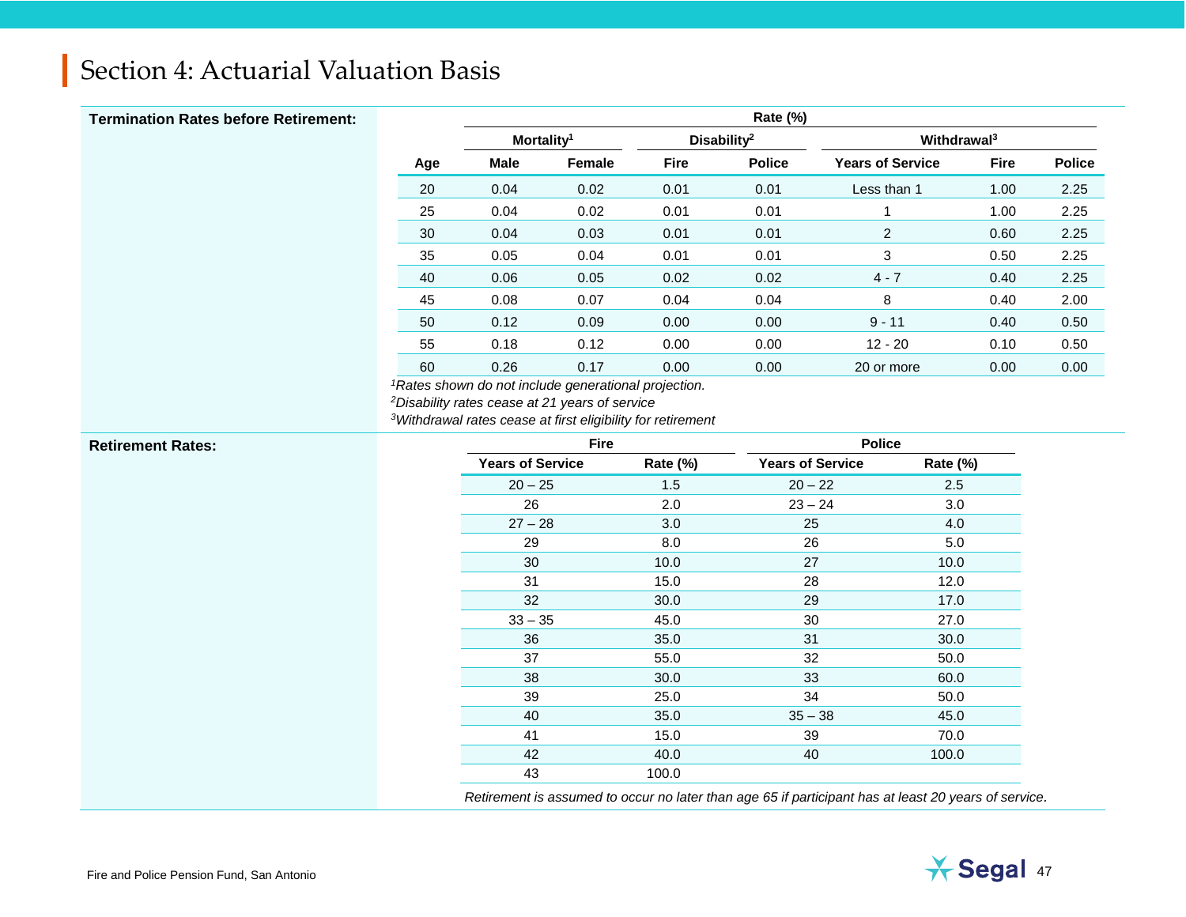## Section 4: Actuarial Valuation Basis

**Termination Rates before Retirement:**

| | Rate (%) | | | | | | |
|---|---|---|---|---|---|---|---|
| | Mortality[1] | | Disability[2] | | Withdrawal[3] | | |
| Age | Male | Female | Fire | Police | Years of Service | Fire | Police |
| 20 | 0.04 | 0.02 | 0.01 | 0.01 | Less than 1 | 1.00 | 2.25 |
| 25 | 0.04 | 0.02 | 0.01 | 0.01 | 1 | 1.00 | 2.25 |
| 30 | 0.04 | 0.03 | 0.01 | 0.01 | 2 | 0.60 | 2.25 |
| 35 | 0.05 | 0.04 | 0.01 | 0.01 | 3 | 0.50 | 2.25 |
| 40 | 0.06 | 0.05 | 0.02 | 0.02 | 4 - 7 | 0.40 | 2.25 |
| 45 | 0.08 | 0.07 | 0.04 | 0.04 | 8 | 0.40 | 2.00 |
| 50 | 0.12 | 0.09 | 0.00 | 0.00 | 9 - 11 | 0.40 | 0.50 |
| 55 | 0.18 | 0.12 | 0.00 | 0.00 | 12 - 20 | 0.10 | 0.50 |
| 60 | 0.26 | 0.17 | 0.00 | 0.00 | 20 or more | 0.00 | 0.00 |

*[1]Rates shown do not include generational projection.*
*[2]Disability rates cease at 21 years of service*
*[3]Withdrawal rates cease at first eligibility for retirement*

**Retirement Rates:**

| Fire | | Police | |
|---|---|---|---|
| Years of Service | Rate (%) | Years of Service | Rate (%) |
| 20 – 25 | 1.5 | 20 – 22 | 2.5 |
| 26 | 2.0 | 23 – 24 | 3.0 |
| 27 – 28 | 3.0 | 25 | 4.0 |
| 29 | 8.0 | 26 | 5.0 |
| 30 | 10.0 | 27 | 10.0 |
| 31 | 15.0 | 28 | 12.0 |
| 32 | 30.0 | 29 | 17.0 |
| 33 – 35 | 45.0 | 30 | 27.0 |
| 36 | 35.0 | 31 | 30.0 |
| 37 | 55.0 | 32 | 50.0 |
| 38 | 30.0 | 33 | 60.0 |
| 39 | 25.0 | 34 | 50.0 |
| 40 | 35.0 | 35 – 38 | 45.0 |
| 41 | 15.0 | 39 | 70.0 |
| 42 | 40.0 | 40 | 100.0 |
| 43 | 100.0 | | |

*Retirement is assumed to occur no later than age 65 if participant has at least 20 years of service.*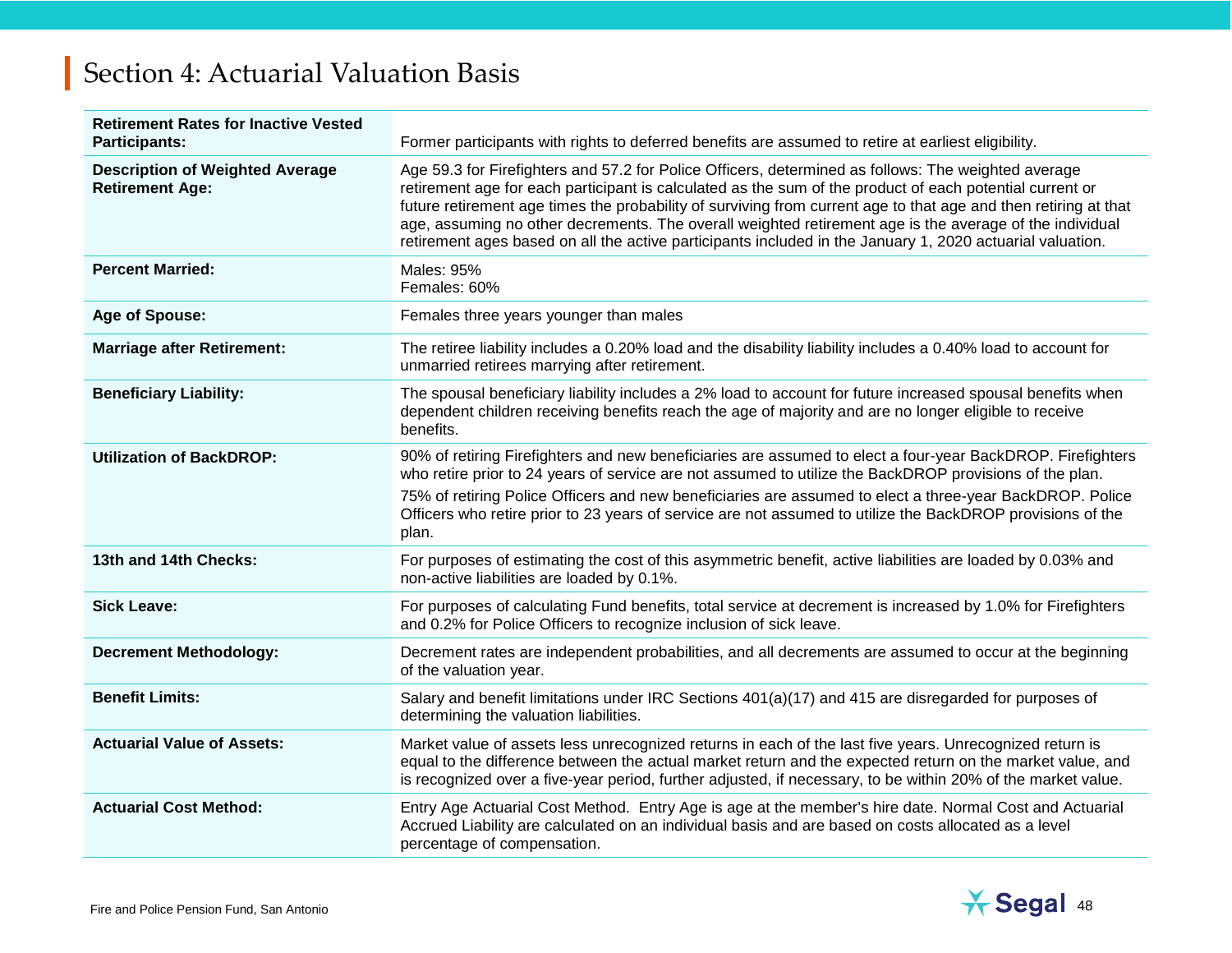## Section 4: Actuarial Valuation Basis

| | |
|---|---|
| **Retirement Rates for Inactive Vested Participants:** | Former participants with rights to deferred benefits are assumed to retire at earliest eligibility. |
| **Description of Weighted Average Retirement Age:** | Age 59.3 for Firefighters and 57.2 for Police Officers, determined as follows: The weighted average retirement age for each participant is calculated as the sum of the product of each potential current or future retirement age times the probability of surviving from current age to that age and then retiring at that age, assuming no other decrements. The overall weighted retirement age is the average of the individual retirement ages based on all the active participants included in the January 1, 2020 actuarial valuation. |
| **Percent Married:** | Males: 95%<br>Females: 60% |
| **Age of Spouse:** | Females three years younger than males |
| **Marriage after Retirement:** | The retiree liability includes a 0.20% load and the disability liability includes a 0.40% load to account for unmarried retirees marrying after retirement. |
| **Beneficiary Liability:** | The spousal beneficiary liability includes a 2% load to account for future increased spousal benefits when dependent children receiving benefits reach the age of majority and are no longer eligible to receive benefits. |
| **Utilization of BackDROP:** | 90% of retiring Firefighters and new beneficiaries are assumed to elect a four-year BackDROP. Firefighters who retire prior to 24 years of service are not assumed to utilize the BackDROP provisions of the plan.<br>75% of retiring Police Officers and new beneficiaries are assumed to elect a three-year BackDROP. Police Officers who retire prior to 23 years of service are not assumed to utilize the BackDROP provisions of the plan. |
| **13th and 14th Checks:** | For purposes of estimating the cost of this asymmetric benefit, active liabilities are loaded by 0.03% and non-active liabilities are loaded by 0.1%. |
| **Sick Leave:** | For purposes of calculating Fund benefits, total service at decrement is increased by 1.0% for Firefighters and 0.2% for Police Officers to recognize inclusion of sick leave. |
| **Decrement Methodology:** | Decrement rates are independent probabilities, and all decrements are assumed to occur at the beginning of the valuation year. |
| **Benefit Limits:** | Salary and benefit limitations under IRC Sections 401(a)(17) and 415 are disregarded for purposes of determining the valuation liabilities. |
| **Actuarial Value of Assets:** | Market value of assets less unrecognized returns in each of the last five years. Unrecognized return is equal to the difference between the actual market return and the expected return on the market value, and is recognized over a five-year period, further adjusted, if necessary, to be within 20% of the market value. |
| **Actuarial Cost Method:** | Entry Age Actuarial Cost Method. Entry Age is age at the member's hire date. Normal Cost and Actuarial Accrued Liability are calculated on an individual basis and are based on costs allocated as a level percentage of compensation. |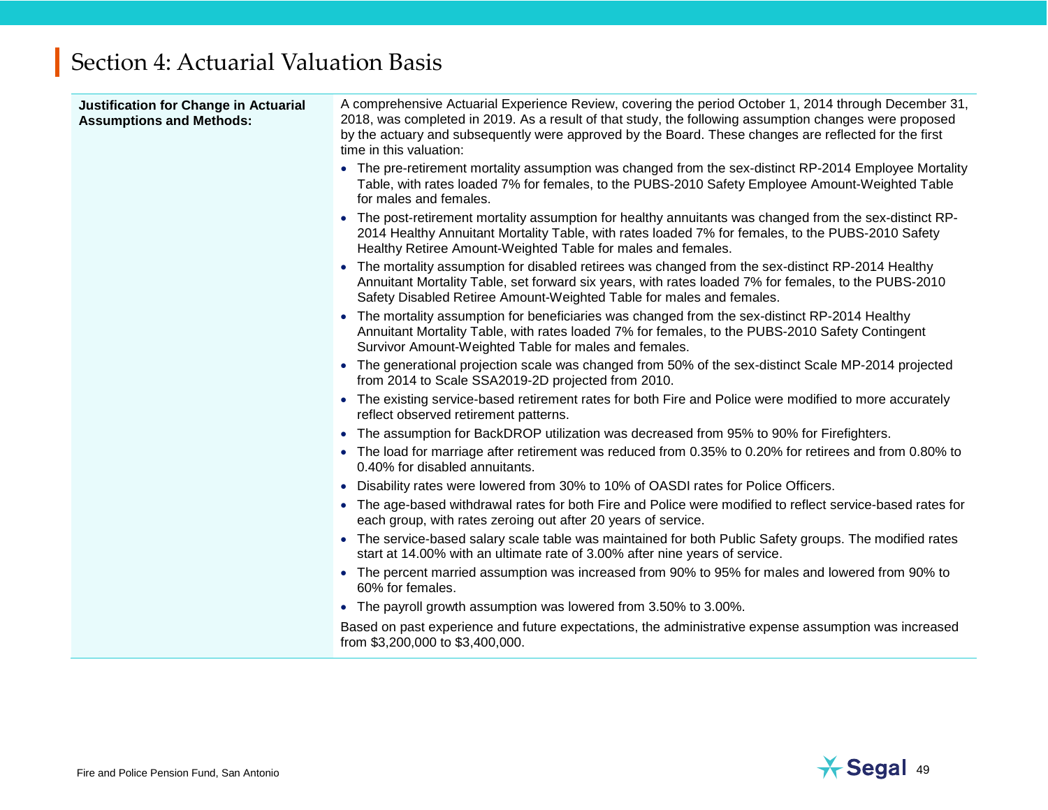# Section 4: Actuarial Valuation Basis

**Justification for Change in Actuarial Assumptions and Methods:**

A comprehensive Actuarial Experience Review, covering the period October 1, 2014 through December 31, 2018, was completed in 2019. As a result of that study, the following assumption changes were proposed by the actuary and subsequently were approved by the Board. These changes are reflected for the first time in this valuation:

- The pre-retirement mortality assumption was changed from the sex-distinct RP-2014 Employee Mortality Table, with rates loaded 7% for females, to the PUBS-2010 Safety Employee Amount-Weighted Table for males and females.
- The post-retirement mortality assumption for healthy annuitants was changed from the sex-distinct RP-2014 Healthy Annuitant Mortality Table, with rates loaded 7% for females, to the PUBS-2010 Safety Healthy Retiree Amount-Weighted Table for males and females.
- The mortality assumption for disabled retirees was changed from the sex-distinct RP-2014 Healthy Annuitant Mortality Table, set forward six years, with rates loaded 7% for females, to the PUBS-2010 Safety Disabled Retiree Amount-Weighted Table for males and females.
- The mortality assumption for beneficiaries was changed from the sex-distinct RP-2014 Healthy Annuitant Mortality Table, with rates loaded 7% for females, to the PUBS-2010 Safety Contingent Survivor Amount-Weighted Table for males and females.
- The generational projection scale was changed from 50% of the sex-distinct Scale MP-2014 projected from 2014 to Scale SSA2019-2D projected from 2010.
- The existing service-based retirement rates for both Fire and Police were modified to more accurately reflect observed retirement patterns.
- The assumption for BackDROP utilization was decreased from 95% to 90% for Firefighters.
- The load for marriage after retirement was reduced from 0.35% to 0.20% for retirees and from 0.80% to 0.40% for disabled annuitants.
- Disability rates were lowered from 30% to 10% of OASDI rates for Police Officers.
- The age-based withdrawal rates for both Fire and Police were modified to reflect service-based rates for each group, with rates zeroing out after 20 years of service.
- The service-based salary scale table was maintained for both Public Safety groups. The modified rates start at 14.00% with an ultimate rate of 3.00% after nine years of service.
- The percent married assumption was increased from 90% to 95% for males and lowered from 90% to 60% for females.
- The payroll growth assumption was lowered from 3.50% to 3.00%.

Based on past experience and future expectations, the administrative expense assumption was increased from $3,200,000 to $3,400,000.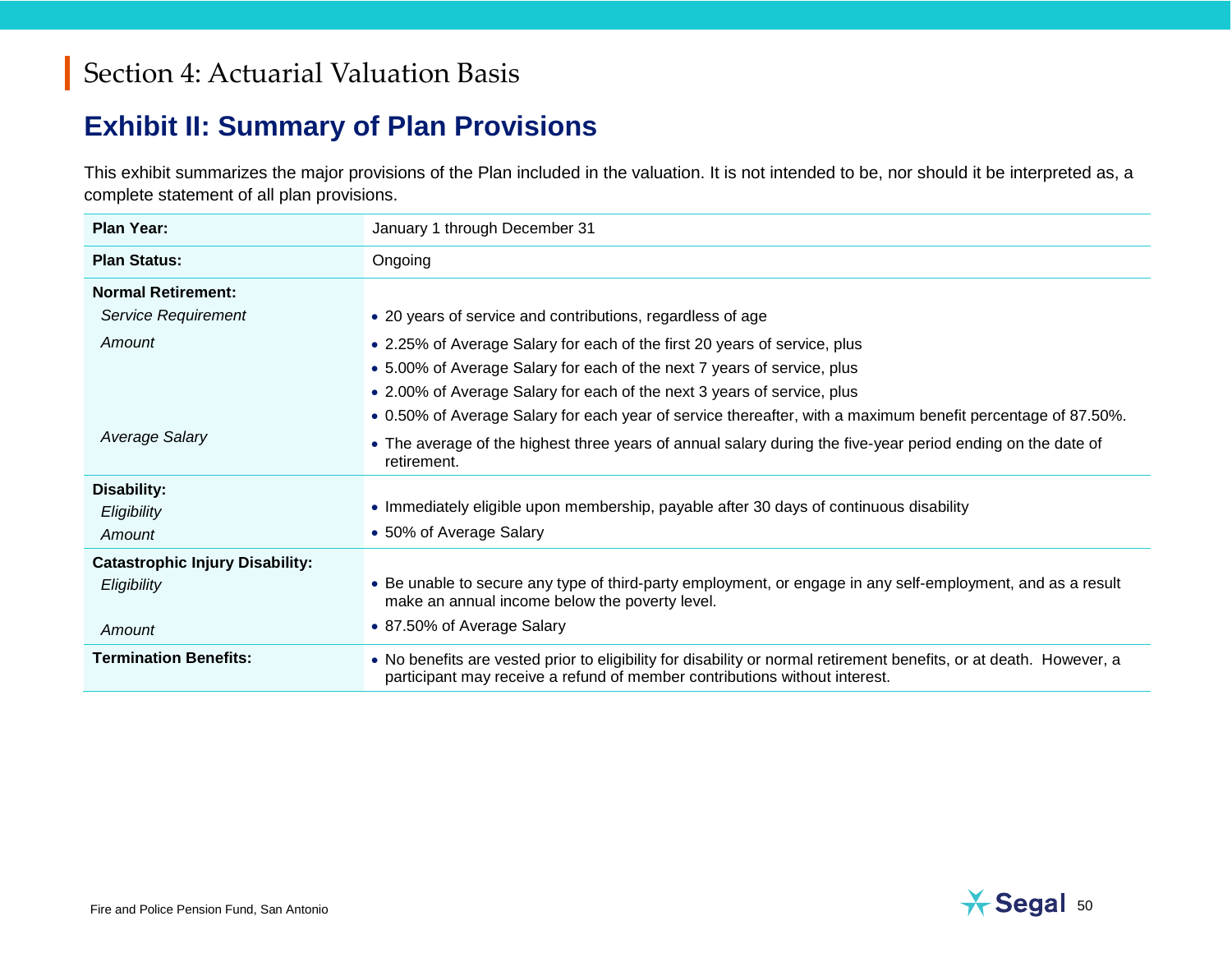# Section 4: Actuarial Valuation Basis

## Exhibit II: Summary of Plan Provisions

This exhibit summarizes the major provisions of the Plan included in the valuation. It is not intended to be, nor should it be interpreted as, a complete statement of all plan provisions.

| | |
|---|---|
| **Plan Year:** | January 1 through December 31 |
| **Plan Status:** | Ongoing |
| **Normal Retirement:** | |
| *Service Requirement* | • 20 years of service and contributions, regardless of age |
| *Amount* | • 2.25% of Average Salary for each of the first 20 years of service, plus<br>• 5.00% of Average Salary for each of the next 7 years of service, plus<br>• 2.00% of Average Salary for each of the next 3 years of service, plus<br>• 0.50% of Average Salary for each year of service thereafter, with a maximum benefit percentage of 87.50%. |
| *Average Salary* | • The average of the highest three years of annual salary during the five-year period ending on the date of retirement. |
| **Disability:** | |
| *Eligibility* | • Immediately eligible upon membership, payable after 30 days of continuous disability |
| *Amount* | • 50% of Average Salary |
| **Catastrophic Injury Disability:** | |
| *Eligibility* | • Be unable to secure any type of third-party employment, or engage in any self-employment, and as a result make an annual income below the poverty level. |
| *Amount* | • 87.50% of Average Salary |
| **Termination Benefits:** | • No benefits are vested prior to eligibility for disability or normal retirement benefits, or at death. However, a participant may receive a refund of member contributions without interest. |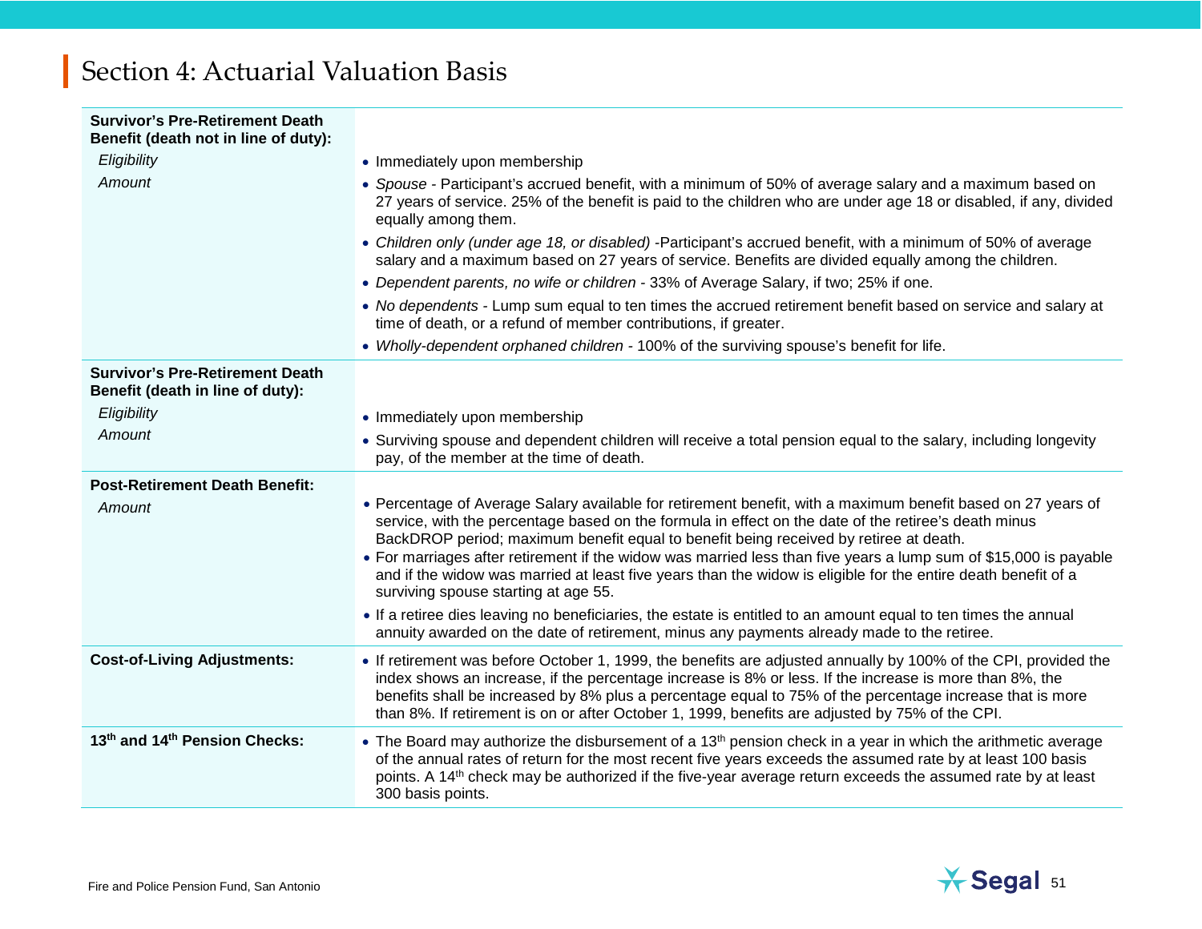## Section 4: Actuarial Valuation Basis

| | |
|---|---|
| **Survivor's Pre-Retirement Death Benefit (death not in line of duty):** | |
| *Eligibility* | • Immediately upon membership |
| *Amount* | • *Spouse* - Participant's accrued benefit, with a minimum of 50% of average salary and a maximum based on 27 years of service. 25% of the benefit is paid to the children who are under age 18 or disabled, if any, divided equally among them.<br>• *Children only (under age 18, or disabled)* -Participant's accrued benefit, with a minimum of 50% of average salary and a maximum based on 27 years of service. Benefits are divided equally among the children.<br>• *Dependent parents, no wife or children* - 33% of Average Salary, if two; 25% if one.<br>• *No dependents* - Lump sum equal to ten times the accrued retirement benefit based on service and salary at time of death, or a refund of member contributions, if greater.<br>• *Wholly-dependent orphaned children* - 100% of the surviving spouse's benefit for life. |
| **Survivor's Pre-Retirement Death Benefit (death in line of duty):** | |
| *Eligibility* | • Immediately upon membership |
| *Amount* | • Surviving spouse and dependent children will receive a total pension equal to the salary, including longevity pay, of the member at the time of death. |
| **Post-Retirement Death Benefit:** | |
| *Amount* | • Percentage of Average Salary available for retirement benefit, with a maximum benefit based on 27 years of service, with the percentage based on the formula in effect on the date of the retiree's death minus BackDROP period; maximum benefit equal to benefit being received by retiree at death.<br>• For marriages after retirement if the widow was married less than five years a lump sum of $15,000 is payable and if the widow was married at least five years than the widow is eligible for the entire death benefit of a surviving spouse starting at age 55.<br>• If a retiree dies leaving no beneficiaries, the estate is entitled to an amount equal to ten times the annual annuity awarded on the date of retirement, minus any payments already made to the retiree. |
| **Cost-of-Living Adjustments:** | • If retirement was before October 1, 1999, the benefits are adjusted annually by 100% of the CPI, provided the index shows an increase, if the percentage increase is 8% or less. If the increase is more than 8%, the benefits shall be increased by 8% plus a percentage equal to 75% of the percentage increase that is more than 8%. If retirement is on or after October 1, 1999, benefits are adjusted by 75% of the CPI. |
| **13th and 14th Pension Checks:** | • The Board may authorize the disbursement of a 13th pension check in a year in which the arithmetic average of the annual rates of return for the most recent five years exceeds the assumed rate by at least 100 basis points. A 14th check may be authorized if the five-year average return exceeds the assumed rate by at least 300 basis points. |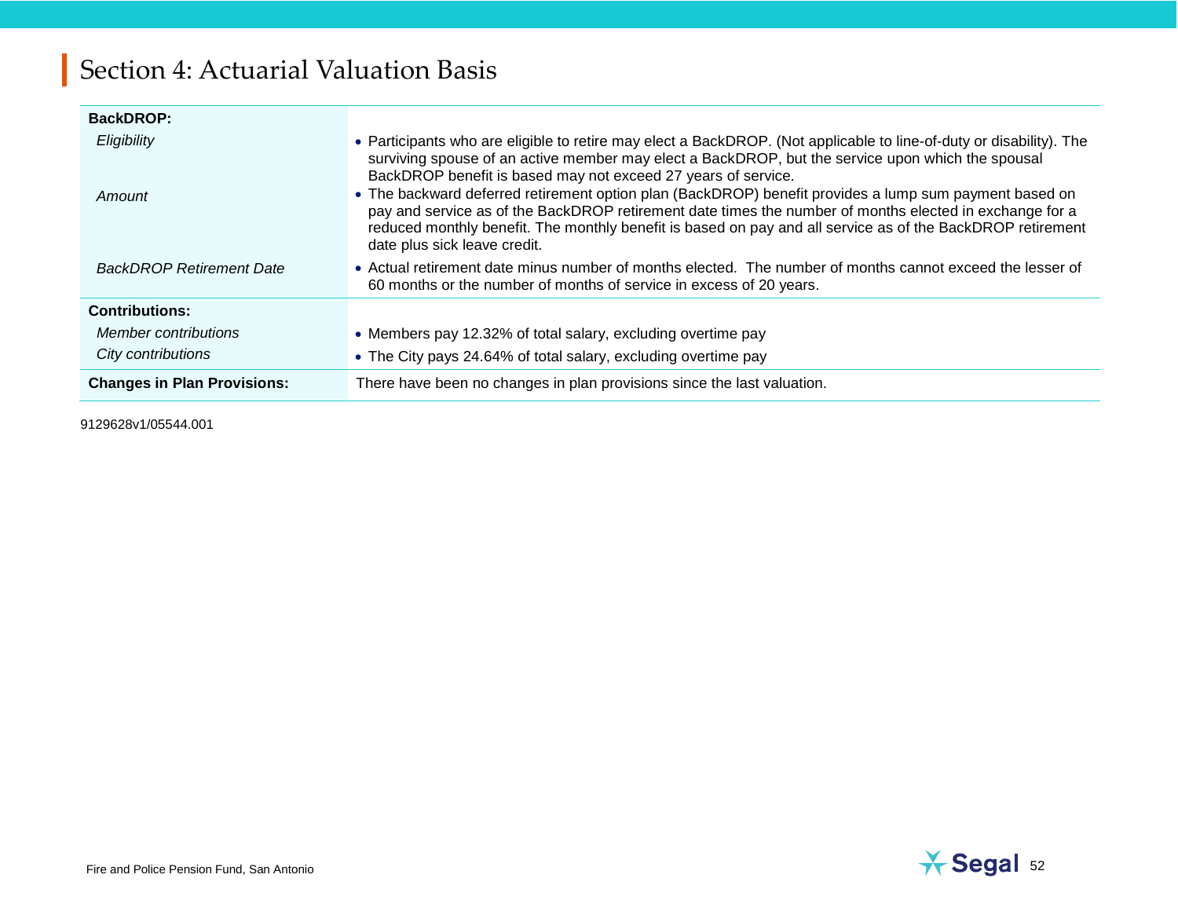# Section 4: Actuarial Valuation Basis

| | |
|---|---|
| **BackDROP:** | |
| *Eligibility* | • Participants who are eligible to retire may elect a BackDROP. (Not applicable to line-of-duty or disability). The surviving spouse of an active member may elect a BackDROP, but the service upon which the spousal BackDROP benefit is based may not exceed 27 years of service. |
| *Amount* | • The backward deferred retirement option plan (BackDROP) benefit provides a lump sum payment based on pay and service as of the BackDROP retirement date times the number of months elected in exchange for a reduced monthly benefit. The monthly benefit is based on pay and all service as of the BackDROP retirement date plus sick leave credit. |
| *BackDROP Retirement Date* | • Actual retirement date minus number of months elected. The number of months cannot exceed the lesser of 60 months or the number of months of service in excess of 20 years. |
| **Contributions:** | |
| *Member contributions* | • Members pay 12.32% of total salary, excluding overtime pay |
| *City contributions* | • The City pays 24.64% of total salary, excluding overtime pay |
| **Changes in Plan Provisions:** | There have been no changes in plan provisions since the last valuation. |

9129628v1/05544.001